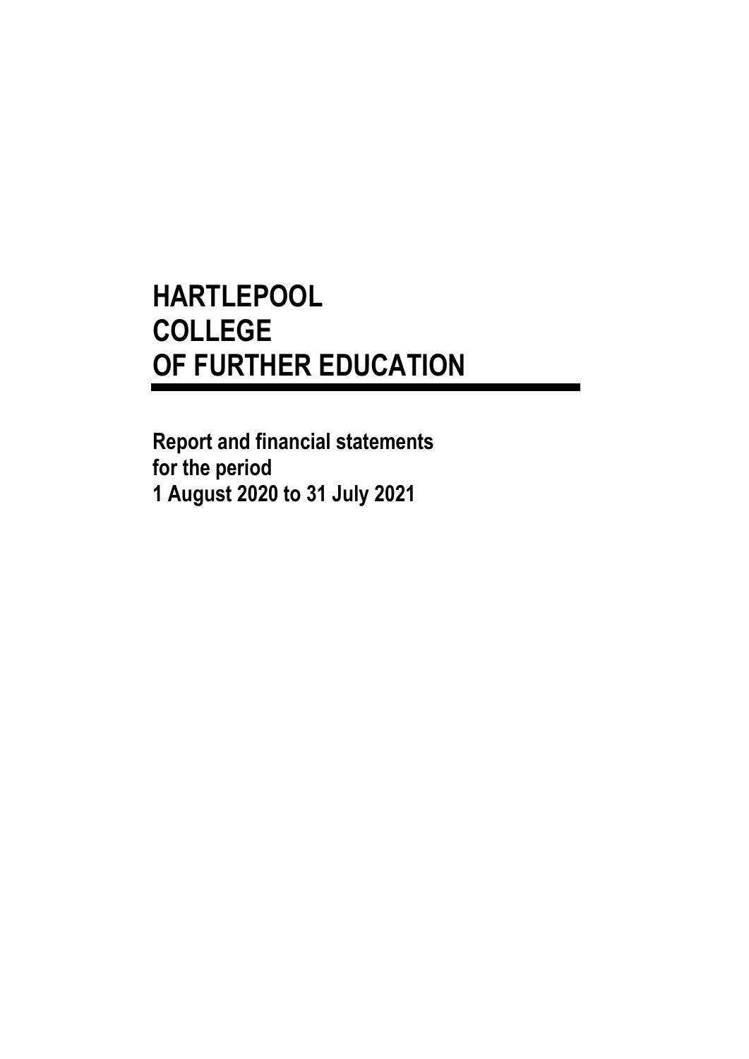# HARTLEPOOL COLLEGE OF FURTHER EDUCATION

**Report and financial statements for the period 1 August 2020 to 31 July 2021**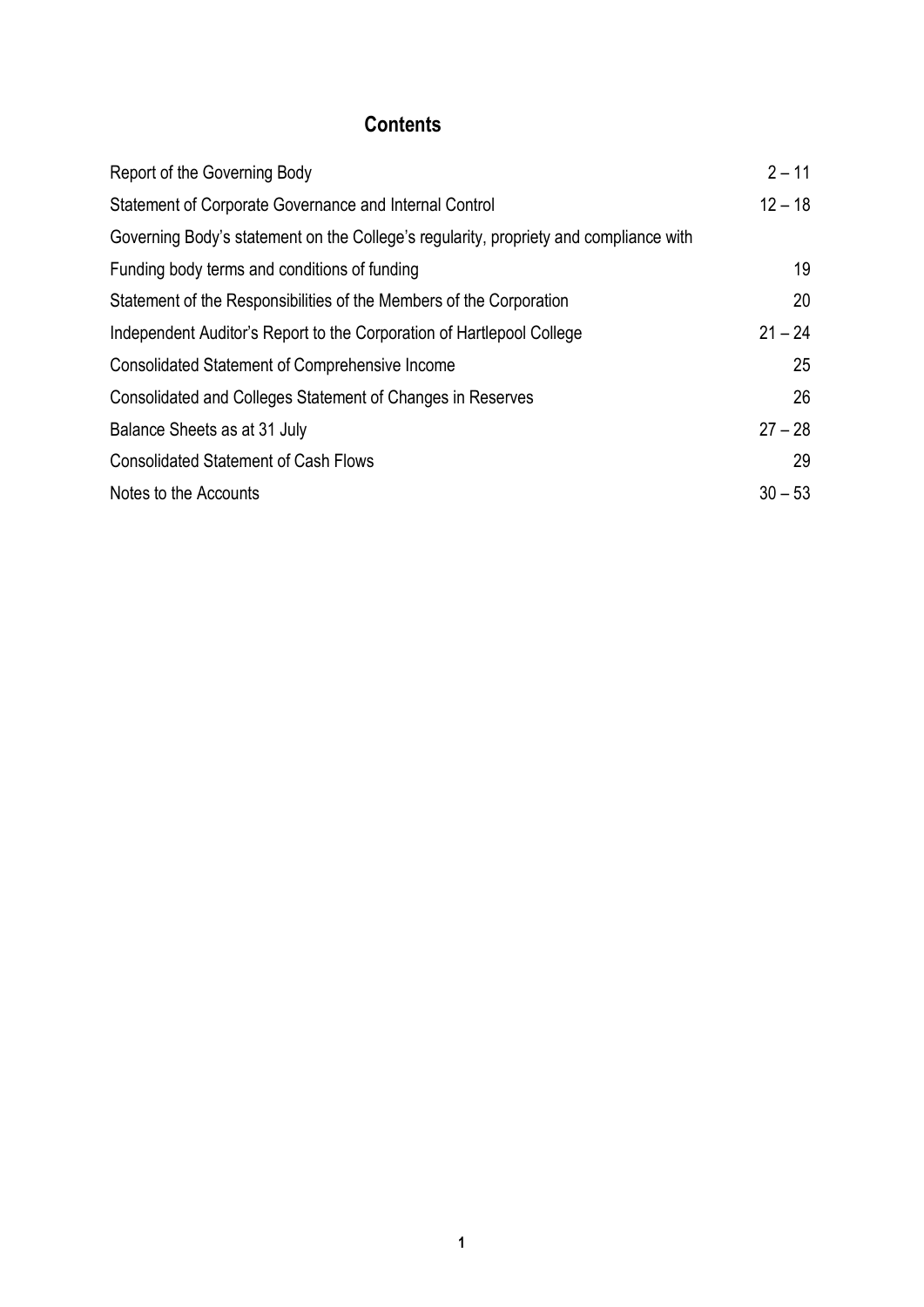# Contents

| | |
|---|---|
| Report of the Governing Body | 2 – 11 |
| Statement of Corporate Governance and Internal Control | 12 – 18 |
| Governing Body's statement on the College's regularity, propriety and compliance with | |
| Funding body terms and conditions of funding | 19 |
| Statement of the Responsibilities of the Members of the Corporation | 20 |
| Independent Auditor's Report to the Corporation of Hartlepool College | 21 – 24 |
| Consolidated Statement of Comprehensive Income | 25 |
| Consolidated and Colleges Statement of Changes in Reserves | 26 |
| Balance Sheets as at 31 July | 27 – 28 |
| Consolidated Statement of Cash Flows | 29 |
| Notes to the Accounts | 30 – 53 |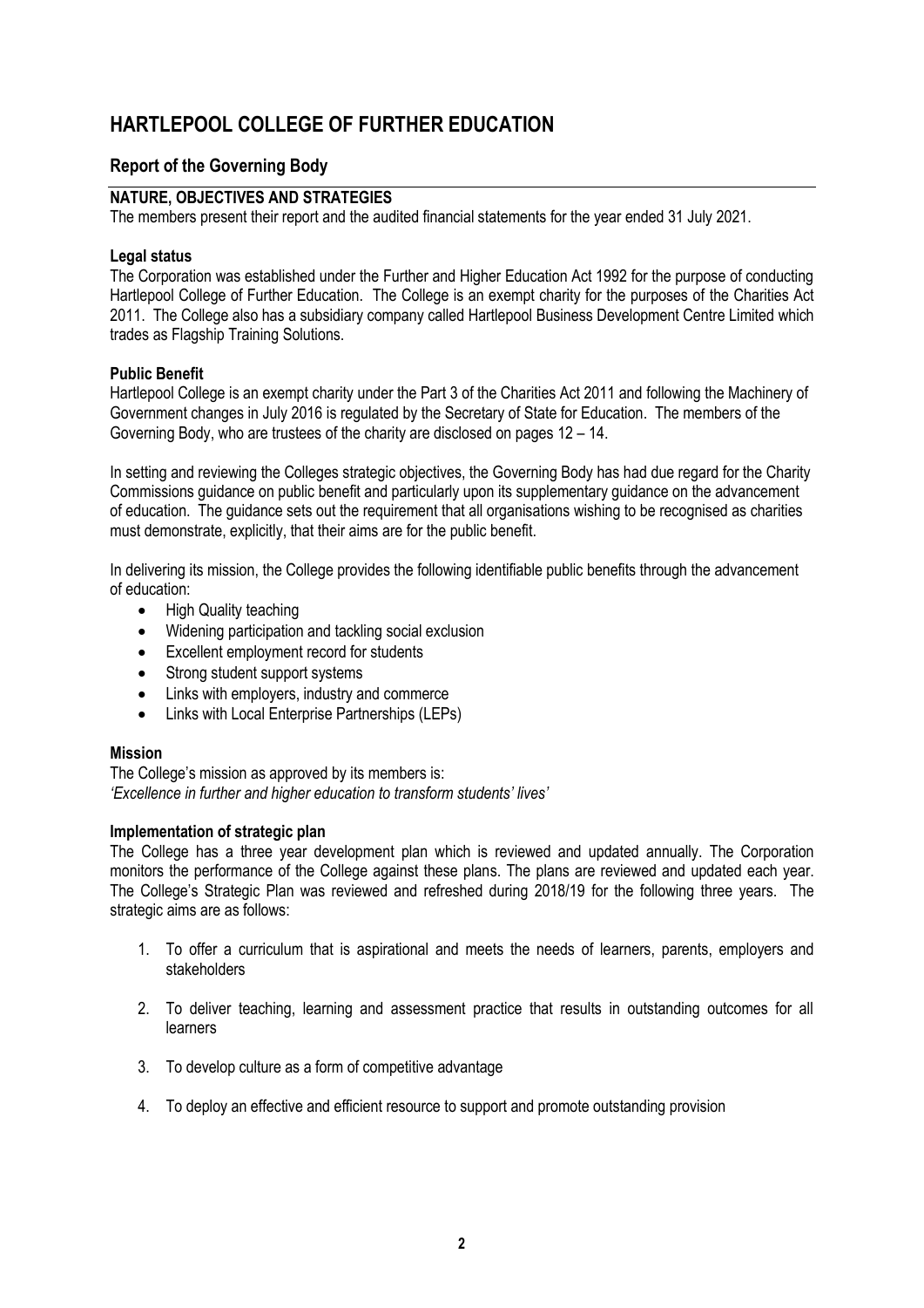# HARTLEPOOL COLLEGE OF FURTHER EDUCATION

## Report of the Governing Body

### NATURE, OBJECTIVES AND STRATEGIES

The members present their report and the audited financial statements for the year ended 31 July 2021.

**Legal status**

The Corporation was established under the Further and Higher Education Act 1992 for the purpose of conducting Hartlepool College of Further Education. The College is an exempt charity for the purposes of the Charities Act 2011. The College also has a subsidiary company called Hartlepool Business Development Centre Limited which trades as Flagship Training Solutions.

**Public Benefit**

Hartlepool College is an exempt charity under the Part 3 of the Charities Act 2011 and following the Machinery of Government changes in July 2016 is regulated by the Secretary of State for Education. The members of the Governing Body, who are trustees of the charity are disclosed on pages 12 – 14.

In setting and reviewing the Colleges strategic objectives, the Governing Body has had due regard for the Charity Commissions guidance on public benefit and particularly upon its supplementary guidance on the advancement of education. The guidance sets out the requirement that all organisations wishing to be recognised as charities must demonstrate, explicitly, that their aims are for the public benefit.

In delivering its mission, the College provides the following identifiable public benefits through the advancement of education:

- High Quality teaching
- Widening participation and tackling social exclusion
- Excellent employment record for students
- Strong student support systems
- Links with employers, industry and commerce
- Links with Local Enterprise Partnerships (LEPs)

**Mission**

The College's mission as approved by its members is:
*'Excellence in further and higher education to transform students' lives'*

**Implementation of strategic plan**

The College has a three year development plan which is reviewed and updated annually. The Corporation monitors the performance of the College against these plans. The plans are reviewed and updated each year. The College's Strategic Plan was reviewed and refreshed during 2018/19 for the following three years. The strategic aims are as follows:

1. To offer a curriculum that is aspirational and meets the needs of learners, parents, employers and stakeholders
2. To deliver teaching, learning and assessment practice that results in outstanding outcomes for all learners
3. To develop culture as a form of competitive advantage
4. To deploy an effective and efficient resource to support and promote outstanding provision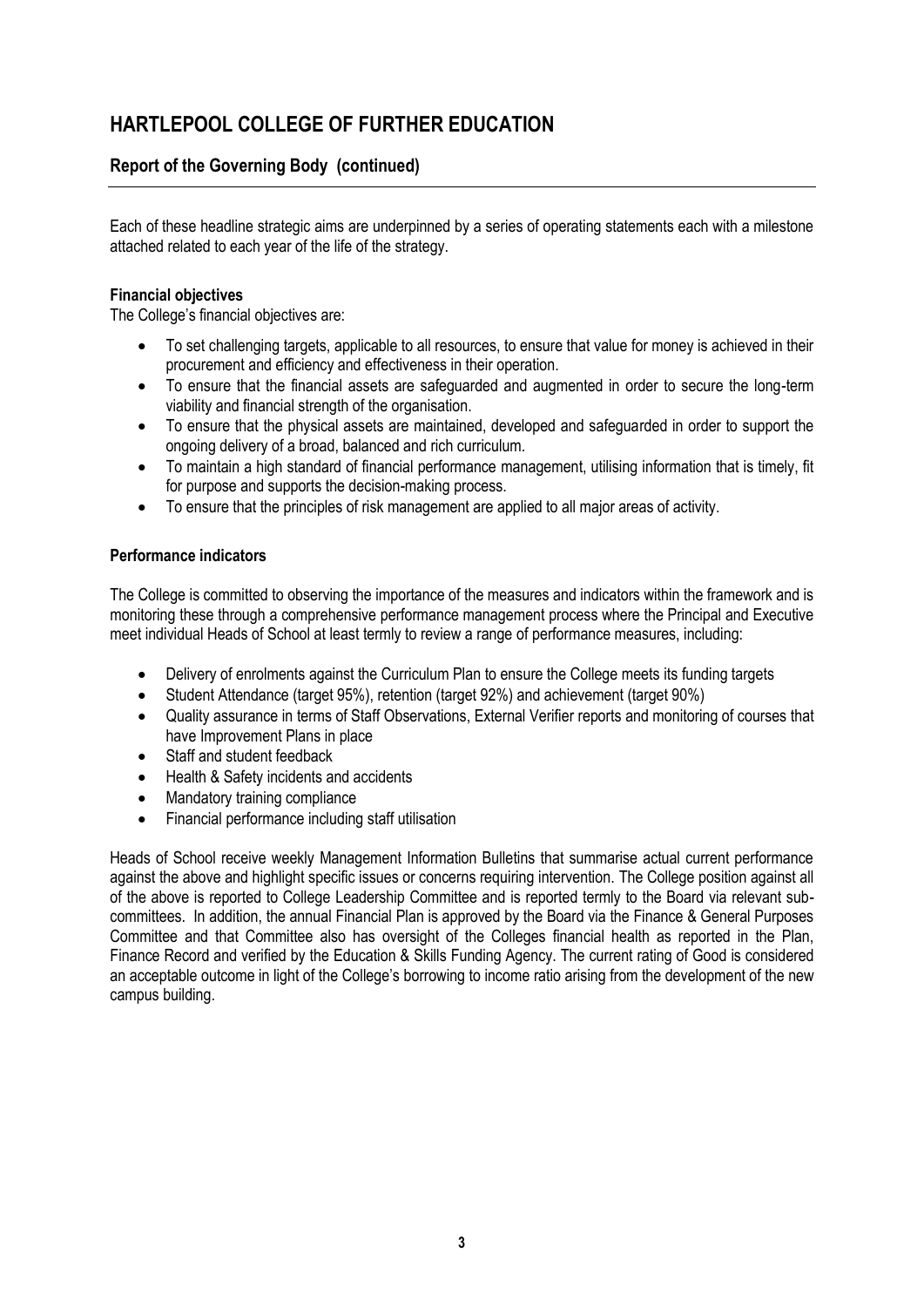# HARTLEPOOL COLLEGE OF FURTHER EDUCATION

## Report of the Governing Body (continued)

Each of these headline strategic aims are underpinned by a series of operating statements each with a milestone attached related to each year of the life of the strategy.

**Financial objectives**

The College's financial objectives are:

- To set challenging targets, applicable to all resources, to ensure that value for money is achieved in their procurement and efficiency and effectiveness in their operation.
- To ensure that the financial assets are safeguarded and augmented in order to secure the long-term viability and financial strength of the organisation.
- To ensure that the physical assets are maintained, developed and safeguarded in order to support the ongoing delivery of a broad, balanced and rich curriculum.
- To maintain a high standard of financial performance management, utilising information that is timely, fit for purpose and supports the decision-making process.
- To ensure that the principles of risk management are applied to all major areas of activity.

**Performance indicators**

The College is committed to observing the importance of the measures and indicators within the framework and is monitoring these through a comprehensive performance management process where the Principal and Executive meet individual Heads of School at least termly to review a range of performance measures, including:

- Delivery of enrolments against the Curriculum Plan to ensure the College meets its funding targets
- Student Attendance (target 95%), retention (target 92%) and achievement (target 90%)
- Quality assurance in terms of Staff Observations, External Verifier reports and monitoring of courses that have Improvement Plans in place
- Staff and student feedback
- Health & Safety incidents and accidents
- Mandatory training compliance
- Financial performance including staff utilisation

Heads of School receive weekly Management Information Bulletins that summarise actual current performance against the above and highlight specific issues or concerns requiring intervention. The College position against all of the above is reported to College Leadership Committee and is reported termly to the Board via relevant sub-committees. In addition, the annual Financial Plan is approved by the Board via the Finance & General Purposes Committee and that Committee also has oversight of the Colleges financial health as reported in the Plan, Finance Record and verified by the Education & Skills Funding Agency. The current rating of Good is considered an acceptable outcome in light of the College's borrowing to income ratio arising from the development of the new campus building.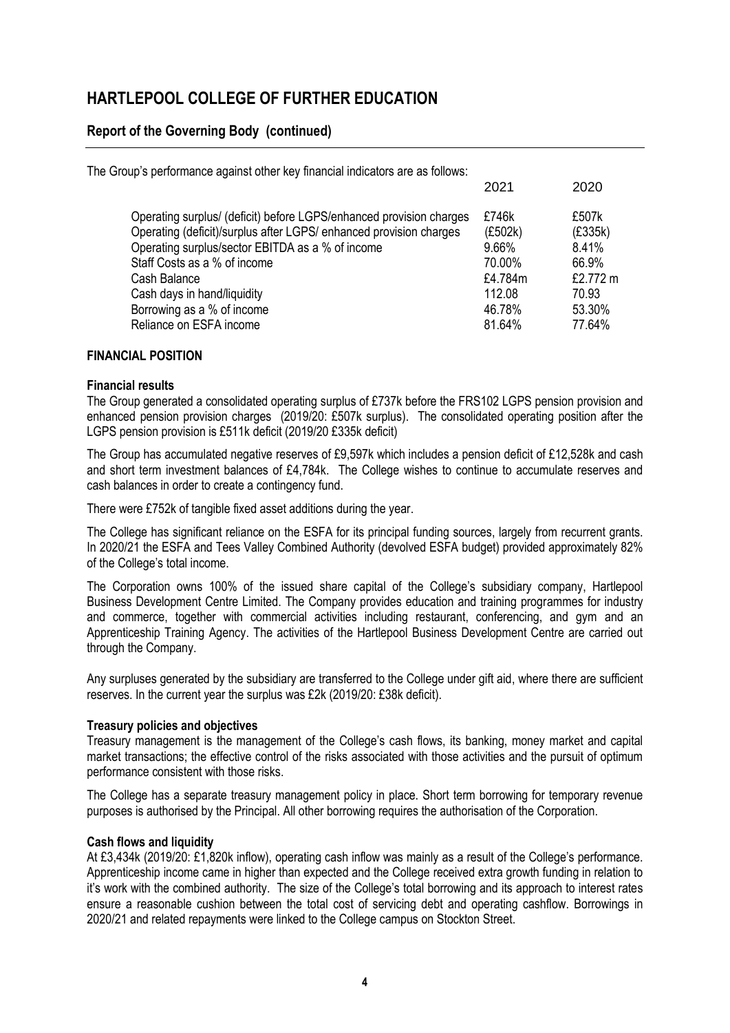# HARTLEPOOL COLLEGE OF FURTHER EDUCATION

## Report of the Governing Body (continued)

The Group's performance against other key financial indicators are as follows:

| | 2021 | 2020 |
|---|---|---|
| Operating surplus/ (deficit) before LGPS/enhanced provision charges | £746k | £507k |
| Operating (deficit)/surplus after LGPS/ enhanced provision charges | (£502k) | (£335k) |
| Operating surplus/sector EBITDA as a % of income | 9.66% | 8.41% |
| Staff Costs as a % of income | 70.00% | 66.9% |
| Cash Balance | £4.784m | £2.772 m |
| Cash days in hand/liquidity | 112.08 | 70.93 |
| Borrowing as a % of income | 46.78% | 53.30% |
| Reliance on ESFA income | 81.64% | 77.64% |

### FINANCIAL POSITION

#### Financial results

The Group generated a consolidated operating surplus of £737k before the FRS102 LGPS pension provision and enhanced pension provision charges (2019/20: £507k surplus). The consolidated operating position after the LGPS pension provision is £511k deficit (2019/20 £335k deficit)

The Group has accumulated negative reserves of £9,597k which includes a pension deficit of £12,528k and cash and short term investment balances of £4,784k. The College wishes to continue to accumulate reserves and cash balances in order to create a contingency fund.

There were £752k of tangible fixed asset additions during the year.

The College has significant reliance on the ESFA for its principal funding sources, largely from recurrent grants. In 2020/21 the ESFA and Tees Valley Combined Authority (devolved ESFA budget) provided approximately 82% of the College's total income.

The Corporation owns 100% of the issued share capital of the College's subsidiary company, Hartlepool Business Development Centre Limited. The Company provides education and training programmes for industry and commerce, together with commercial activities including restaurant, conferencing, and gym and an Apprenticeship Training Agency. The activities of the Hartlepool Business Development Centre are carried out through the Company.

Any surpluses generated by the subsidiary are transferred to the College under gift aid, where there are sufficient reserves. In the current year the surplus was £2k (2019/20: £38k deficit).

#### Treasury policies and objectives

Treasury management is the management of the College's cash flows, its banking, money market and capital market transactions; the effective control of the risks associated with those activities and the pursuit of optimum performance consistent with those risks.

The College has a separate treasury management policy in place. Short term borrowing for temporary revenue purposes is authorised by the Principal. All other borrowing requires the authorisation of the Corporation.

#### Cash flows and liquidity

At £3,434k (2019/20: £1,820k inflow), operating cash inflow was mainly as a result of the College's performance. Apprenticeship income came in higher than expected and the College received extra growth funding in relation to it's work with the combined authority. The size of the College's total borrowing and its approach to interest rates ensure a reasonable cushion between the total cost of servicing debt and operating cashflow. Borrowings in 2020/21 and related repayments were linked to the College campus on Stockton Street.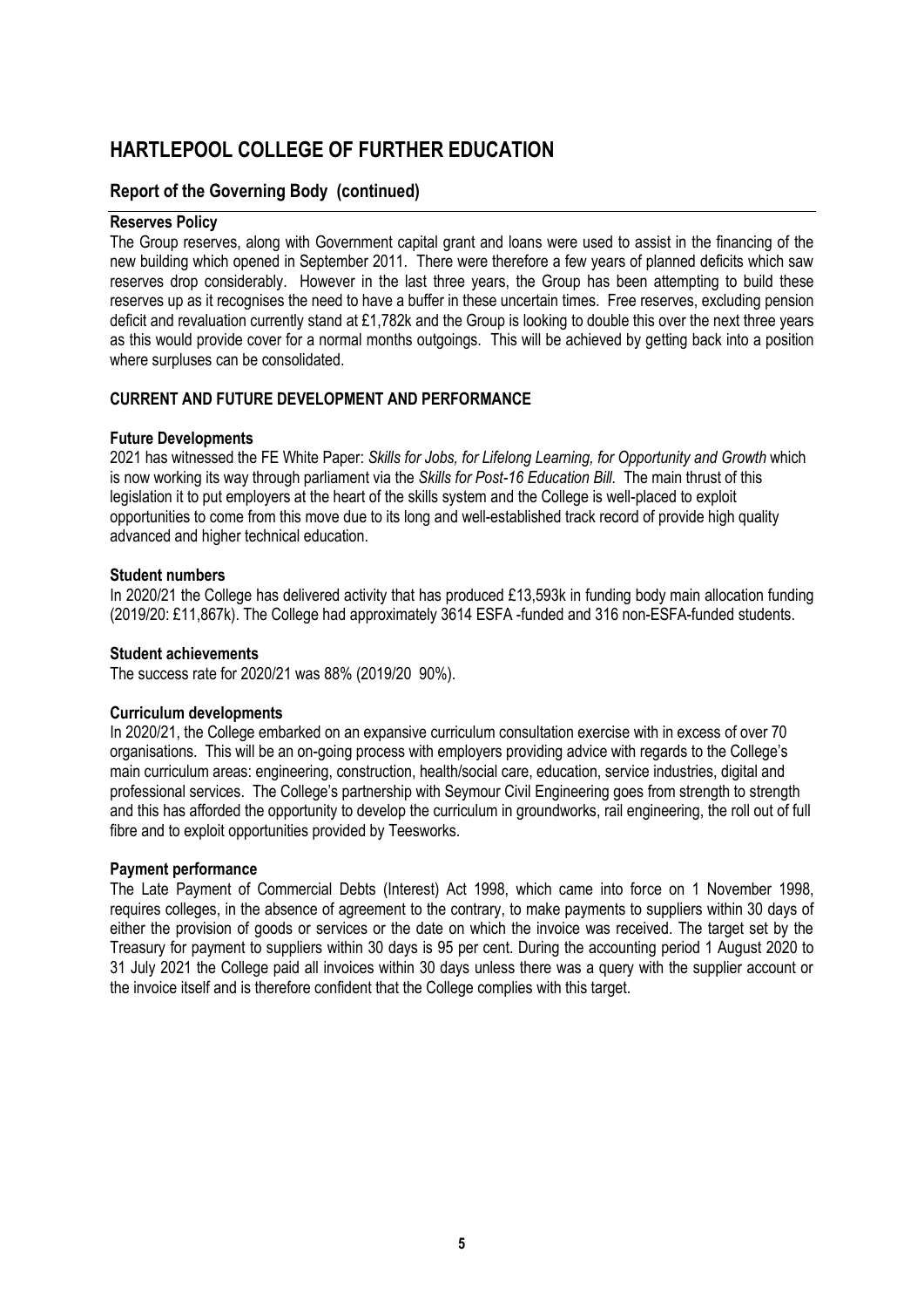# HARTLEPOOL COLLEGE OF FURTHER EDUCATION

## Report of the Governing Body (continued)

### Reserves Policy

The Group reserves, along with Government capital grant and loans were used to assist in the financing of the new building which opened in September 2011. There were therefore a few years of planned deficits which saw reserves drop considerably. However in the last three years, the Group has been attempting to build these reserves up as it recognises the need to have a buffer in these uncertain times. Free reserves, excluding pension deficit and revaluation currently stand at £1,782k and the Group is looking to double this over the next three years as this would provide cover for a normal months outgoings. This will be achieved by getting back into a position where surpluses can be consolidated.

### CURRENT AND FUTURE DEVELOPMENT AND PERFORMANCE

**Future Developments**

2021 has witnessed the FE White Paper: *Skills for Jobs, for Lifelong Learning, for Opportunity and Growth* which is now working its way through parliament via the *Skills for Post-16 Education Bill.* The main thrust of this legislation it to put employers at the heart of the skills system and the College is well-placed to exploit opportunities to come from this move due to its long and well-established track record of provide high quality advanced and higher technical education.

**Student numbers**

In 2020/21 the College has delivered activity that has produced £13,593k in funding body main allocation funding (2019/20: £11,867k). The College had approximately 3614 ESFA -funded and 316 non-ESFA-funded students.

**Student achievements**

The success rate for 2020/21 was 88% (2019/20 90%).

**Curriculum developments**

In 2020/21, the College embarked on an expansive curriculum consultation exercise with in excess of over 70 organisations. This will be an on-going process with employers providing advice with regards to the College's main curriculum areas: engineering, construction, health/social care, education, service industries, digital and professional services. The College's partnership with Seymour Civil Engineering goes from strength to strength and this has afforded the opportunity to develop the curriculum in groundworks, rail engineering, the roll out of full fibre and to exploit opportunities provided by Teesworks.

**Payment performance**

The Late Payment of Commercial Debts (Interest) Act 1998, which came into force on 1 November 1998, requires colleges, in the absence of agreement to the contrary, to make payments to suppliers within 30 days of either the provision of goods or services or the date on which the invoice was received. The target set by the Treasury for payment to suppliers within 30 days is 95 per cent. During the accounting period 1 August 2020 to 31 July 2021 the College paid all invoices within 30 days unless there was a query with the supplier account or the invoice itself and is therefore confident that the College complies with this target.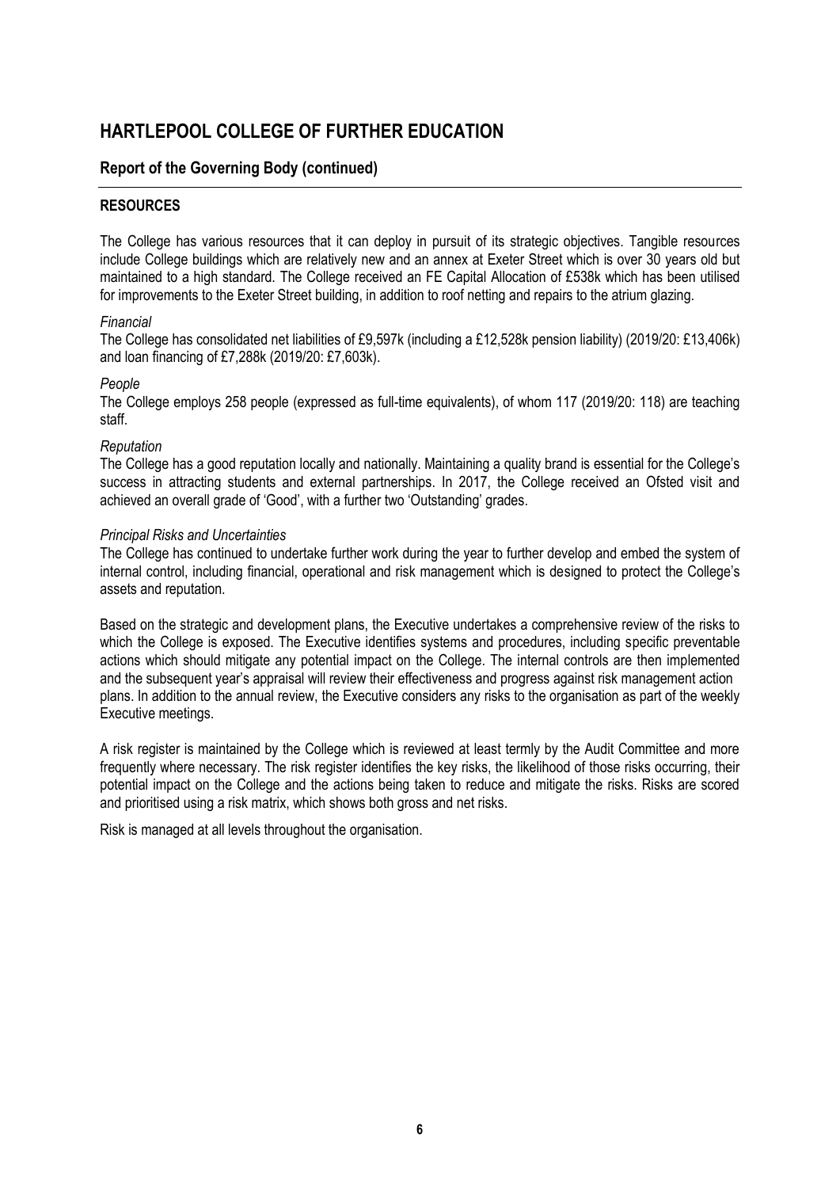# HARTLEPOOL COLLEGE OF FURTHER EDUCATION

## Report of the Governing Body (continued)

### RESOURCES

The College has various resources that it can deploy in pursuit of its strategic objectives. Tangible resources include College buildings which are relatively new and an annex at Exeter Street which is over 30 years old but maintained to a high standard. The College received an FE Capital Allocation of £538k which has been utilised for improvements to the Exeter Street building, in addition to roof netting and repairs to the atrium glazing.

*Financial*

The College has consolidated net liabilities of £9,597k (including a £12,528k pension liability) (2019/20: £13,406k) and loan financing of £7,288k (2019/20: £7,603k).

*People*

The College employs 258 people (expressed as full-time equivalents), of whom 117 (2019/20: 118) are teaching staff.

*Reputation*

The College has a good reputation locally and nationally. Maintaining a quality brand is essential for the College's success in attracting students and external partnerships. In 2017, the College received an Ofsted visit and achieved an overall grade of 'Good', with a further two 'Outstanding' grades.

*Principal Risks and Uncertainties*

The College has continued to undertake further work during the year to further develop and embed the system of internal control, including financial, operational and risk management which is designed to protect the College's assets and reputation.

Based on the strategic and development plans, the Executive undertakes a comprehensive review of the risks to which the College is exposed. The Executive identifies systems and procedures, including specific preventable actions which should mitigate any potential impact on the College. The internal controls are then implemented and the subsequent year's appraisal will review their effectiveness and progress against risk management action plans. In addition to the annual review, the Executive considers any risks to the organisation as part of the weekly Executive meetings.

A risk register is maintained by the College which is reviewed at least termly by the Audit Committee and more frequently where necessary. The risk register identifies the key risks, the likelihood of those risks occurring, their potential impact on the College and the actions being taken to reduce and mitigate the risks. Risks are scored and prioritised using a risk matrix, which shows both gross and net risks.

Risk is managed at all levels throughout the organisation.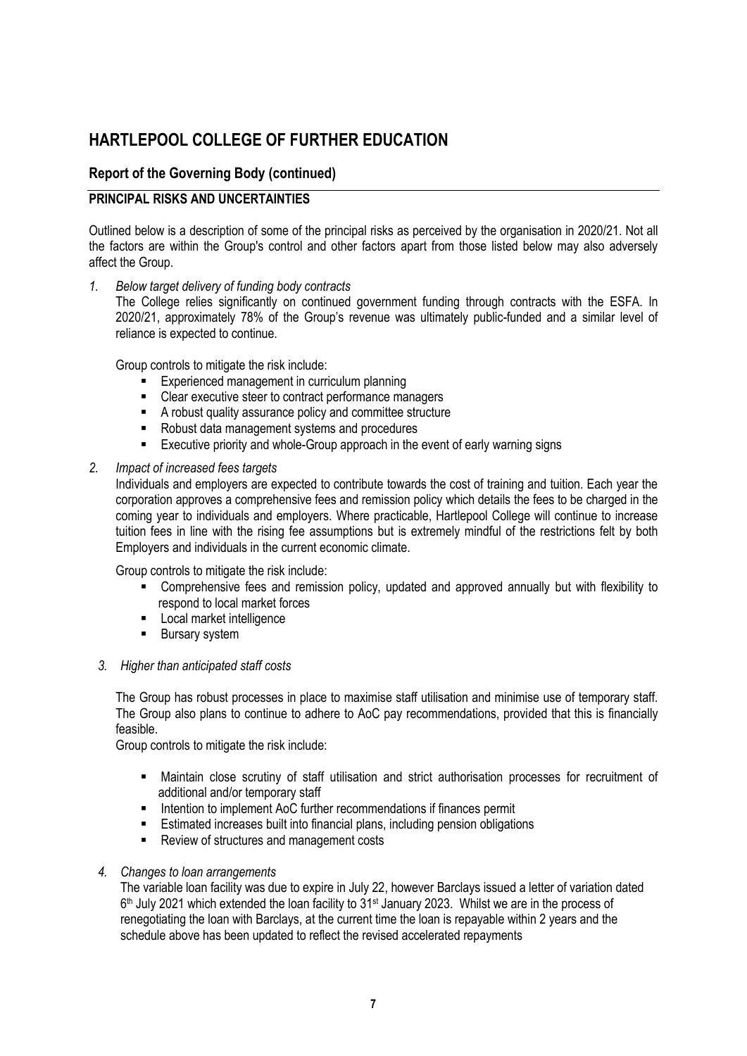# HARTLEPOOL COLLEGE OF FURTHER EDUCATION

## Report of the Governing Body (continued)

### PRINCIPAL RISKS AND UNCERTAINTIES

Outlined below is a description of some of the principal risks as perceived by the organisation in 2020/21. Not all the factors are within the Group's control and other factors apart from those listed below may also adversely affect the Group.

1. *Below target delivery of funding body contracts*

   The College relies significantly on continued government funding through contracts with the ESFA. In 2020/21, approximately 78% of the Group's revenue was ultimately public-funded and a similar level of reliance is expected to continue.

   Group controls to mitigate the risk include:
   - Experienced management in curriculum planning
   - Clear executive steer to contract performance managers
   - A robust quality assurance policy and committee structure
   - Robust data management systems and procedures
   - Executive priority and whole-Group approach in the event of early warning signs

2. *Impact of increased fees targets*

   Individuals and employers are expected to contribute towards the cost of training and tuition. Each year the corporation approves a comprehensive fees and remission policy which details the fees to be charged in the coming year to individuals and employers. Where practicable, Hartlepool College will continue to increase tuition fees in line with the rising fee assumptions but is extremely mindful of the restrictions felt by both Employers and individuals in the current economic climate.

   Group controls to mitigate the risk include:
   - Comprehensive fees and remission policy, updated and approved annually but with flexibility to respond to local market forces
   - Local market intelligence
   - Bursary system

3. *Higher than anticipated staff costs*

   The Group has robust processes in place to maximise staff utilisation and minimise use of temporary staff. The Group also plans to continue to adhere to AoC pay recommendations, provided that this is financially feasible.

   Group controls to mitigate the risk include:
   - Maintain close scrutiny of staff utilisation and strict authorisation processes for recruitment of additional and/or temporary staff
   - Intention to implement AoC further recommendations if finances permit
   - Estimated increases built into financial plans, including pension obligations
   - Review of structures and management costs

4. *Changes to loan arrangements*

   The variable loan facility was due to expire in July 22, however Barclays issued a letter of variation dated 6th July 2021 which extended the loan facility to 31st January 2023. Whilst we are in the process of renegotiating the loan with Barclays, at the current time the loan is repayable within 2 years and the schedule above has been updated to reflect the revised accelerated repayments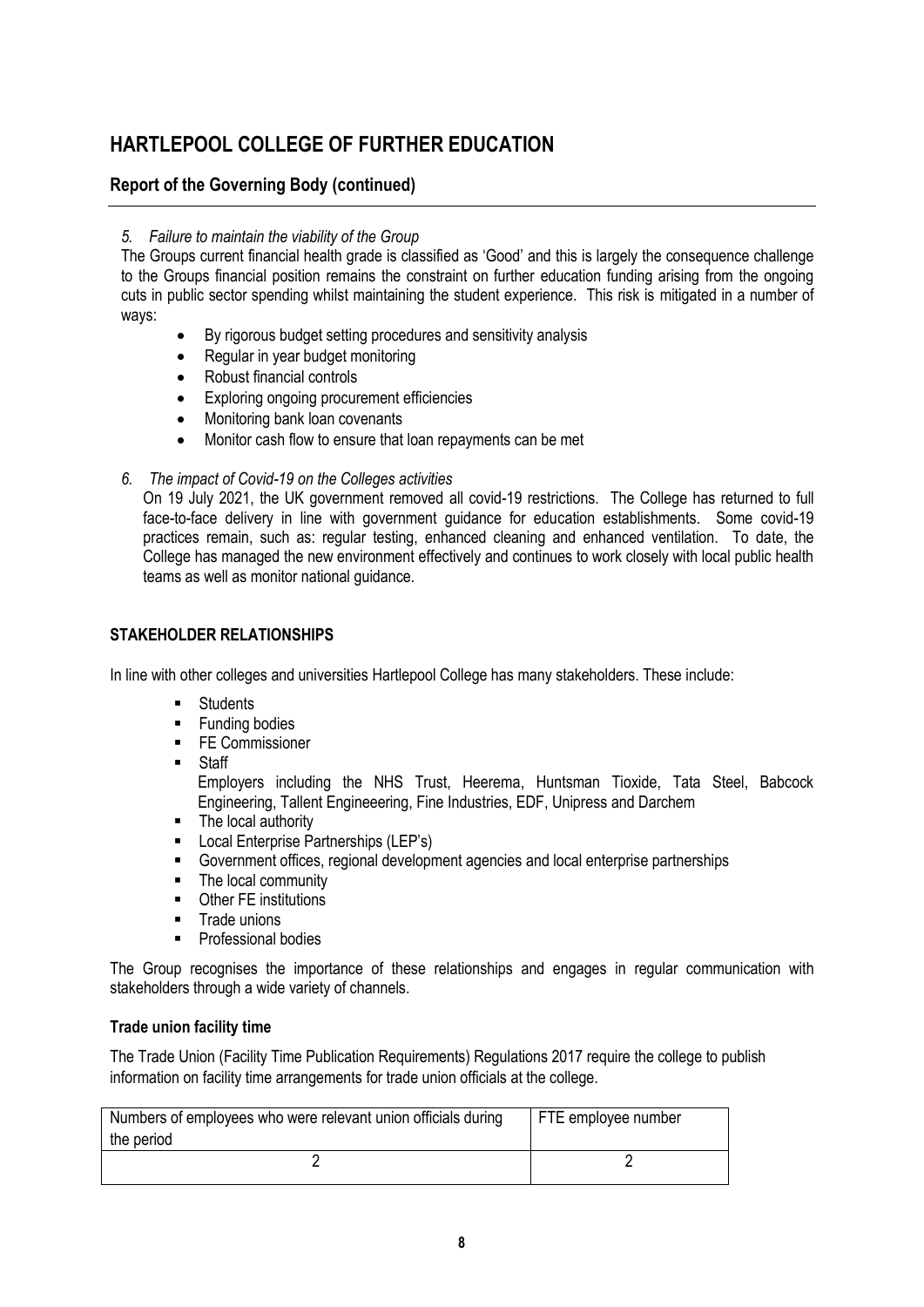# HARTLEPOOL COLLEGE OF FURTHER EDUCATION

## Report of the Governing Body (continued)

*5. Failure to maintain the viability of the Group*

The Groups current financial health grade is classified as 'Good' and this is largely the consequence challenge to the Groups financial position remains the constraint on further education funding arising from the ongoing cuts in public sector spending whilst maintaining the student experience. This risk is mitigated in a number of ways:

- By rigorous budget setting procedures and sensitivity analysis
- Regular in year budget monitoring
- Robust financial controls
- Exploring ongoing procurement efficiencies
- Monitoring bank loan covenants
- Monitor cash flow to ensure that loan repayments can be met

*6. The impact of Covid-19 on the Colleges activities*

On 19 July 2021, the UK government removed all covid-19 restrictions. The College has returned to full face-to-face delivery in line with government guidance for education establishments. Some covid-19 practices remain, such as: regular testing, enhanced cleaning and enhanced ventilation. To date, the College has managed the new environment effectively and continues to work closely with local public health teams as well as monitor national guidance.

### STAKEHOLDER RELATIONSHIPS

In line with other colleges and universities Hartlepool College has many stakeholders. These include:

- Students
- Funding bodies
- FE Commissioner
- Staff
  Employers including the NHS Trust, Heerema, Huntsman Tioxide, Tata Steel, Babcock Engineering, Tallent Engineeering, Fine Industries, EDF, Unipress and Darchem
- The local authority
- Local Enterprise Partnerships (LEP's)
- Government offices, regional development agencies and local enterprise partnerships
- The local community
- Other FE institutions
- Trade unions
- Professional bodies

The Group recognises the importance of these relationships and engages in regular communication with stakeholders through a wide variety of channels.

#### Trade union facility time

The Trade Union (Facility Time Publication Requirements) Regulations 2017 require the college to publish information on facility time arrangements for trade union officials at the college.

| Numbers of employees who were relevant union officials during the period | FTE employee number |
|---|---|
| 2 | 2 |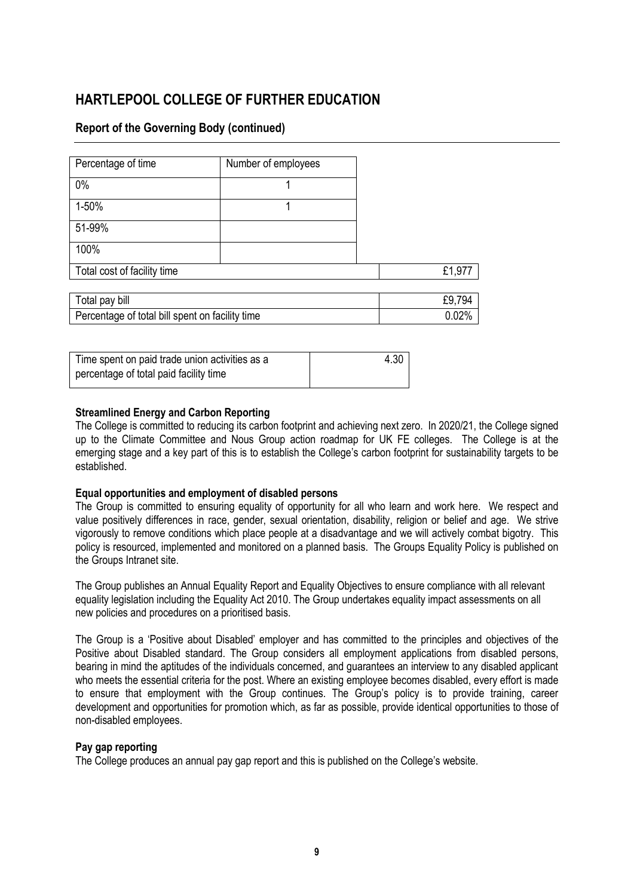# HARTLEPOOL COLLEGE OF FURTHER EDUCATION

## Report of the Governing Body (continued)

| Percentage of time | Number of employees | |
|---|---|---|
| 0% | 1 | |
| 1-50% | 1 | |
| 51-99% | | |
| 100% | | |
| Total cost of facility time | | £1,977 |

| | |
|---|---|
| Total pay bill | £9,794 |
| Percentage of total bill spent on facility time | 0.02% |

| | |
|---|---|
| Time spent on paid trade union activities as a percentage of total paid facility time | 4.30 |

**Streamlined Energy and Carbon Reporting**

The College is committed to reducing its carbon footprint and achieving next zero. In 2020/21, the College signed up to the Climate Committee and Nous Group action roadmap for UK FE colleges. The College is at the emerging stage and a key part of this is to establish the College's carbon footprint for sustainability targets to be established.

**Equal opportunities and employment of disabled persons**

The Group is committed to ensuring equality of opportunity for all who learn and work here. We respect and value positively differences in race, gender, sexual orientation, disability, religion or belief and age. We strive vigorously to remove conditions which place people at a disadvantage and we will actively combat bigotry. This policy is resourced, implemented and monitored on a planned basis. The Groups Equality Policy is published on the Groups Intranet site.

The Group publishes an Annual Equality Report and Equality Objectives to ensure compliance with all relevant equality legislation including the Equality Act 2010. The Group undertakes equality impact assessments on all new policies and procedures on a prioritised basis.

The Group is a 'Positive about Disabled' employer and has committed to the principles and objectives of the Positive about Disabled standard. The Group considers all employment applications from disabled persons, bearing in mind the aptitudes of the individuals concerned, and guarantees an interview to any disabled applicant who meets the essential criteria for the post. Where an existing employee becomes disabled, every effort is made to ensure that employment with the Group continues. The Group's policy is to provide training, career development and opportunities for promotion which, as far as possible, provide identical opportunities to those of non-disabled employees.

**Pay gap reporting**

The College produces an annual pay gap report and this is published on the College's website.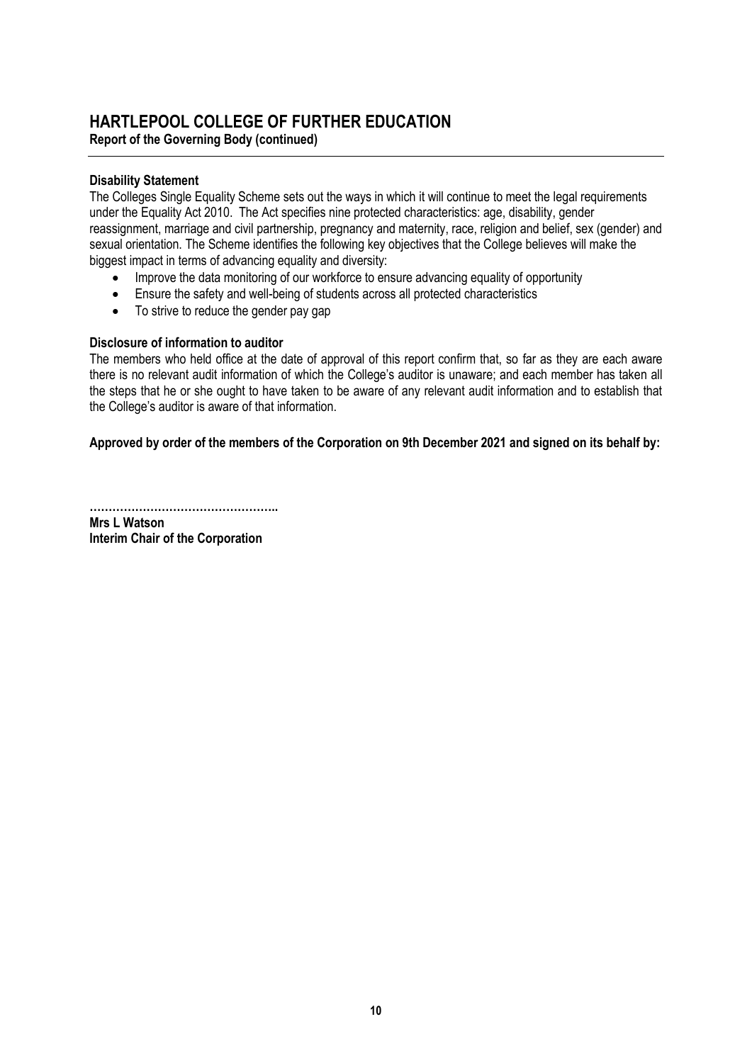# HARTLEPOOL COLLEGE OF FURTHER EDUCATION

**Report of the Governing Body (continued)**

**Disability Statement**

The Colleges Single Equality Scheme sets out the ways in which it will continue to meet the legal requirements under the Equality Act 2010. The Act specifies nine protected characteristics: age, disability, gender reassignment, marriage and civil partnership, pregnancy and maternity, race, religion and belief, sex (gender) and sexual orientation. The Scheme identifies the following key objectives that the College believes will make the biggest impact in terms of advancing equality and diversity:

- Improve the data monitoring of our workforce to ensure advancing equality of opportunity
- Ensure the safety and well-being of students across all protected characteristics
- To strive to reduce the gender pay gap

**Disclosure of information to auditor**

The members who held office at the date of approval of this report confirm that, so far as they are each aware there is no relevant audit information of which the College's auditor is unaware; and each member has taken all the steps that he or she ought to have taken to be aware of any relevant audit information and to establish that the College's auditor is aware of that information.

**Approved by order of the members of the Corporation on 9th December 2021 and signed on its behalf by:**

**…………………………………………..**

**Mrs L Watson**
**Interim Chair of the Corporation**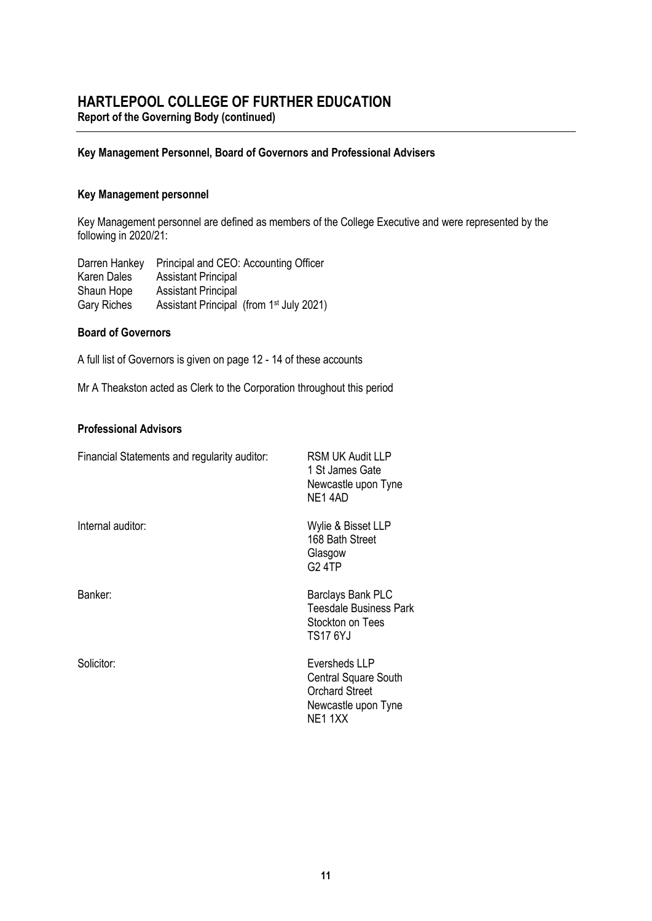# HARTLEPOOL COLLEGE OF FURTHER EDUCATION

**Report of the Governing Body (continued)**

## Key Management Personnel, Board of Governors and Professional Advisers

### Key Management personnel

Key Management personnel are defined as members of the College Executive and were represented by the following in 2020/21:

| | |
|---|---|
| Darren Hankey | Principal and CEO: Accounting Officer |
| Karen Dales | Assistant Principal |
| Shaun Hope | Assistant Principal |
| Gary Riches | Assistant Principal (from 1st July 2021) |

### Board of Governors

A full list of Governors is given on page 12 - 14 of these accounts

Mr A Theakston acted as Clerk to the Corporation throughout this period

### Professional Advisors

| | |
|---|---|
| Financial Statements and regularity auditor: | RSM UK Audit LLP<br>1 St James Gate<br>Newcastle upon Tyne<br>NE1 4AD |
| Internal auditor: | Wylie & Bisset LLP<br>168 Bath Street<br>Glasgow<br>G2 4TP |
| Banker: | Barclays Bank PLC<br>Teesdale Business Park<br>Stockton on Tees<br>TS17 6YJ |
| Solicitor: | Eversheds LLP<br>Central Square South<br>Orchard Street<br>Newcastle upon Tyne<br>NE1 1XX |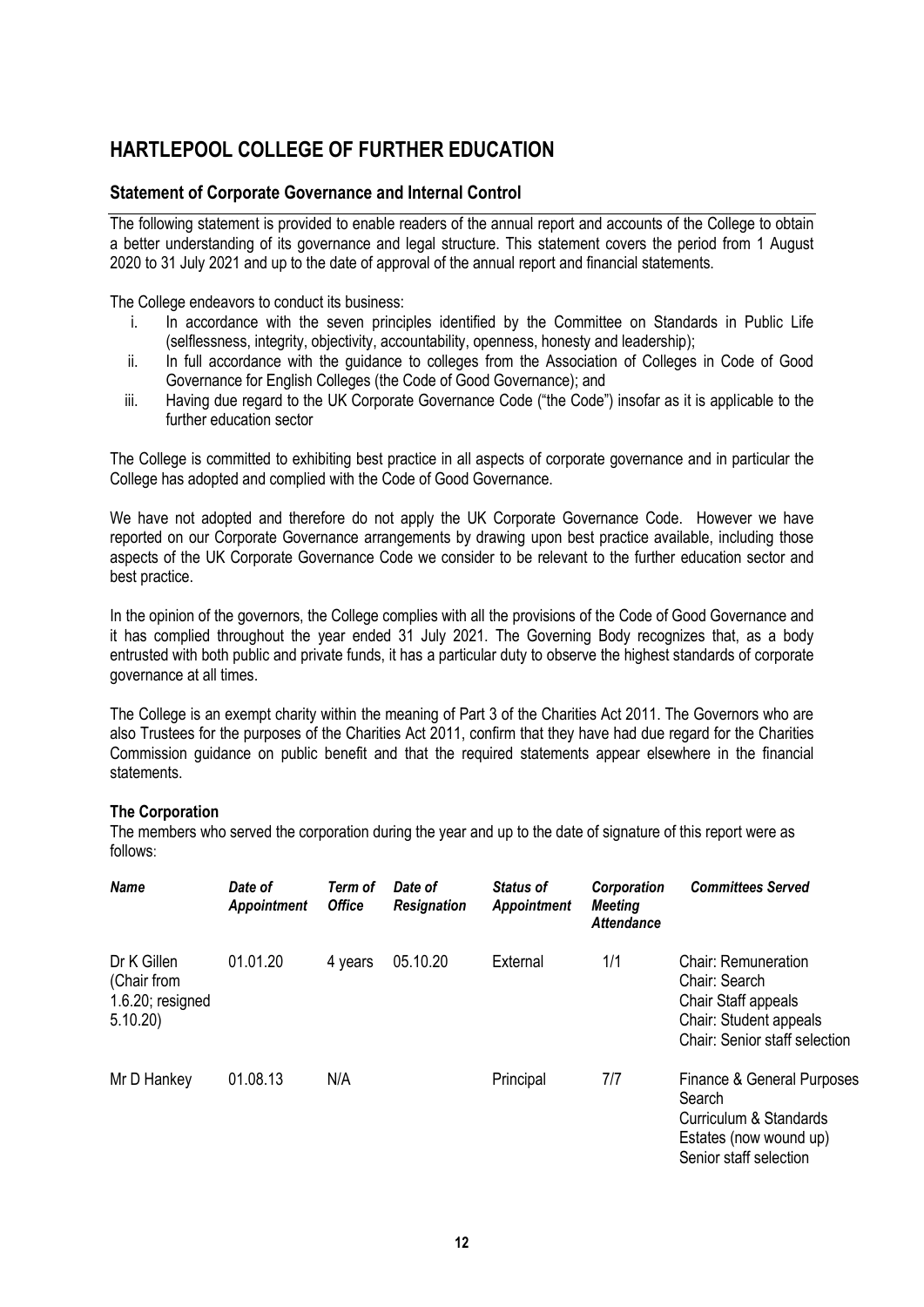# HARTLEPOOL COLLEGE OF FURTHER EDUCATION

## Statement of Corporate Governance and Internal Control

The following statement is provided to enable readers of the annual report and accounts of the College to obtain a better understanding of its governance and legal structure. This statement covers the period from 1 August 2020 to 31 July 2021 and up to the date of approval of the annual report and financial statements.

The College endeavors to conduct its business:

i. In accordance with the seven principles identified by the Committee on Standards in Public Life (selflessness, integrity, objectivity, accountability, openness, honesty and leadership);
ii. In full accordance with the guidance to colleges from the Association of Colleges in Code of Good Governance for English Colleges (the Code of Good Governance); and
iii. Having due regard to the UK Corporate Governance Code ("the Code") insofar as it is applicable to the further education sector

The College is committed to exhibiting best practice in all aspects of corporate governance and in particular the College has adopted and complied with the Code of Good Governance.

We have not adopted and therefore do not apply the UK Corporate Governance Code. However we have reported on our Corporate Governance arrangements by drawing upon best practice available, including those aspects of the UK Corporate Governance Code we consider to be relevant to the further education sector and best practice.

In the opinion of the governors, the College complies with all the provisions of the Code of Good Governance and it has complied throughout the year ended 31 July 2021. The Governing Body recognizes that, as a body entrusted with both public and private funds, it has a particular duty to observe the highest standards of corporate governance at all times.

The College is an exempt charity within the meaning of Part 3 of the Charities Act 2011. The Governors who are also Trustees for the purposes of the Charities Act 2011, confirm that they have had due regard for the Charities Commission guidance on public benefit and that the required statements appear elsewhere in the financial statements.

**The Corporation**

The members who served the corporation during the year and up to the date of signature of this report were as follows:

| *Name* | *Date of Appointment* | *Term of Office* | *Date of Resignation* | *Status of Appointment* | *Corporation Meeting Attendance* | *Committees Served* |
|---|---|---|---|---|---|---|
| Dr K Gillen (Chair from 1.6.20; resigned 5.10.20) | 01.01.20 | 4 years | 05.10.20 | External | 1/1 | Chair: Remuneration<br>Chair: Search<br>Chair Staff appeals<br>Chair: Student appeals<br>Chair: Senior staff selection |
| Mr D Hankey | 01.08.13 | N/A | | Principal | 7/7 | Finance & General Purposes<br>Search<br>Curriculum & Standards<br>Estates (now wound up)<br>Senior staff selection |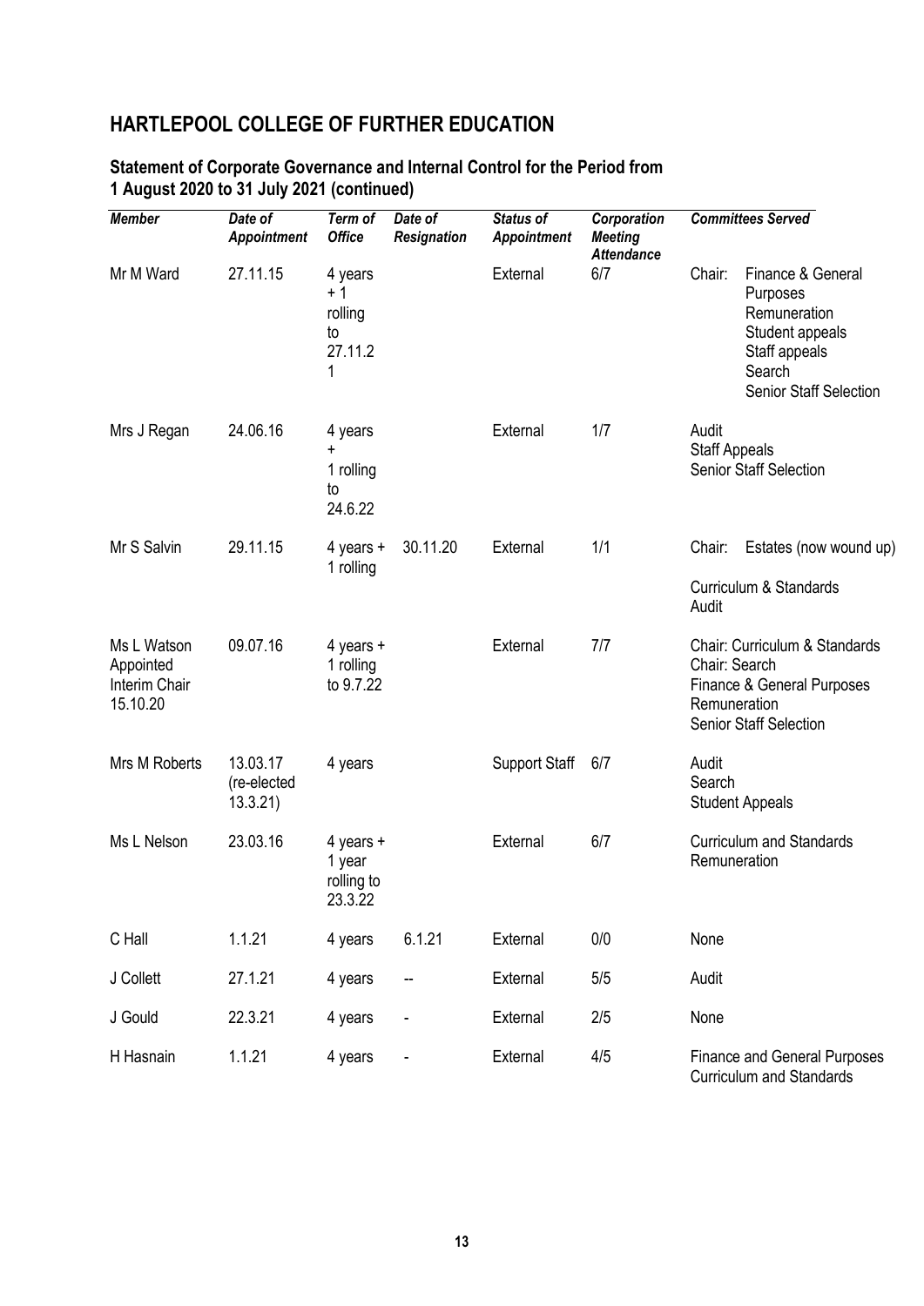# HARTLEPOOL COLLEGE OF FURTHER EDUCATION

## Statement of Corporate Governance and Internal Control for the Period from 1 August 2020 to 31 July 2021 (continued)

| *Member* | *Date of Appointment* | *Term of Office* | *Date of Resignation* | *Status of Appointment* | *Corporation Meeting Attendance* | *Committees Served* |
|---|---|---|---|---|---|---|
| Mr M Ward | 27.11.15 | 4 years + 1 rolling to 27.11.21 | | External | 6/7 | Chair: Finance & General Purposes<br>Remuneration<br>Student appeals<br>Staff appeals<br>Search<br>Senior Staff Selection |
| Mrs J Regan | 24.06.16 | 4 years + 1 rolling to 24.6.22 | | External | 1/7 | Audit<br>Staff Appeals<br>Senior Staff Selection |
| Mr S Salvin | 29.11.15 | 4 years + 1 rolling | 30.11.20 | External | 1/1 | Chair: Estates (now wound up)<br>Curriculum & Standards<br>Audit |
| Ms L Watson Appointed Interim Chair 15.10.20 | 09.07.16 | 4 years + 1 rolling to 9.7.22 | | External | 7/7 | Chair: Curriculum & Standards<br>Chair: Search<br>Finance & General Purposes<br>Remuneration<br>Senior Staff Selection |
| Mrs M Roberts | 13.03.17 (re-elected 13.3.21) | 4 years | | Support Staff | 6/7 | Audit<br>Search<br>Student Appeals |
| Ms L Nelson | 23.03.16 | 4 years + 1 year rolling to 23.3.22 | | External | 6/7 | Curriculum and Standards<br>Remuneration |
| C Hall | 1.1.21 | 4 years | 6.1.21 | External | 0/0 | None |
| J Collett | 27.1.21 | 4 years | -- | External | 5/5 | Audit |
| J Gould | 22.3.21 | 4 years | - | External | 2/5 | None |
| H Hasnain | 1.1.21 | 4 years | - | External | 4/5 | Finance and General Purposes<br>Curriculum and Standards |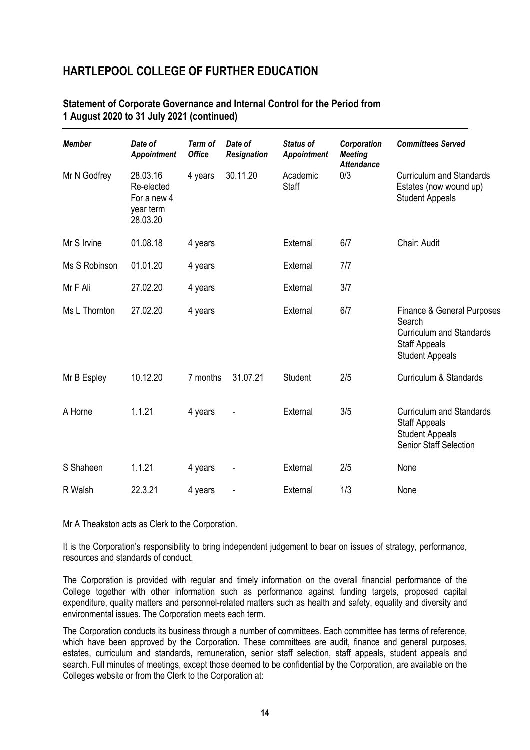# HARTLEPOOL COLLEGE OF FURTHER EDUCATION

## Statement of Corporate Governance and Internal Control for the Period from 1 August 2020 to 31 July 2021 (continued)

| *Member* | *Date of Appointment* | *Term of Office* | *Date of Resignation* | *Status of Appointment* | *Corporation Meeting Attendance* | *Committees Served* |
|---|---|---|---|---|---|---|
| Mr N Godfrey | 28.03.16 Re-elected For a new 4 year term 28.03.20 | 4 years | 30.11.20 | Academic Staff | 0/3 | Curriculum and Standards<br>Estates (now wound up)<br>Student Appeals |
| Mr S Irvine | 01.08.18 | 4 years | | External | 6/7 | Chair: Audit |
| Ms S Robinson | 01.01.20 | 4 years | | External | 7/7 | |
| Mr F Ali | 27.02.20 | 4 years | | External | 3/7 | |
| Ms L Thornton | 27.02.20 | 4 years | | External | 6/7 | Finance & General Purposes<br>Search<br>Curriculum and Standards<br>Staff Appeals<br>Student Appeals |
| Mr B Espley | 10.12.20 | 7 months | 31.07.21 | Student | 2/5 | Curriculum & Standards |
| A Horne | 1.1.21 | 4 years | - | External | 3/5 | Curriculum and Standards<br>Staff Appeals<br>Student Appeals<br>Senior Staff Selection |
| S Shaheen | 1.1.21 | 4 years | - | External | 2/5 | None |
| R Walsh | 22.3.21 | 4 years | - | External | 1/3 | None |

Mr A Theakston acts as Clerk to the Corporation.

It is the Corporation's responsibility to bring independent judgement to bear on issues of strategy, performance, resources and standards of conduct.

The Corporation is provided with regular and timely information on the overall financial performance of the College together with other information such as performance against funding targets, proposed capital expenditure, quality matters and personnel-related matters such as health and safety, equality and diversity and environmental issues. The Corporation meets each term.

The Corporation conducts its business through a number of committees. Each committee has terms of reference, which have been approved by the Corporation. These committees are audit, finance and general purposes, estates, curriculum and standards, remuneration, senior staff selection, staff appeals, student appeals and search. Full minutes of meetings, except those deemed to be confidential by the Corporation, are available on the Colleges website or from the Clerk to the Corporation at: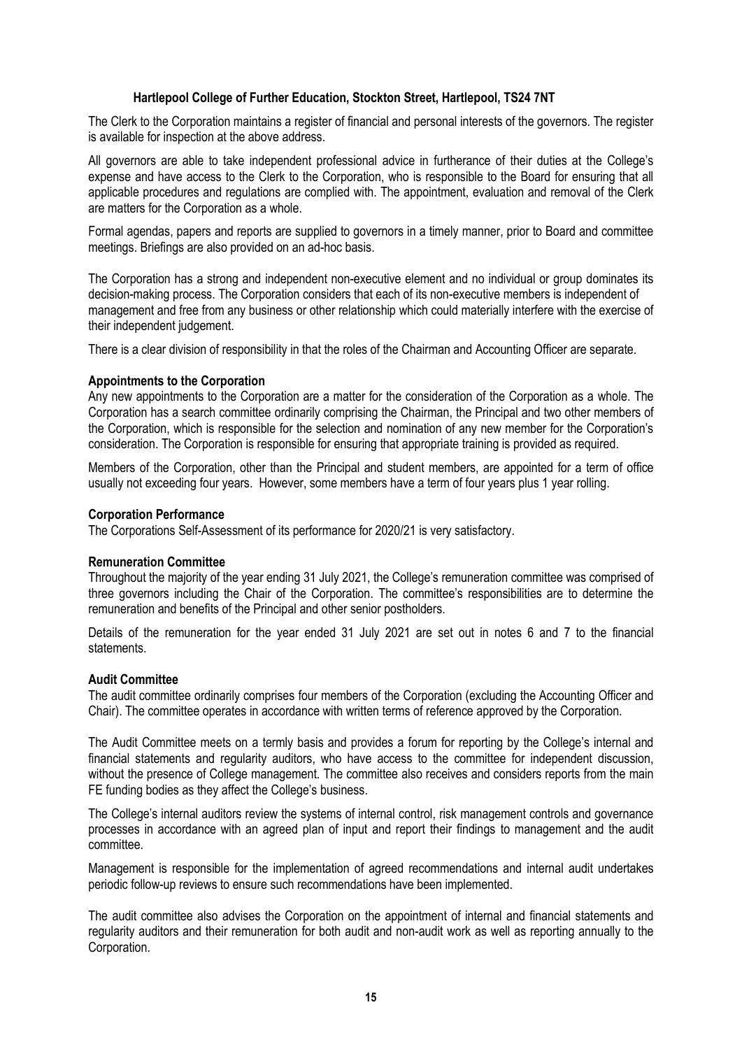**Hartlepool College of Further Education, Stockton Street, Hartlepool, TS24 7NT**

The Clerk to the Corporation maintains a register of financial and personal interests of the governors. The register is available for inspection at the above address.

All governors are able to take independent professional advice in furtherance of their duties at the College's expense and have access to the Clerk to the Corporation, who is responsible to the Board for ensuring that all applicable procedures and regulations are complied with. The appointment, evaluation and removal of the Clerk are matters for the Corporation as a whole.

Formal agendas, papers and reports are supplied to governors in a timely manner, prior to Board and committee meetings. Briefings are also provided on an ad-hoc basis.

The Corporation has a strong and independent non-executive element and no individual or group dominates its decision-making process. The Corporation considers that each of its non-executive members is independent of management and free from any business or other relationship which could materially interfere with the exercise of their independent judgement.

There is a clear division of responsibility in that the roles of the Chairman and Accounting Officer are separate.

**Appointments to the Corporation**

Any new appointments to the Corporation are a matter for the consideration of the Corporation as a whole. The Corporation has a search committee ordinarily comprising the Chairman, the Principal and two other members of the Corporation, which is responsible for the selection and nomination of any new member for the Corporation's consideration. The Corporation is responsible for ensuring that appropriate training is provided as required.

Members of the Corporation, other than the Principal and student members, are appointed for a term of office usually not exceeding four years. However, some members have a term of four years plus 1 year rolling.

**Corporation Performance**

The Corporations Self-Assessment of its performance for 2020/21 is very satisfactory.

**Remuneration Committee**

Throughout the majority of the year ending 31 July 2021, the College's remuneration committee was comprised of three governors including the Chair of the Corporation. The committee's responsibilities are to determine the remuneration and benefits of the Principal and other senior postholders.

Details of the remuneration for the year ended 31 July 2021 are set out in notes 6 and 7 to the financial statements.

**Audit Committee**

The audit committee ordinarily comprises four members of the Corporation (excluding the Accounting Officer and Chair). The committee operates in accordance with written terms of reference approved by the Corporation.

The Audit Committee meets on a termly basis and provides a forum for reporting by the College's internal and financial statements and regularity auditors, who have access to the committee for independent discussion, without the presence of College management. The committee also receives and considers reports from the main FE funding bodies as they affect the College's business.

The College's internal auditors review the systems of internal control, risk management controls and governance processes in accordance with an agreed plan of input and report their findings to management and the audit committee.

Management is responsible for the implementation of agreed recommendations and internal audit undertakes periodic follow-up reviews to ensure such recommendations have been implemented.

The audit committee also advises the Corporation on the appointment of internal and financial statements and regularity auditors and their remuneration for both audit and non-audit work as well as reporting annually to the Corporation.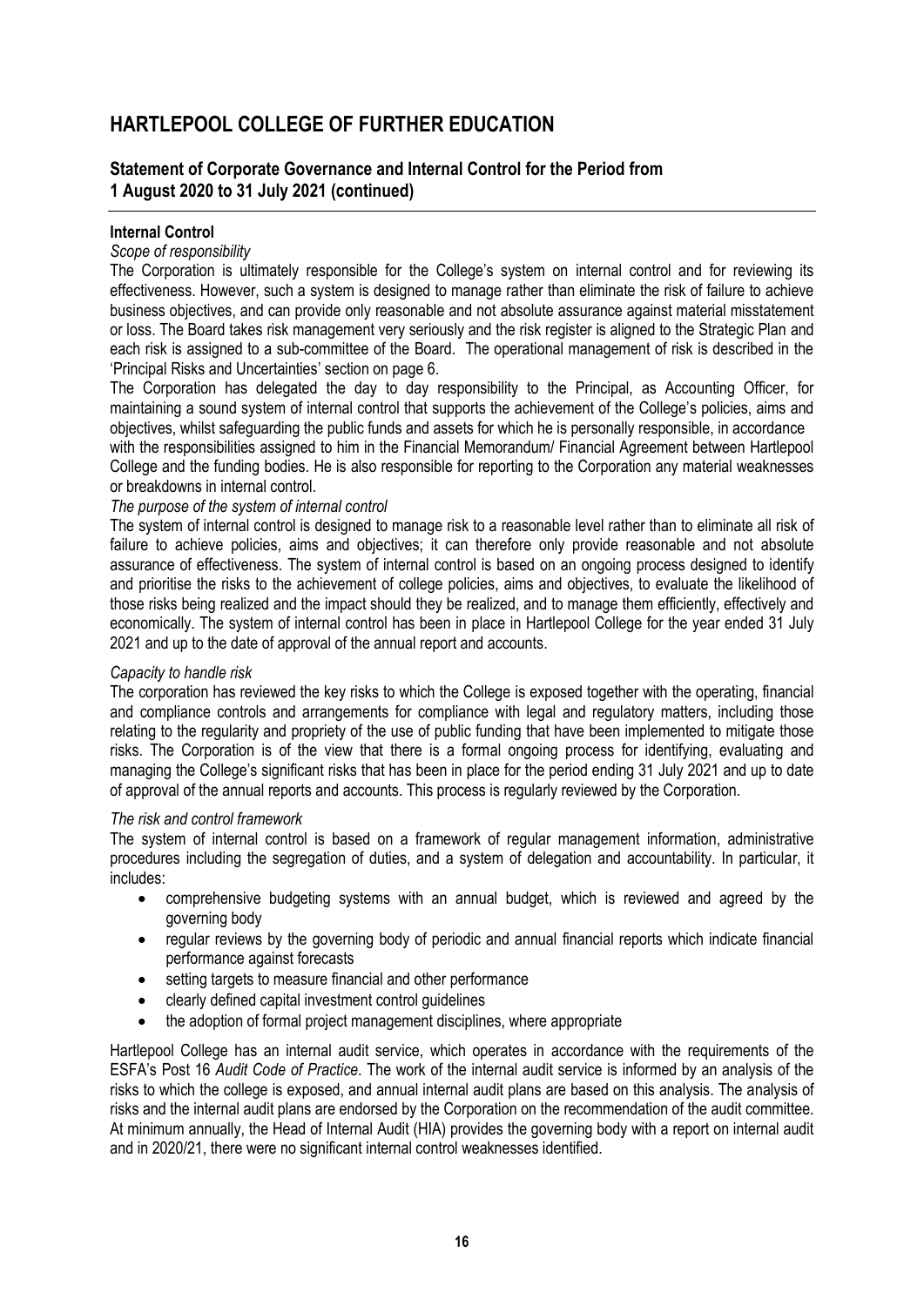# HARTLEPOOL COLLEGE OF FURTHER EDUCATION

## Statement of Corporate Governance and Internal Control for the Period from 1 August 2020 to 31 July 2021 (continued)

### Internal Control

*Scope of responsibility*

The Corporation is ultimately responsible for the College's system on internal control and for reviewing its effectiveness. However, such a system is designed to manage rather than eliminate the risk of failure to achieve business objectives, and can provide only reasonable and not absolute assurance against material misstatement or loss. The Board takes risk management very seriously and the risk register is aligned to the Strategic Plan and each risk is assigned to a sub-committee of the Board. The operational management of risk is described in the 'Principal Risks and Uncertainties' section on page 6.

The Corporation has delegated the day to day responsibility to the Principal, as Accounting Officer, for maintaining a sound system of internal control that supports the achievement of the College's policies, aims and objectives, whilst safeguarding the public funds and assets for which he is personally responsible, in accordance with the responsibilities assigned to him in the Financial Memorandum/ Financial Agreement between Hartlepool College and the funding bodies. He is also responsible for reporting to the Corporation any material weaknesses or breakdowns in internal control.

*The purpose of the system of internal control*

The system of internal control is designed to manage risk to a reasonable level rather than to eliminate all risk of failure to achieve policies, aims and objectives; it can therefore only provide reasonable and not absolute assurance of effectiveness. The system of internal control is based on an ongoing process designed to identify and prioritise the risks to the achievement of college policies, aims and objectives, to evaluate the likelihood of those risks being realized and the impact should they be realized, and to manage them efficiently, effectively and economically. The system of internal control has been in place in Hartlepool College for the year ended 31 July 2021 and up to the date of approval of the annual report and accounts.

*Capacity to handle risk*

The corporation has reviewed the key risks to which the College is exposed together with the operating, financial and compliance controls and arrangements for compliance with legal and regulatory matters, including those relating to the regularity and propriety of the use of public funding that have been implemented to mitigate those risks. The Corporation is of the view that there is a formal ongoing process for identifying, evaluating and managing the College's significant risks that has been in place for the period ending 31 July 2021 and up to date of approval of the annual reports and accounts. This process is regularly reviewed by the Corporation.

*The risk and control framework*

The system of internal control is based on a framework of regular management information, administrative procedures including the segregation of duties, and a system of delegation and accountability. In particular, it includes:

- comprehensive budgeting systems with an annual budget, which is reviewed and agreed by the governing body
- regular reviews by the governing body of periodic and annual financial reports which indicate financial performance against forecasts
- setting targets to measure financial and other performance
- clearly defined capital investment control guidelines
- the adoption of formal project management disciplines, where appropriate

Hartlepool College has an internal audit service, which operates in accordance with the requirements of the ESFA's Post 16 *Audit Code of Practice*. The work of the internal audit service is informed by an analysis of the risks to which the college is exposed, and annual internal audit plans are based on this analysis. The analysis of risks and the internal audit plans are endorsed by the Corporation on the recommendation of the audit committee. At minimum annually, the Head of Internal Audit (HIA) provides the governing body with a report on internal audit and in 2020/21, there were no significant internal control weaknesses identified.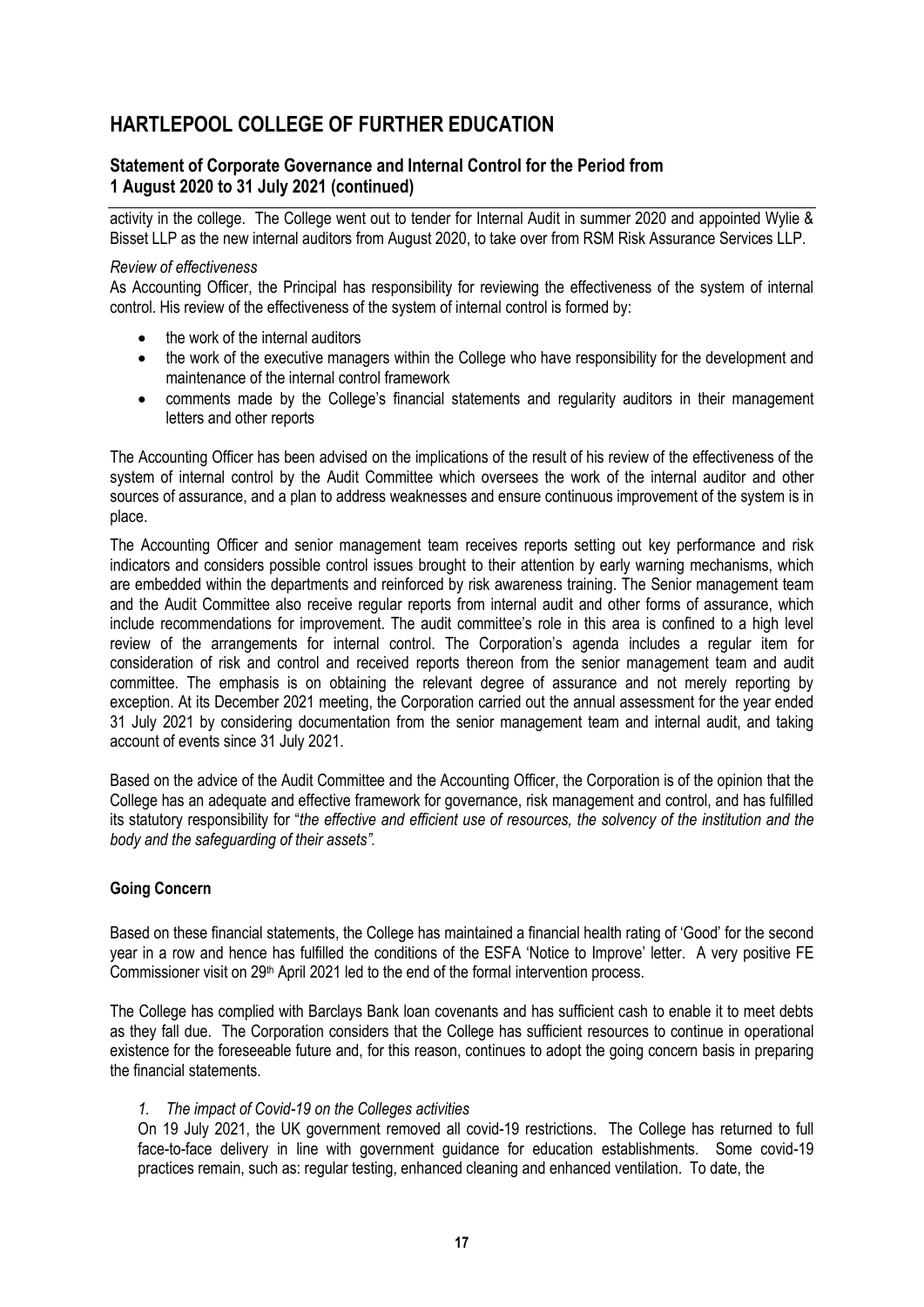activity in the college. The College went out to tender for Internal Audit in summer 2020 and appointed Wylie & Bisset LLP as the new internal auditors from August 2020, to take over from RSM Risk Assurance Services LLP.

*Review of effectiveness*

As Accounting Officer, the Principal has responsibility for reviewing the effectiveness of the system of internal control. His review of the effectiveness of the system of internal control is formed by:

- the work of the internal auditors
- the work of the executive managers within the College who have responsibility for the development and maintenance of the internal control framework
- comments made by the College's financial statements and regularity auditors in their management letters and other reports

The Accounting Officer has been advised on the implications of the result of his review of the effectiveness of the system of internal control by the Audit Committee which oversees the work of the internal auditor and other sources of assurance, and a plan to address weaknesses and ensure continuous improvement of the system is in place.

The Accounting Officer and senior management team receives reports setting out key performance and risk indicators and considers possible control issues brought to their attention by early warning mechanisms, which are embedded within the departments and reinforced by risk awareness training. The Senior management team and the Audit Committee also receive regular reports from internal audit and other forms of assurance, which include recommendations for improvement. The audit committee's role in this area is confined to a high level review of the arrangements for internal control. The Corporation's agenda includes a regular item for consideration of risk and control and received reports thereon from the senior management team and audit committee. The emphasis is on obtaining the relevant degree of assurance and not merely reporting by exception. At its December 2021 meeting, the Corporation carried out the annual assessment for the year ended 31 July 2021 by considering documentation from the senior management team and internal audit, and taking account of events since 31 July 2021.

Based on the advice of the Audit Committee and the Accounting Officer, the Corporation is of the opinion that the College has an adequate and effective framework for governance, risk management and control, and has fulfilled its statutory responsibility for "*the effective and efficient use of resources, the solvency of the institution and the body and the safeguarding of their assets".*

**Going Concern**

Based on these financial statements, the College has maintained a financial health rating of 'Good' for the second year in a row and hence has fulfilled the conditions of the ESFA 'Notice to Improve' letter. A very positive FE Commissioner visit on 29th April 2021 led to the end of the formal intervention process.

The College has complied with Barclays Bank loan covenants and has sufficient cash to enable it to meet debts as they fall due. The Corporation considers that the College has sufficient resources to continue in operational existence for the foreseeable future and, for this reason, continues to adopt the going concern basis in preparing the financial statements.

*1. The impact of Covid-19 on the Colleges activities*

On 19 July 2021, the UK government removed all covid-19 restrictions. The College has returned to full face-to-face delivery in line with government guidance for education establishments. Some covid-19 practices remain, such as: regular testing, enhanced cleaning and enhanced ventilation. To date, the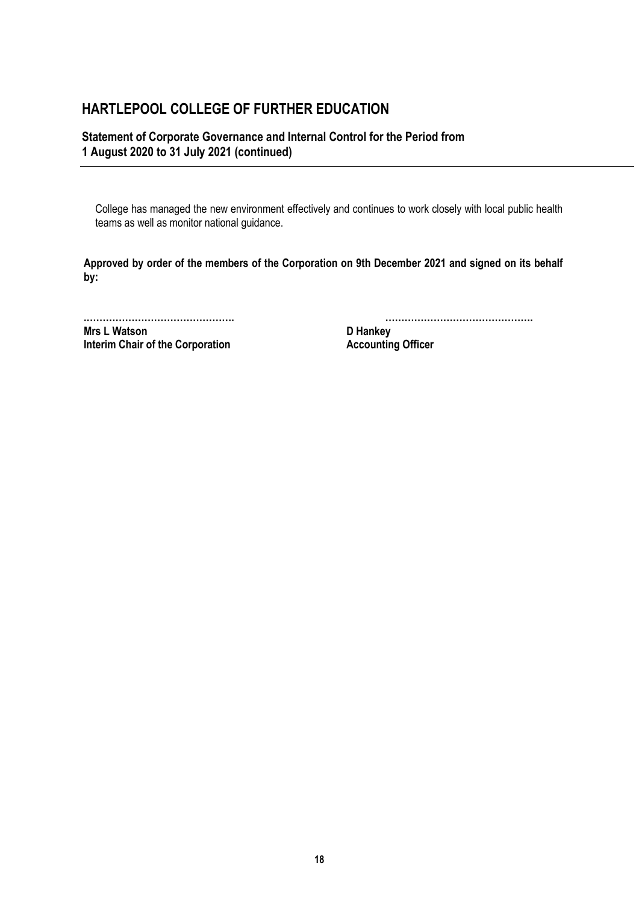# HARTLEPOOL COLLEGE OF FURTHER EDUCATION

## Statement of Corporate Governance and Internal Control for the Period from 1 August 2020 to 31 July 2021 (continued)

College has managed the new environment effectively and continues to work closely with local public health teams as well as monitor national guidance.

**Approved by order of the members of the Corporation on 9th December 2021 and signed on its behalf by:**

| ………………………………………. | ………………………………………. |
|---|---|
| **Mrs L Watson** | **D Hankey** |
| **Interim Chair of the Corporation** | **Accounting Officer** |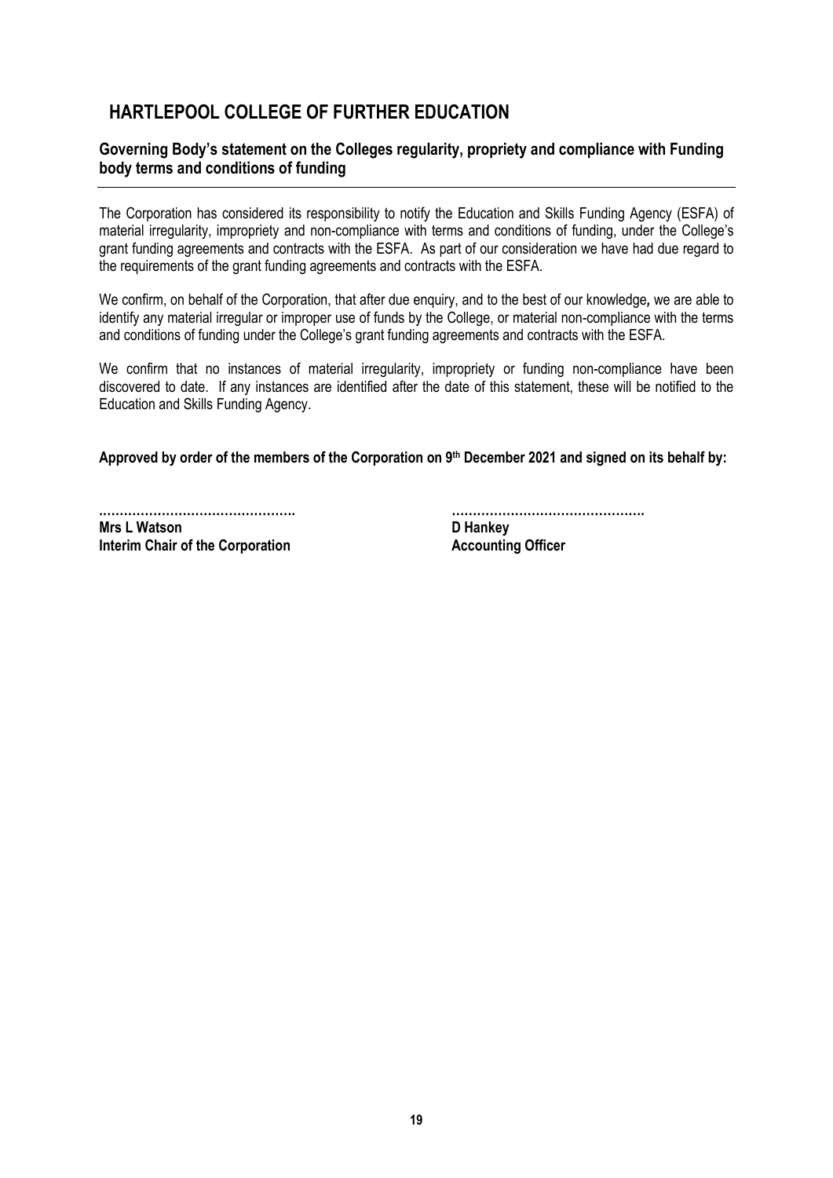# HARTLEPOOL COLLEGE OF FURTHER EDUCATION

## Governing Body's statement on the Colleges regularity, propriety and compliance with Funding body terms and conditions of funding

The Corporation has considered its responsibility to notify the Education and Skills Funding Agency (ESFA) of material irregularity, impropriety and non-compliance with terms and conditions of funding, under the College's grant funding agreements and contracts with the ESFA. As part of our consideration we have had due regard to the requirements of the grant funding agreements and contracts with the ESFA.

We confirm, on behalf of the Corporation, that after due enquiry, and to the best of our knowledge, we are able to identify any material irregular or improper use of funds by the College, or material non-compliance with the terms and conditions of funding under the College's grant funding agreements and contracts with the ESFA.

We confirm that no instances of material irregularity, impropriety or funding non-compliance have been discovered to date. If any instances are identified after the date of this statement, these will be notified to the Education and Skills Funding Agency.

**Approved by order of the members of the Corporation on 9th December 2021 and signed on its behalf by:**

| | |
|---|---|
| **……………………………………….** | **……………………………………….** |
| **Mrs L Watson** | **D Hankey** |
| **Interim Chair of the Corporation** | **Accounting Officer** |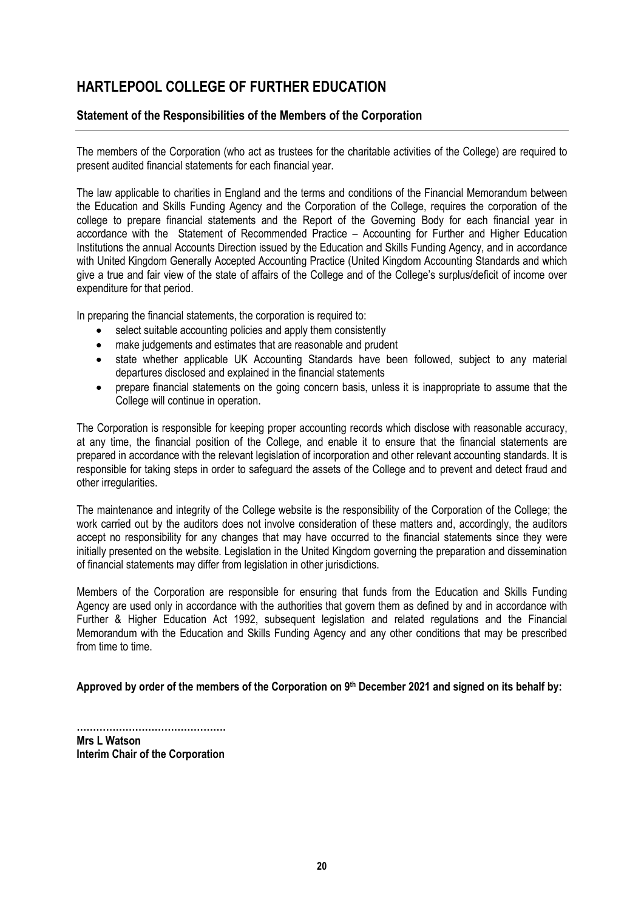# HARTLEPOOL COLLEGE OF FURTHER EDUCATION

## Statement of the Responsibilities of the Members of the Corporation

The members of the Corporation (who act as trustees for the charitable activities of the College) are required to present audited financial statements for each financial year.

The law applicable to charities in England and the terms and conditions of the Financial Memorandum between the Education and Skills Funding Agency and the Corporation of the College, requires the corporation of the college to prepare financial statements and the Report of the Governing Body for each financial year in accordance with the Statement of Recommended Practice – Accounting for Further and Higher Education Institutions the annual Accounts Direction issued by the Education and Skills Funding Agency, and in accordance with United Kingdom Generally Accepted Accounting Practice (United Kingdom Accounting Standards and which give a true and fair view of the state of affairs of the College and of the College's surplus/deficit of income over expenditure for that period.

In preparing the financial statements, the corporation is required to:

- select suitable accounting policies and apply them consistently
- make judgements and estimates that are reasonable and prudent
- state whether applicable UK Accounting Standards have been followed, subject to any material departures disclosed and explained in the financial statements
- prepare financial statements on the going concern basis, unless it is inappropriate to assume that the College will continue in operation.

The Corporation is responsible for keeping proper accounting records which disclose with reasonable accuracy, at any time, the financial position of the College, and enable it to ensure that the financial statements are prepared in accordance with the relevant legislation of incorporation and other relevant accounting standards. It is responsible for taking steps in order to safeguard the assets of the College and to prevent and detect fraud and other irregularities.

The maintenance and integrity of the College website is the responsibility of the Corporation of the College; the work carried out by the auditors does not involve consideration of these matters and, accordingly, the auditors accept no responsibility for any changes that may have occurred to the financial statements since they were initially presented on the website. Legislation in the United Kingdom governing the preparation and dissemination of financial statements may differ from legislation in other jurisdictions.

Members of the Corporation are responsible for ensuring that funds from the Education and Skills Funding Agency are used only in accordance with the authorities that govern them as defined by and in accordance with Further & Higher Education Act 1992, subsequent legislation and related regulations and the Financial Memorandum with the Education and Skills Funding Agency and any other conditions that may be prescribed from time to time.

**Approved by order of the members of the Corporation on 9th December 2021 and signed on its behalf by:**

**………………………………………**
**Mrs L Watson**
**Interim Chair of the Corporation**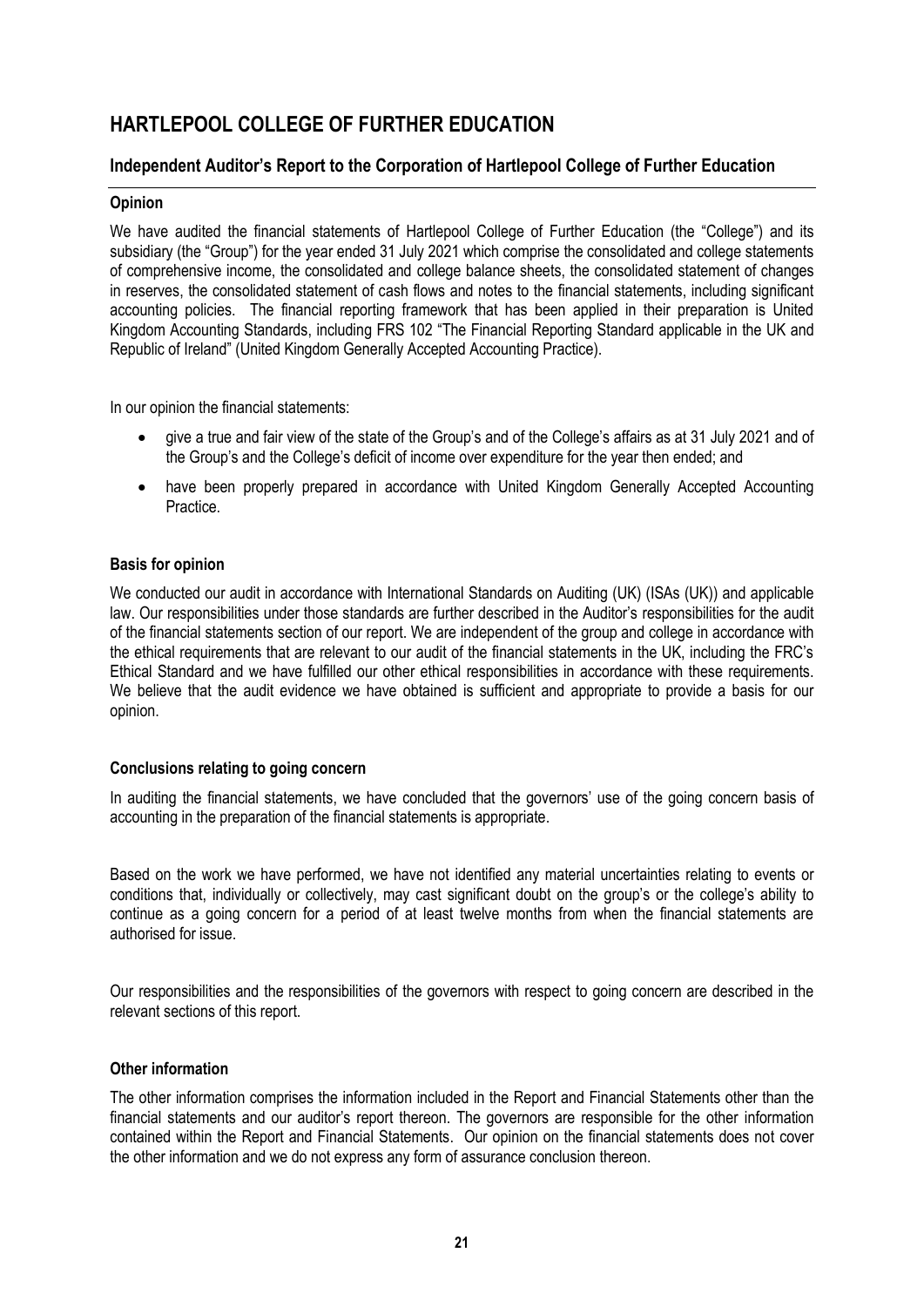# HARTLEPOOL COLLEGE OF FURTHER EDUCATION

## Independent Auditor's Report to the Corporation of Hartlepool College of Further Education

### Opinion

We have audited the financial statements of Hartlepool College of Further Education (the "College") and its subsidiary (the "Group") for the year ended 31 July 2021 which comprise the consolidated and college statements of comprehensive income, the consolidated and college balance sheets, the consolidated statement of changes in reserves, the consolidated statement of cash flows and notes to the financial statements, including significant accounting policies. The financial reporting framework that has been applied in their preparation is United Kingdom Accounting Standards, including FRS 102 "The Financial Reporting Standard applicable in the UK and Republic of Ireland" (United Kingdom Generally Accepted Accounting Practice).

In our opinion the financial statements:

- give a true and fair view of the state of the Group's and of the College's affairs as at 31 July 2021 and of the Group's and the College's deficit of income over expenditure for the year then ended; and
- have been properly prepared in accordance with United Kingdom Generally Accepted Accounting Practice.

### Basis for opinion

We conducted our audit in accordance with International Standards on Auditing (UK) (ISAs (UK)) and applicable law. Our responsibilities under those standards are further described in the Auditor's responsibilities for the audit of the financial statements section of our report. We are independent of the group and college in accordance with the ethical requirements that are relevant to our audit of the financial statements in the UK, including the FRC's Ethical Standard and we have fulfilled our other ethical responsibilities in accordance with these requirements. We believe that the audit evidence we have obtained is sufficient and appropriate to provide a basis for our opinion.

### Conclusions relating to going concern

In auditing the financial statements, we have concluded that the governors' use of the going concern basis of accounting in the preparation of the financial statements is appropriate.

Based on the work we have performed, we have not identified any material uncertainties relating to events or conditions that, individually or collectively, may cast significant doubt on the group's or the college's ability to continue as a going concern for a period of at least twelve months from when the financial statements are authorised for issue.

Our responsibilities and the responsibilities of the governors with respect to going concern are described in the relevant sections of this report.

### Other information

The other information comprises the information included in the Report and Financial Statements other than the financial statements and our auditor's report thereon. The governors are responsible for the other information contained within the Report and Financial Statements. Our opinion on the financial statements does not cover the other information and we do not express any form of assurance conclusion thereon.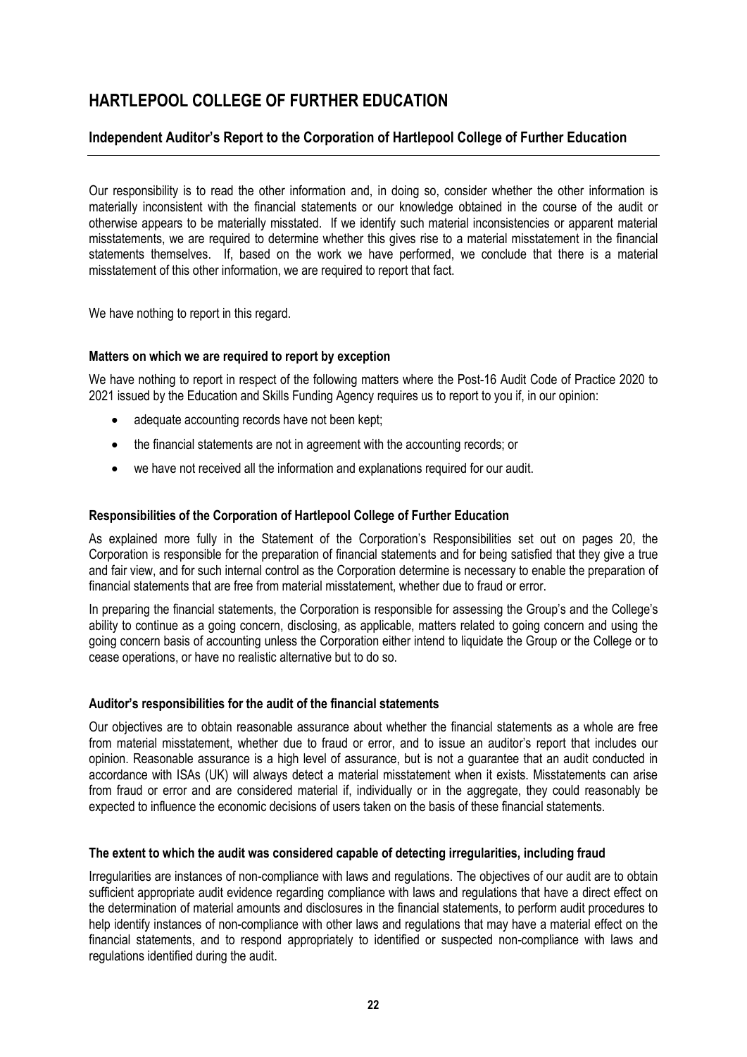# HARTLEPOOL COLLEGE OF FURTHER EDUCATION

## Independent Auditor's Report to the Corporation of Hartlepool College of Further Education

Our responsibility is to read the other information and, in doing so, consider whether the other information is materially inconsistent with the financial statements or our knowledge obtained in the course of the audit or otherwise appears to be materially misstated. If we identify such material inconsistencies or apparent material misstatements, we are required to determine whether this gives rise to a material misstatement in the financial statements themselves. If, based on the work we have performed, we conclude that there is a material misstatement of this other information, we are required to report that fact.

We have nothing to report in this regard.

### Matters on which we are required to report by exception

We have nothing to report in respect of the following matters where the Post-16 Audit Code of Practice 2020 to 2021 issued by the Education and Skills Funding Agency requires us to report to you if, in our opinion:

- adequate accounting records have not been kept;
- the financial statements are not in agreement with the accounting records; or
- we have not received all the information and explanations required for our audit.

### Responsibilities of the Corporation of Hartlepool College of Further Education

As explained more fully in the Statement of the Corporation's Responsibilities set out on pages 20, the Corporation is responsible for the preparation of financial statements and for being satisfied that they give a true and fair view, and for such internal control as the Corporation determine is necessary to enable the preparation of financial statements that are free from material misstatement, whether due to fraud or error.

In preparing the financial statements, the Corporation is responsible for assessing the Group's and the College's ability to continue as a going concern, disclosing, as applicable, matters related to going concern and using the going concern basis of accounting unless the Corporation either intend to liquidate the Group or the College or to cease operations, or have no realistic alternative but to do so.

### Auditor's responsibilities for the audit of the financial statements

Our objectives are to obtain reasonable assurance about whether the financial statements as a whole are free from material misstatement, whether due to fraud or error, and to issue an auditor's report that includes our opinion. Reasonable assurance is a high level of assurance, but is not a guarantee that an audit conducted in accordance with ISAs (UK) will always detect a material misstatement when it exists. Misstatements can arise from fraud or error and are considered material if, individually or in the aggregate, they could reasonably be expected to influence the economic decisions of users taken on the basis of these financial statements.

### The extent to which the audit was considered capable of detecting irregularities, including fraud

Irregularities are instances of non-compliance with laws and regulations. The objectives of our audit are to obtain sufficient appropriate audit evidence regarding compliance with laws and regulations that have a direct effect on the determination of material amounts and disclosures in the financial statements, to perform audit procedures to help identify instances of non-compliance with other laws and regulations that may have a material effect on the financial statements, and to respond appropriately to identified or suspected non-compliance with laws and regulations identified during the audit.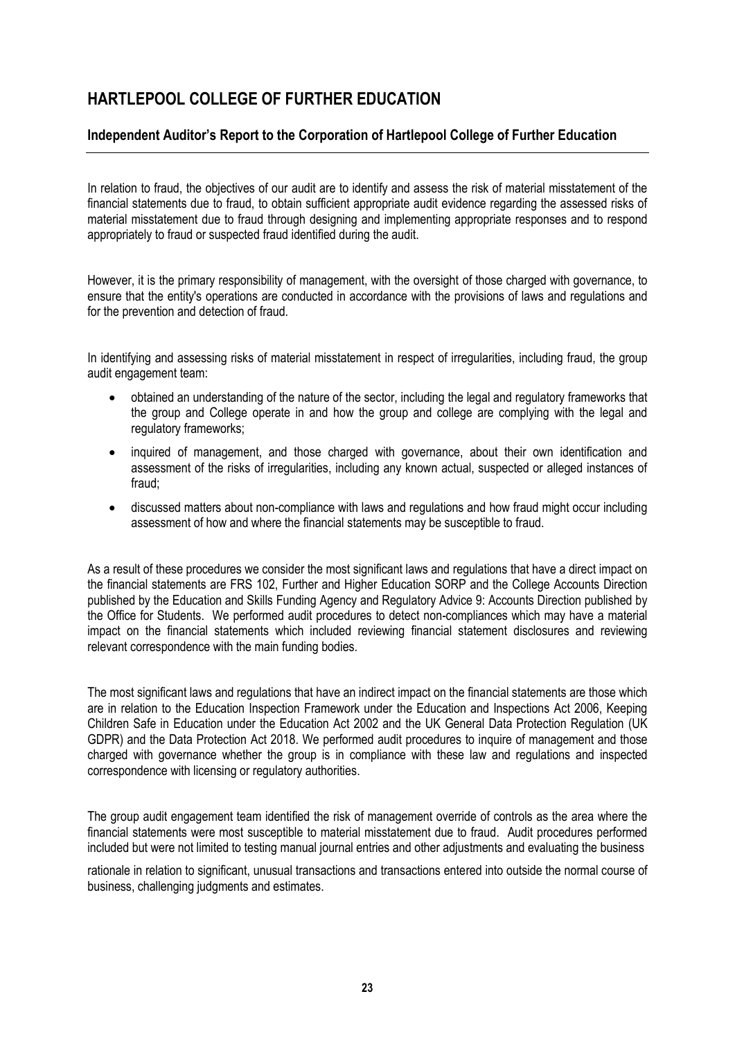# HARTLEPOOL COLLEGE OF FURTHER EDUCATION

## Independent Auditor's Report to the Corporation of Hartlepool College of Further Education

In relation to fraud, the objectives of our audit are to identify and assess the risk of material misstatement of the financial statements due to fraud, to obtain sufficient appropriate audit evidence regarding the assessed risks of material misstatement due to fraud through designing and implementing appropriate responses and to respond appropriately to fraud or suspected fraud identified during the audit.

However, it is the primary responsibility of management, with the oversight of those charged with governance, to ensure that the entity's operations are conducted in accordance with the provisions of laws and regulations and for the prevention and detection of fraud.

In identifying and assessing risks of material misstatement in respect of irregularities, including fraud, the group audit engagement team:

- obtained an understanding of the nature of the sector, including the legal and regulatory frameworks that the group and College operate in and how the group and college are complying with the legal and regulatory frameworks;
- inquired of management, and those charged with governance, about their own identification and assessment of the risks of irregularities, including any known actual, suspected or alleged instances of fraud;
- discussed matters about non-compliance with laws and regulations and how fraud might occur including assessment of how and where the financial statements may be susceptible to fraud.

As a result of these procedures we consider the most significant laws and regulations that have a direct impact on the financial statements are FRS 102, Further and Higher Education SORP and the College Accounts Direction published by the Education and Skills Funding Agency and Regulatory Advice 9: Accounts Direction published by the Office for Students. We performed audit procedures to detect non-compliances which may have a material impact on the financial statements which included reviewing financial statement disclosures and reviewing relevant correspondence with the main funding bodies.

The most significant laws and regulations that have an indirect impact on the financial statements are those which are in relation to the Education Inspection Framework under the Education and Inspections Act 2006, Keeping Children Safe in Education under the Education Act 2002 and the UK General Data Protection Regulation (UK GDPR) and the Data Protection Act 2018. We performed audit procedures to inquire of management and those charged with governance whether the group is in compliance with these law and regulations and inspected correspondence with licensing or regulatory authorities.

The group audit engagement team identified the risk of management override of controls as the area where the financial statements were most susceptible to material misstatement due to fraud. Audit procedures performed included but were not limited to testing manual journal entries and other adjustments and evaluating the business rationale in relation to significant, unusual transactions and transactions entered into outside the normal course of business, challenging judgments and estimates.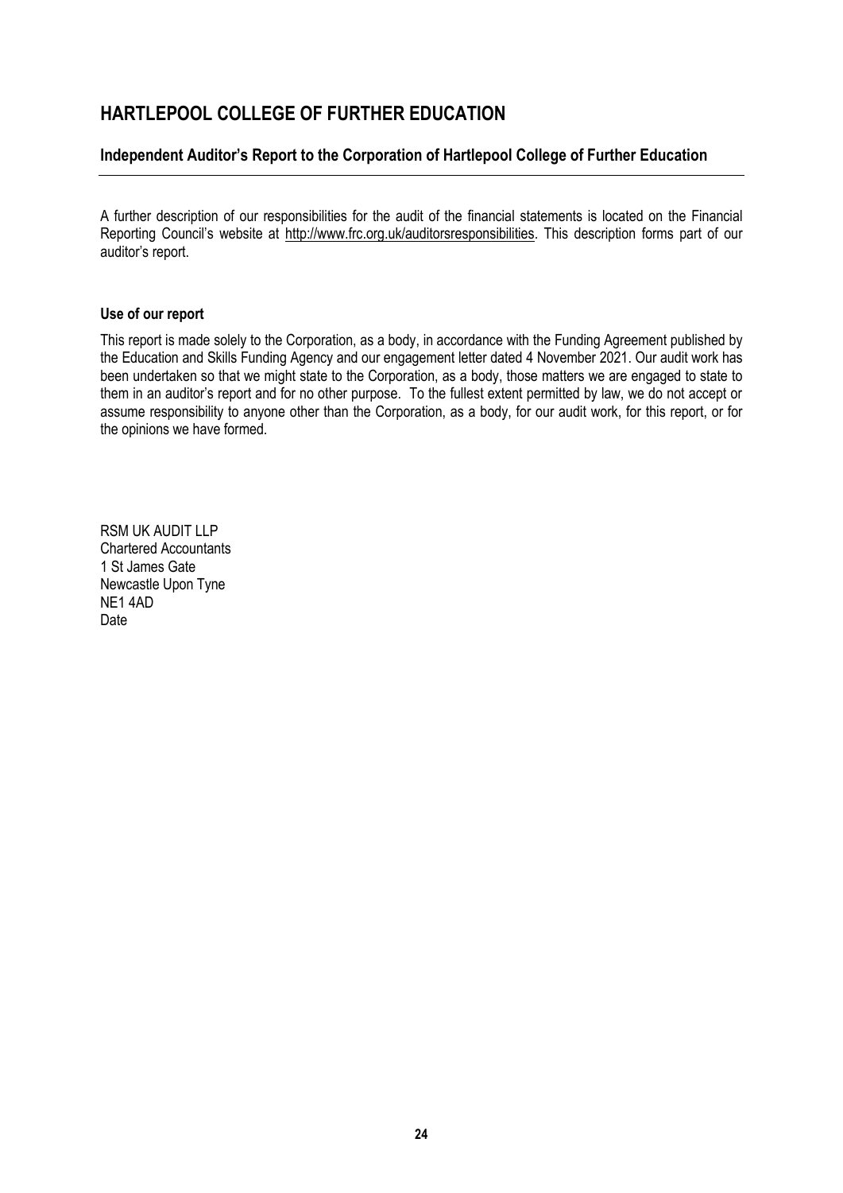# HARTLEPOOL COLLEGE OF FURTHER EDUCATION

## Independent Auditor's Report to the Corporation of Hartlepool College of Further Education

A further description of our responsibilities for the audit of the financial statements is located on the Financial Reporting Council's website at http://www.frc.org.uk/auditorsresponsibilities. This description forms part of our auditor's report.

**Use of our report**

This report is made solely to the Corporation, as a body, in accordance with the Funding Agreement published by the Education and Skills Funding Agency and our engagement letter dated 4 November 2021. Our audit work has been undertaken so that we might state to the Corporation, as a body, those matters we are engaged to state to them in an auditor's report and for no other purpose. To the fullest extent permitted by law, we do not accept or assume responsibility to anyone other than the Corporation, as a body, for our audit work, for this report, or for the opinions we have formed.

RSM UK AUDIT LLP
Chartered Accountants
1 St James Gate
Newcastle Upon Tyne
NE1 4AD
Date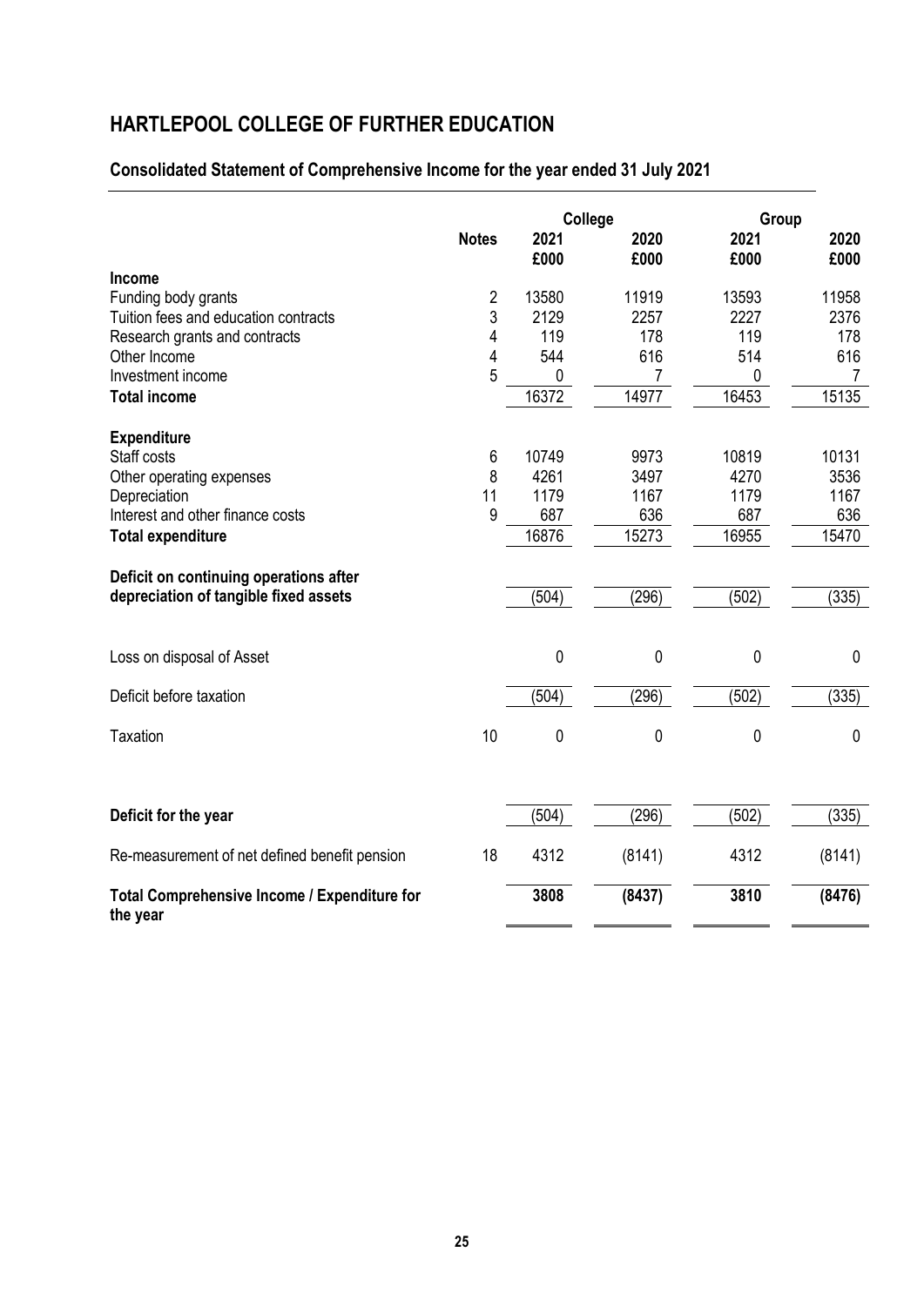# HARTLEPOOL COLLEGE OF FURTHER EDUCATION

## Consolidated Statement of Comprehensive Income for the year ended 31 July 2021

| | Notes | College | | Group | |
|---|---|---|---|---|---|
| | | 2021 £000 | 2020 £000 | 2021 £000 | 2020 £000 |
| **Income** | | | | | |
| Funding body grants | 2 | 13580 | 11919 | 13593 | 11958 |
| Tuition fees and education contracts | 3 | 2129 | 2257 | 2227 | 2376 |
| Research grants and contracts | 4 | 119 | 178 | 119 | 178 |
| Other Income | 4 | 544 | 616 | 514 | 616 |
| Investment income | 5 | 0 | 7 | 0 | 7 |
| **Total income** | | 16372 | 14977 | 16453 | 15135 |
| **Expenditure** | | | | | |
| Staff costs | 6 | 10749 | 9973 | 10819 | 10131 |
| Other operating expenses | 8 | 4261 | 3497 | 4270 | 3536 |
| Depreciation | 11 | 1179 | 1167 | 1179 | 1167 |
| Interest and other finance costs | 9 | 687 | 636 | 687 | 636 |
| **Total expenditure** | | 16876 | 15273 | 16955 | 15470 |
| **Deficit on continuing operations after depreciation of tangible fixed assets** | | (504) | (296) | (502) | (335) |
| Loss on disposal of Asset | | 0 | 0 | 0 | 0 |
| Deficit before taxation | | (504) | (296) | (502) | (335) |
| Taxation | 10 | 0 | 0 | 0 | 0 |
| **Deficit for the year** | | (504) | (296) | (502) | (335) |
| Re-measurement of net defined benefit pension | 18 | 4312 | (8141) | 4312 | (8141) |
| **Total Comprehensive Income / Expenditure for the year** | | **3808** | **(8437)** | **3810** | **(8476)** |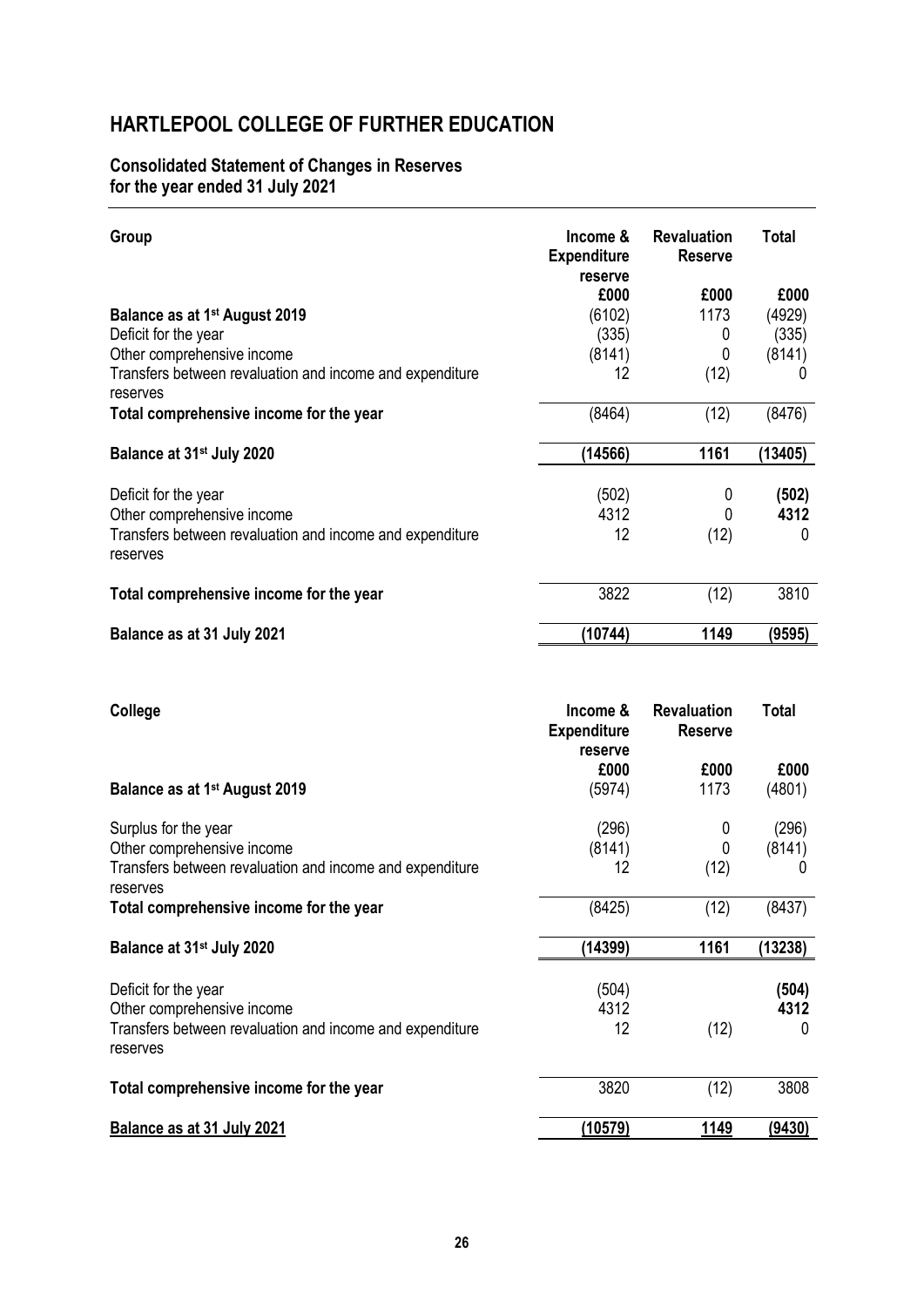# HARTLEPOOL COLLEGE OF FURTHER EDUCATION

## Consolidated Statement of Changes in Reserves for the year ended 31 July 2021

| Group | Income & Expenditure reserve | Revaluation Reserve | Total |
|---|---|---|---|
| | £000 | £000 | £000 |
| **Balance as at 1st August 2019** | (6102) | 1173 | (4929) |
| Deficit for the year | (335) | 0 | (335) |
| Other comprehensive income | (8141) | 0 | (8141) |
| Transfers between revaluation and income and expenditure reserves | 12 | (12) | 0 |
| **Total comprehensive income for the year** | (8464) | (12) | (8476) |
| **Balance at 31st July 2020** | **(14566)** | **1161** | **(13405)** |
| Deficit for the year | (502) | 0 | **(502)** |
| Other comprehensive income | 4312 | 0 | **4312** |
| Transfers between revaluation and income and expenditure reserves | 12 | (12) | 0 |
| **Total comprehensive income for the year** | 3822 | (12) | 3810 |
| **Balance as at 31 July 2021** | **(10744)** | **1149** | **(9595)** |

| College | Income & Expenditure reserve | Revaluation Reserve | Total |
|---|---|---|---|
| | £000 | £000 | £000 |
| **Balance as at 1st August 2019** | (5974) | 1173 | (4801) |
| Surplus for the year | (296) | 0 | (296) |
| Other comprehensive income | (8141) | 0 | (8141) |
| Transfers between revaluation and income and expenditure reserves | 12 | (12) | 0 |
| **Total comprehensive income for the year** | (8425) | (12) | (8437) |
| **Balance at 31st July 2020** | **(14399)** | **1161** | **(13238)** |
| Deficit for the year | (504) | | **(504)** |
| Other comprehensive income | 4312 | | **4312** |
| Transfers between revaluation and income and expenditure reserves | 12 | (12) | 0 |
| **Total comprehensive income for the year** | 3820 | (12) | 3808 |
| **Balance as at 31 July 2021** | **(10579)** | **1149** | **(9430)** |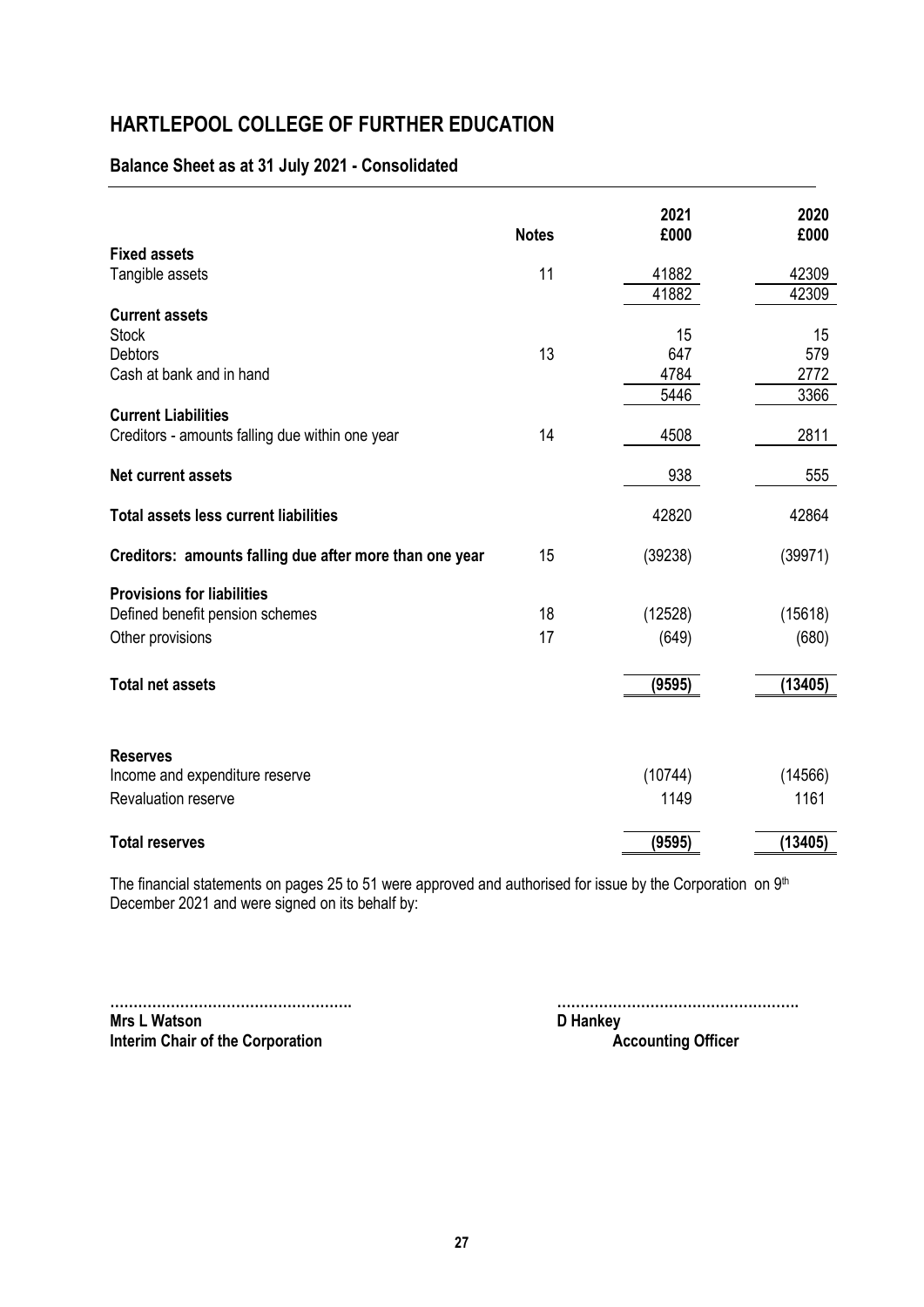# HARTLEPOOL COLLEGE OF FURTHER EDUCATION

## Balance Sheet as at 31 July 2021 - Consolidated

| | Notes | 2021 £000 | 2020 £000 |
|---|---|---|---|
| **Fixed assets** | | | |
| Tangible assets | 11 | 41882 | 42309 |
| | | 41882 | 42309 |
| **Current assets** | | | |
| Stock | | 15 | 15 |
| Debtors | 13 | 647 | 579 |
| Cash at bank and in hand | | 4784 | 2772 |
| | | 5446 | 3366 |
| **Current Liabilities** | | | |
| Creditors - amounts falling due within one year | 14 | 4508 | 2811 |
| **Net current assets** | | 938 | 555 |
| **Total assets less current liabilities** | | 42820 | 42864 |
| **Creditors: amounts falling due after more than one year** | 15 | (39238) | (39971) |
| **Provisions for liabilities** | | | |
| Defined benefit pension schemes | 18 | (12528) | (15618) |
| Other provisions | 17 | (649) | (680) |
| **Total net assets** | | **(9595)** | **(13405)** |
| **Reserves** | | | |
| Income and expenditure reserve | | (10744) | (14566) |
| Revaluation reserve | | 1149 | 1161 |
| **Total reserves** | | **(9595)** | **(13405)** |

The financial statements on pages 25 to 51 were approved and authorised for issue by the Corporation on 9th December 2021 and were signed on its behalf by:

……………………………………………
**Mrs L Watson**
**Interim Chair of the Corporation**

……………………………………………
**D Hankey**
**Accounting Officer**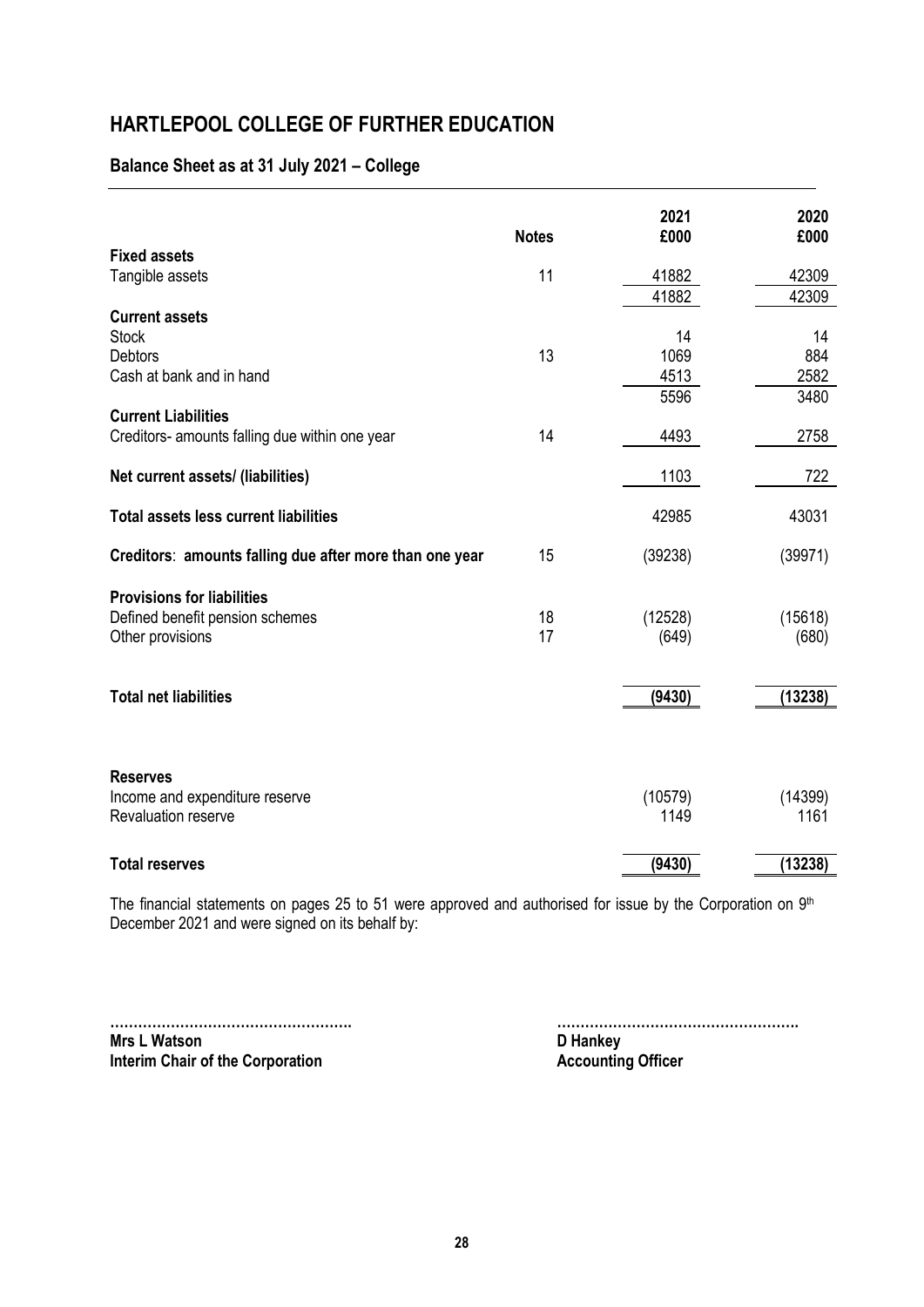# HARTLEPOOL COLLEGE OF FURTHER EDUCATION

## Balance Sheet as at 31 July 2021 – College

| | Notes | 2021 £000 | 2020 £000 |
|---|---|---|---|
| **Fixed assets** | | | |
| Tangible assets | 11 | 41882 | 42309 |
| | | 41882 | 42309 |
| **Current assets** | | | |
| Stock | | 14 | 14 |
| Debtors | 13 | 1069 | 884 |
| Cash at bank and in hand | | 4513 | 2582 |
| | | 5596 | 3480 |
| **Current Liabilities** | | | |
| Creditors- amounts falling due within one year | 14 | 4493 | 2758 |
| **Net current assets/ (liabilities)** | | 1103 | 722 |
| **Total assets less current liabilities** | | 42985 | 43031 |
| **Creditors**: **amounts falling due after more than one year** | 15 | (39238) | (39971) |
| **Provisions for liabilities** | | | |
| Defined benefit pension schemes | 18 | (12528) | (15618) |
| Other provisions | 17 | (649) | (680) |
| **Total net liabilities** | | **(9430)** | **(13238)** |
| **Reserves** | | | |
| Income and expenditure reserve | | (10579) | (14399) |
| Revaluation reserve | | 1149 | 1161 |
| **Total reserves** | | **(9430)** | **(13238)** |

The financial statements on pages 25 to 51 were approved and authorised for issue by the Corporation on 9th December 2021 and were signed on its behalf by:

……………………………………………

**Mrs L Watson**
**Interim Chair of the Corporation**

……………………………………………

**D Hankey**
**Accounting Officer**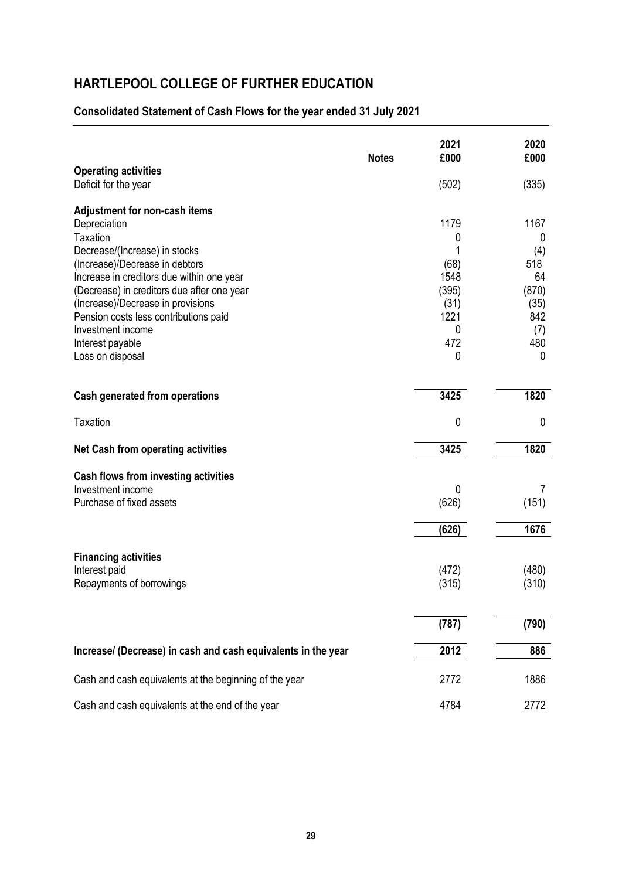# HARTLEPOOL COLLEGE OF FURTHER EDUCATION

## Consolidated Statement of Cash Flows for the year ended 31 July 2021

| | Notes | 2021 £000 | 2020 £000 |
|---|---|---|---|
| **Operating activities** | | | |
| Deficit for the year | | (502) | (335) |
| | | | |
| **Adjustment for non-cash items** | | | |
| Depreciation | | 1179 | 1167 |
| Taxation | | 0 | 0 |
| Decrease/(Increase) in stocks | | 1 | (4) |
| (Increase)/Decrease in debtors | | (68) | 518 |
| Increase in creditors due within one year | | 1548 | 64 |
| (Decrease) in creditors due after one year | | (395) | (870) |
| (Increase)/Decrease in provisions | | (31) | (35) |
| Pension costs less contributions paid | | 1221 | 842 |
| Investment income | | 0 | (7) |
| Interest payable | | 472 | 480 |
| Loss on disposal | | 0 | 0 |
| | | | |
| **Cash generated from operations** | | **3425** | **1820** |
| | | | |
| Taxation | | 0 | 0 |
| | | | |
| **Net Cash from operating activities** | | **3425** | **1820** |
| | | | |
| **Cash flows from investing activities** | | | |
| Investment income | | 0 | 7 |
| Purchase of fixed assets | | (626) | (151) |
| | | **(626)** | **1676** |
| | | | |
| **Financing activities** | | | |
| Interest paid | | (472) | (480) |
| Repayments of borrowings | | (315) | (310) |
| | | **(787)** | **(790)** |
| | | | |
| **Increase/ (Decrease) in cash and cash equivalents in the year** | | **2012** | **886** |
| | | | |
| Cash and cash equivalents at the beginning of the year | | 2772 | 1886 |
| | | | |
| Cash and cash equivalents at the end of the year | | 4784 | 2772 |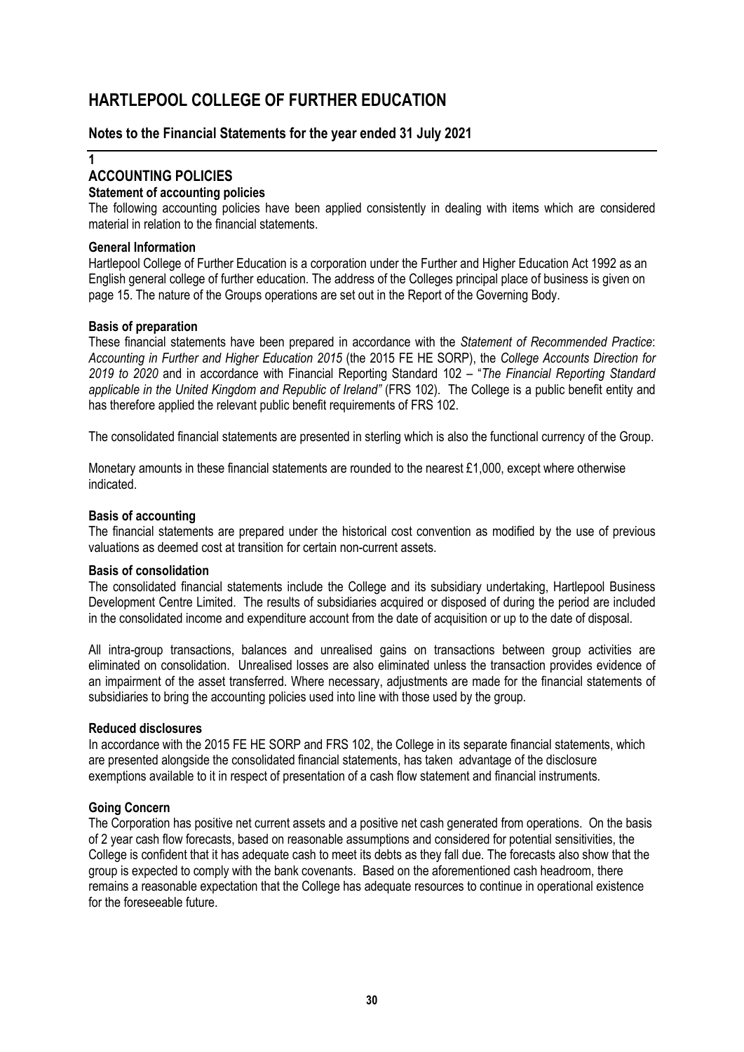# HARTLEPOOL COLLEGE OF FURTHER EDUCATION

## Notes to the Financial Statements for the year ended 31 July 2021

**1**

## ACCOUNTING POLICIES

**Statement of accounting policies**

The following accounting policies have been applied consistently in dealing with items which are considered material in relation to the financial statements.

**General Information**

Hartlepool College of Further Education is a corporation under the Further and Higher Education Act 1992 as an English general college of further education. The address of the Colleges principal place of business is given on page 15. The nature of the Groups operations are set out in the Report of the Governing Body.

**Basis of preparation**

These financial statements have been prepared in accordance with the *Statement of Recommended Practice*: *Accounting in Further and Higher Education 2015* (the 2015 FE HE SORP), the *College Accounts Direction for 2019 to 2020* and in accordance with Financial Reporting Standard 102 – "*The Financial Reporting Standard applicable in the United Kingdom and Republic of Ireland"* (FRS 102). The College is a public benefit entity and has therefore applied the relevant public benefit requirements of FRS 102.

The consolidated financial statements are presented in sterling which is also the functional currency of the Group.

Monetary amounts in these financial statements are rounded to the nearest £1,000, except where otherwise indicated.

**Basis of accounting**

The financial statements are prepared under the historical cost convention as modified by the use of previous valuations as deemed cost at transition for certain non-current assets.

**Basis of consolidation**

The consolidated financial statements include the College and its subsidiary undertaking, Hartlepool Business Development Centre Limited. The results of subsidiaries acquired or disposed of during the period are included in the consolidated income and expenditure account from the date of acquisition or up to the date of disposal.

All intra-group transactions, balances and unrealised gains on transactions between group activities are eliminated on consolidation. Unrealised losses are also eliminated unless the transaction provides evidence of an impairment of the asset transferred. Where necessary, adjustments are made for the financial statements of subsidiaries to bring the accounting policies used into line with those used by the group.

**Reduced disclosures**

In accordance with the 2015 FE HE SORP and FRS 102, the College in its separate financial statements, which are presented alongside the consolidated financial statements, has taken advantage of the disclosure exemptions available to it in respect of presentation of a cash flow statement and financial instruments.

**Going Concern**

The Corporation has positive net current assets and a positive net cash generated from operations. On the basis of 2 year cash flow forecasts, based on reasonable assumptions and considered for potential sensitivities, the College is confident that it has adequate cash to meet its debts as they fall due. The forecasts also show that the group is expected to comply with the bank covenants. Based on the aforementioned cash headroom, there remains a reasonable expectation that the College has adequate resources to continue in operational existence for the foreseeable future.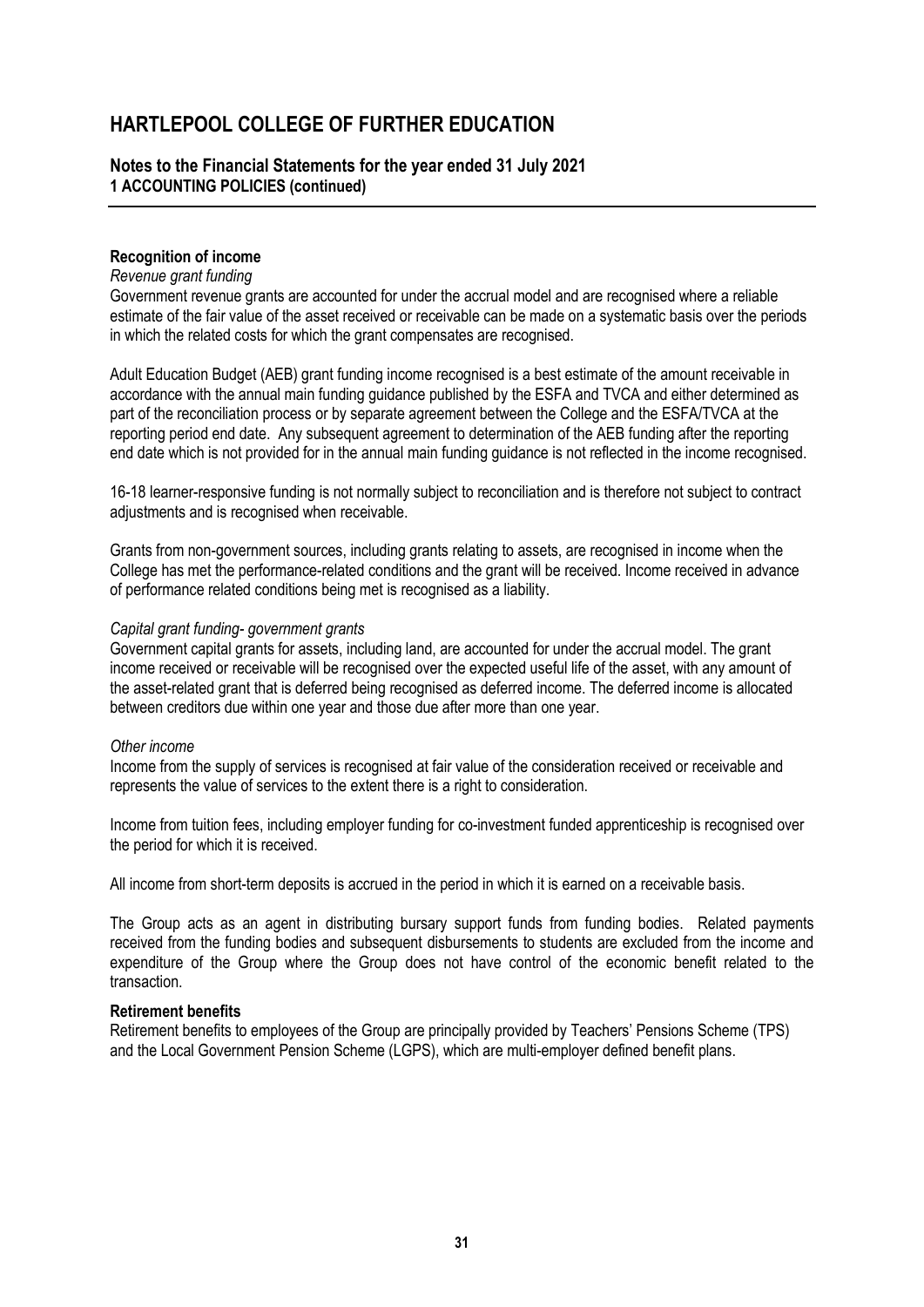# HARTLEPOOL COLLEGE OF FURTHER EDUCATION

## Notes to the Financial Statements for the year ended 31 July 2021
### 1 ACCOUNTING POLICIES (continued)

**Recognition of income**

*Revenue grant funding*

Government revenue grants are accounted for under the accrual model and are recognised where a reliable estimate of the fair value of the asset received or receivable can be made on a systematic basis over the periods in which the related costs for which the grant compensates are recognised.

Adult Education Budget (AEB) grant funding income recognised is a best estimate of the amount receivable in accordance with the annual main funding guidance published by the ESFA and TVCA and either determined as part of the reconciliation process or by separate agreement between the College and the ESFA/TVCA at the reporting period end date. Any subsequent agreement to determination of the AEB funding after the reporting end date which is not provided for in the annual main funding guidance is not reflected in the income recognised.

16-18 learner-responsive funding is not normally subject to reconciliation and is therefore not subject to contract adjustments and is recognised when receivable.

Grants from non-government sources, including grants relating to assets, are recognised in income when the College has met the performance-related conditions and the grant will be received. Income received in advance of performance related conditions being met is recognised as a liability.

*Capital grant funding- government grants*

Government capital grants for assets, including land, are accounted for under the accrual model. The grant income received or receivable will be recognised over the expected useful life of the asset, with any amount of the asset-related grant that is deferred being recognised as deferred income. The deferred income is allocated between creditors due within one year and those due after more than one year.

*Other income*

Income from the supply of services is recognised at fair value of the consideration received or receivable and represents the value of services to the extent there is a right to consideration.

Income from tuition fees, including employer funding for co-investment funded apprenticeship is recognised over the period for which it is received.

All income from short-term deposits is accrued in the period in which it is earned on a receivable basis.

The Group acts as an agent in distributing bursary support funds from funding bodies. Related payments received from the funding bodies and subsequent disbursements to students are excluded from the income and expenditure of the Group where the Group does not have control of the economic benefit related to the transaction.

**Retirement benefits**

Retirement benefits to employees of the Group are principally provided by Teachers' Pensions Scheme (TPS) and the Local Government Pension Scheme (LGPS), which are multi-employer defined benefit plans.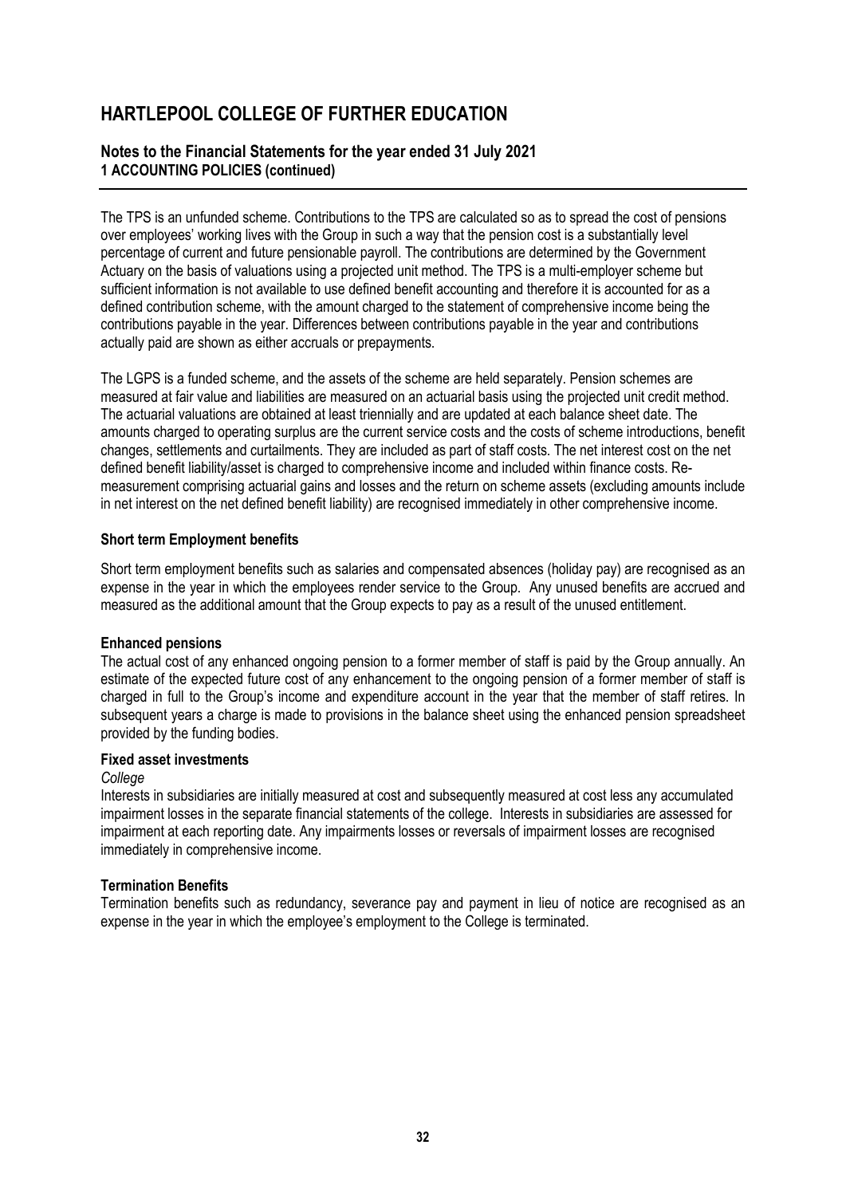# HARTLEPOOL COLLEGE OF FURTHER EDUCATION

## Notes to the Financial Statements for the year ended 31 July 2021
### 1 ACCOUNTING POLICIES (continued)

The TPS is an unfunded scheme. Contributions to the TPS are calculated so as to spread the cost of pensions over employees' working lives with the Group in such a way that the pension cost is a substantially level percentage of current and future pensionable payroll. The contributions are determined by the Government Actuary on the basis of valuations using a projected unit method. The TPS is a multi-employer scheme but sufficient information is not available to use defined benefit accounting and therefore it is accounted for as a defined contribution scheme, with the amount charged to the statement of comprehensive income being the contributions payable in the year. Differences between contributions payable in the year and contributions actually paid are shown as either accruals or prepayments.

The LGPS is a funded scheme, and the assets of the scheme are held separately. Pension schemes are measured at fair value and liabilities are measured on an actuarial basis using the projected unit credit method. The actuarial valuations are obtained at least triennially and are updated at each balance sheet date. The amounts charged to operating surplus are the current service costs and the costs of scheme introductions, benefit changes, settlements and curtailments. They are included as part of staff costs. The net interest cost on the net defined benefit liability/asset is charged to comprehensive income and included within finance costs. Re-measurement comprising actuarial gains and losses and the return on scheme assets (excluding amounts include in net interest on the net defined benefit liability) are recognised immediately in other comprehensive income.

**Short term Employment benefits**

Short term employment benefits such as salaries and compensated absences (holiday pay) are recognised as an expense in the year in which the employees render service to the Group. Any unused benefits are accrued and measured as the additional amount that the Group expects to pay as a result of the unused entitlement.

**Enhanced pensions**

The actual cost of any enhanced ongoing pension to a former member of staff is paid by the Group annually. An estimate of the expected future cost of any enhancement to the ongoing pension of a former member of staff is charged in full to the Group's income and expenditure account in the year that the member of staff retires. In subsequent years a charge is made to provisions in the balance sheet using the enhanced pension spreadsheet provided by the funding bodies.

**Fixed asset investments**

*College*

Interests in subsidiaries are initially measured at cost and subsequently measured at cost less any accumulated impairment losses in the separate financial statements of the college. Interests in subsidiaries are assessed for impairment at each reporting date. Any impairments losses or reversals of impairment losses are recognised immediately in comprehensive income.

**Termination Benefits**

Termination benefits such as redundancy, severance pay and payment in lieu of notice are recognised as an expense in the year in which the employee's employment to the College is terminated.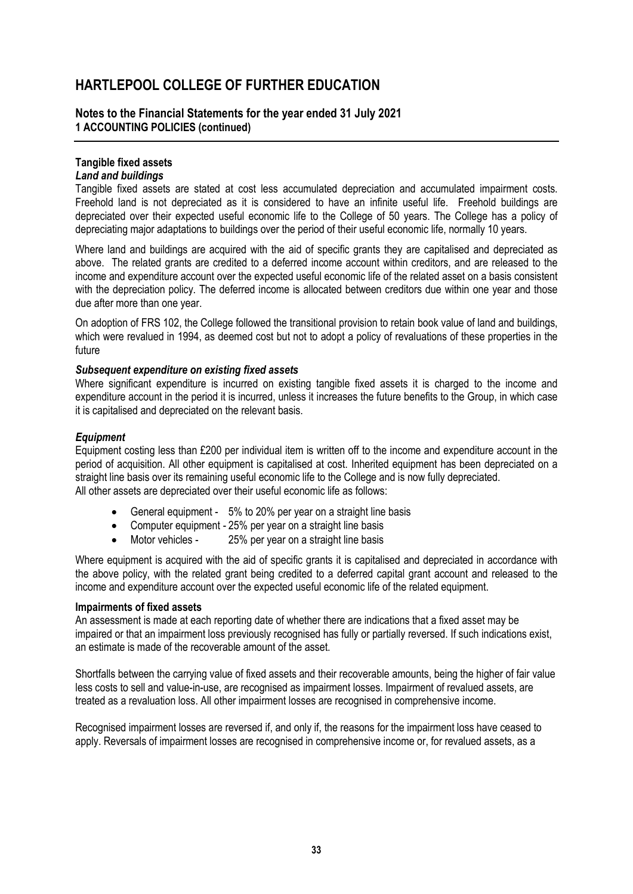# HARTLEPOOL COLLEGE OF FURTHER EDUCATION

## Notes to the Financial Statements for the year ended 31 July 2021
### 1 ACCOUNTING POLICIES (continued)

**Tangible fixed assets**

***Land and buildings***

Tangible fixed assets are stated at cost less accumulated depreciation and accumulated impairment costs. Freehold land is not depreciated as it is considered to have an infinite useful life. Freehold buildings are depreciated over their expected useful economic life to the College of 50 years. The College has a policy of depreciating major adaptations to buildings over the period of their useful economic life, normally 10 years.

Where land and buildings are acquired with the aid of specific grants they are capitalised and depreciated as above. The related grants are credited to a deferred income account within creditors, and are released to the income and expenditure account over the expected useful economic life of the related asset on a basis consistent with the depreciation policy. The deferred income is allocated between creditors due within one year and those due after more than one year.

On adoption of FRS 102, the College followed the transitional provision to retain book value of land and buildings, which were revalued in 1994, as deemed cost but not to adopt a policy of revaluations of these properties in the future

***Subsequent expenditure on existing fixed assets***

Where significant expenditure is incurred on existing tangible fixed assets it is charged to the income and expenditure account in the period it is incurred, unless it increases the future benefits to the Group, in which case it is capitalised and depreciated on the relevant basis.

***Equipment***

Equipment costing less than £200 per individual item is written off to the income and expenditure account in the period of acquisition. All other equipment is capitalised at cost. Inherited equipment has been depreciated on a straight line basis over its remaining useful economic life to the College and is now fully depreciated.
All other assets are depreciated over their useful economic life as follows:

- General equipment - 5% to 20% per year on a straight line basis
- Computer equipment - 25% per year on a straight line basis
- Motor vehicles - 25% per year on a straight line basis

Where equipment is acquired with the aid of specific grants it is capitalised and depreciated in accordance with the above policy, with the related grant being credited to a deferred capital grant account and released to the income and expenditure account over the expected useful economic life of the related equipment.

**Impairments of fixed assets**

An assessment is made at each reporting date of whether there are indications that a fixed asset may be impaired or that an impairment loss previously recognised has fully or partially reversed. If such indications exist, an estimate is made of the recoverable amount of the asset.

Shortfalls between the carrying value of fixed assets and their recoverable amounts, being the higher of fair value less costs to sell and value-in-use, are recognised as impairment losses. Impairment of revalued assets, are treated as a revaluation loss. All other impairment losses are recognised in comprehensive income.

Recognised impairment losses are reversed if, and only if, the reasons for the impairment loss have ceased to apply. Reversals of impairment losses are recognised in comprehensive income or, for revalued assets, as a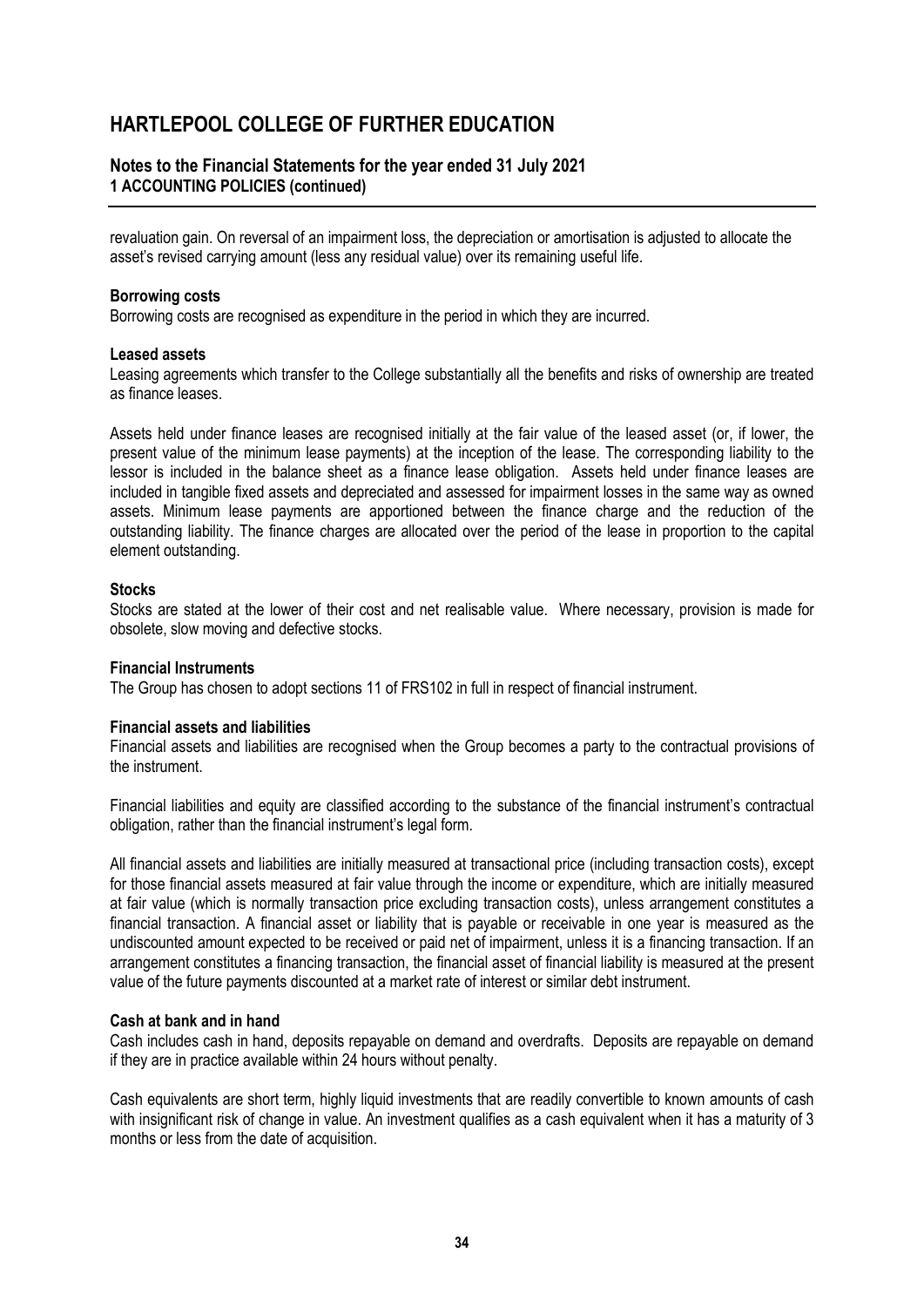# HARTLEPOOL COLLEGE OF FURTHER EDUCATION

## Notes to the Financial Statements for the year ended 31 July 2021
### 1 ACCOUNTING POLICIES (continued)

revaluation gain. On reversal of an impairment loss, the depreciation or amortisation is adjusted to allocate the asset's revised carrying amount (less any residual value) over its remaining useful life.

**Borrowing costs**

Borrowing costs are recognised as expenditure in the period in which they are incurred.

**Leased assets**

Leasing agreements which transfer to the College substantially all the benefits and risks of ownership are treated as finance leases.

Assets held under finance leases are recognised initially at the fair value of the leased asset (or, if lower, the present value of the minimum lease payments) at the inception of the lease. The corresponding liability to the lessor is included in the balance sheet as a finance lease obligation. Assets held under finance leases are included in tangible fixed assets and depreciated and assessed for impairment losses in the same way as owned assets. Minimum lease payments are apportioned between the finance charge and the reduction of the outstanding liability. The finance charges are allocated over the period of the lease in proportion to the capital element outstanding.

**Stocks**

Stocks are stated at the lower of their cost and net realisable value. Where necessary, provision is made for obsolete, slow moving and defective stocks.

**Financial Instruments**

The Group has chosen to adopt sections 11 of FRS102 in full in respect of financial instrument.

**Financial assets and liabilities**

Financial assets and liabilities are recognised when the Group becomes a party to the contractual provisions of the instrument.

Financial liabilities and equity are classified according to the substance of the financial instrument's contractual obligation, rather than the financial instrument's legal form.

All financial assets and liabilities are initially measured at transactional price (including transaction costs), except for those financial assets measured at fair value through the income or expenditure, which are initially measured at fair value (which is normally transaction price excluding transaction costs), unless arrangement constitutes a financial transaction. A financial asset or liability that is payable or receivable in one year is measured as the undiscounted amount expected to be received or paid net of impairment, unless it is a financing transaction. If an arrangement constitutes a financing transaction, the financial asset of financial liability is measured at the present value of the future payments discounted at a market rate of interest or similar debt instrument.

**Cash at bank and in hand**

Cash includes cash in hand, deposits repayable on demand and overdrafts. Deposits are repayable on demand if they are in practice available within 24 hours without penalty.

Cash equivalents are short term, highly liquid investments that are readily convertible to known amounts of cash with insignificant risk of change in value. An investment qualifies as a cash equivalent when it has a maturity of 3 months or less from the date of acquisition.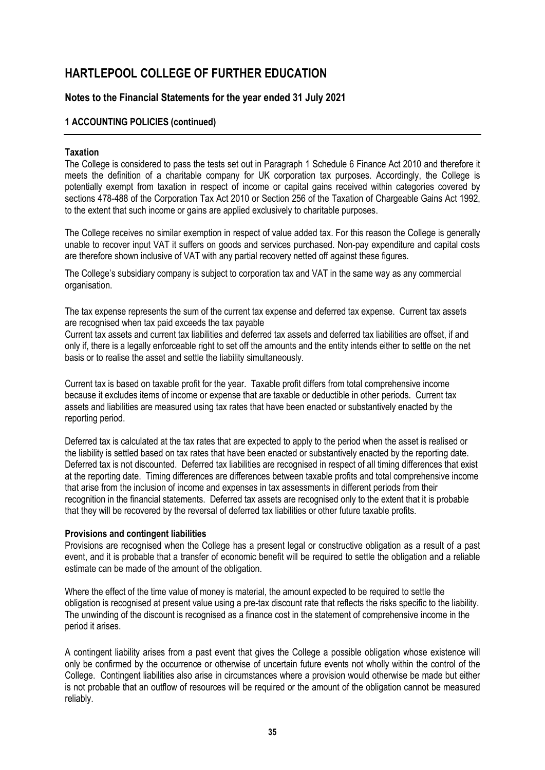# HARTLEPOOL COLLEGE OF FURTHER EDUCATION

## Notes to the Financial Statements for the year ended 31 July 2021

### 1 ACCOUNTING POLICIES (continued)

**Taxation**

The College is considered to pass the tests set out in Paragraph 1 Schedule 6 Finance Act 2010 and therefore it meets the definition of a charitable company for UK corporation tax purposes. Accordingly, the College is potentially exempt from taxation in respect of income or capital gains received within categories covered by sections 478-488 of the Corporation Tax Act 2010 or Section 256 of the Taxation of Chargeable Gains Act 1992, to the extent that such income or gains are applied exclusively to charitable purposes.

The College receives no similar exemption in respect of value added tax. For this reason the College is generally unable to recover input VAT it suffers on goods and services purchased. Non-pay expenditure and capital costs are therefore shown inclusive of VAT with any partial recovery netted off against these figures.

The College's subsidiary company is subject to corporation tax and VAT in the same way as any commercial organisation.

The tax expense represents the sum of the current tax expense and deferred tax expense. Current tax assets are recognised when tax paid exceeds the tax payable
Current tax assets and current tax liabilities and deferred tax assets and deferred tax liabilities are offset, if and only if, there is a legally enforceable right to set off the amounts and the entity intends either to settle on the net basis or to realise the asset and settle the liability simultaneously.

Current tax is based on taxable profit for the year. Taxable profit differs from total comprehensive income because it excludes items of income or expense that are taxable or deductible in other periods. Current tax assets and liabilities are measured using tax rates that have been enacted or substantively enacted by the reporting period.

Deferred tax is calculated at the tax rates that are expected to apply to the period when the asset is realised or the liability is settled based on tax rates that have been enacted or substantively enacted by the reporting date. Deferred tax is not discounted. Deferred tax liabilities are recognised in respect of all timing differences that exist at the reporting date. Timing differences are differences between taxable profits and total comprehensive income that arise from the inclusion of income and expenses in tax assessments in different periods from their recognition in the financial statements. Deferred tax assets are recognised only to the extent that it is probable that they will be recovered by the reversal of deferred tax liabilities or other future taxable profits.

**Provisions and contingent liabilities**

Provisions are recognised when the College has a present legal or constructive obligation as a result of a past event, and it is probable that a transfer of economic benefit will be required to settle the obligation and a reliable estimate can be made of the amount of the obligation.

Where the effect of the time value of money is material, the amount expected to be required to settle the obligation is recognised at present value using a pre-tax discount rate that reflects the risks specific to the liability. The unwinding of the discount is recognised as a finance cost in the statement of comprehensive income in the period it arises.

A contingent liability arises from a past event that gives the College a possible obligation whose existence will only be confirmed by the occurrence or otherwise of uncertain future events not wholly within the control of the College. Contingent liabilities also arise in circumstances where a provision would otherwise be made but either is not probable that an outflow of resources will be required or the amount of the obligation cannot be measured reliably.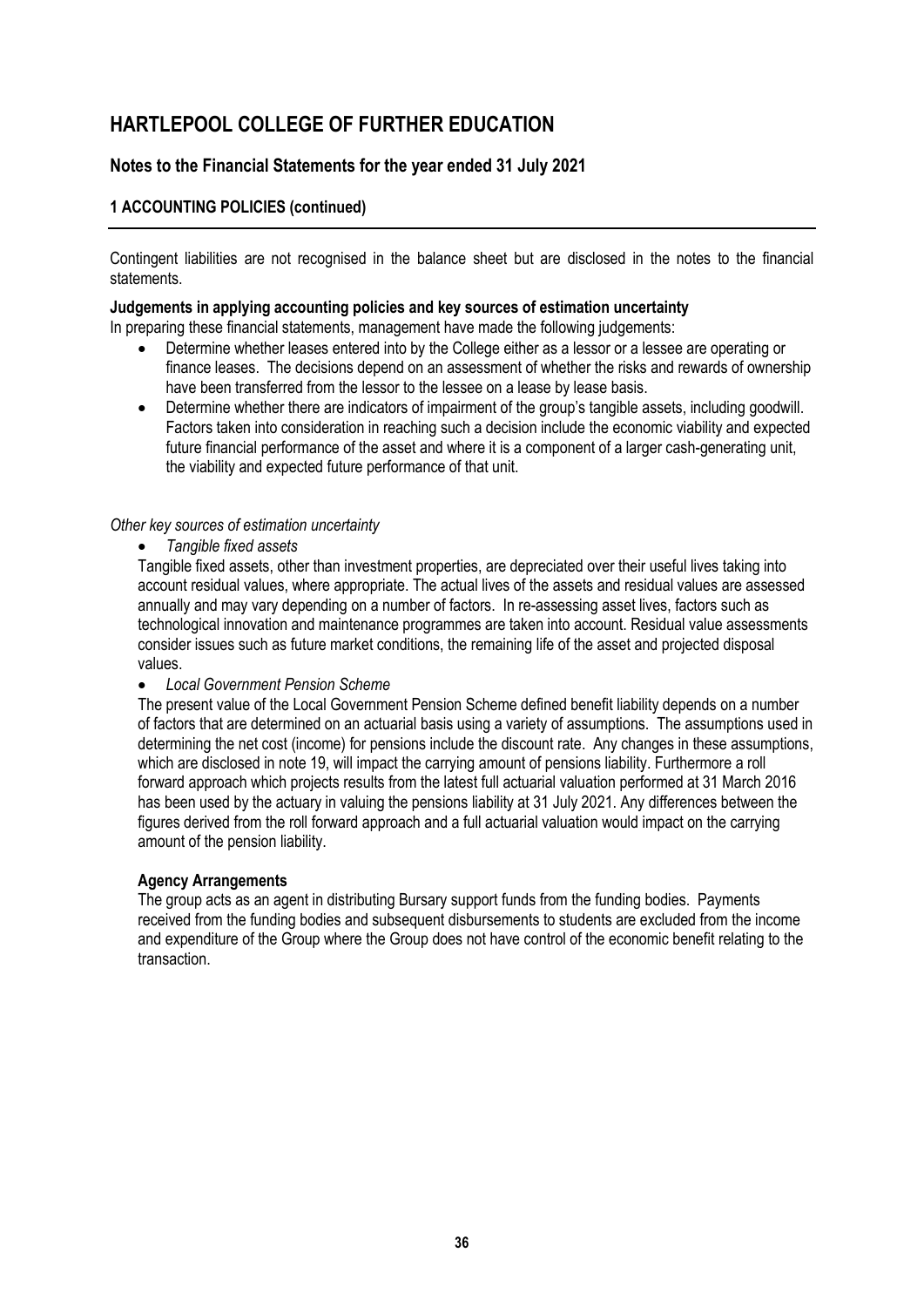# HARTLEPOOL COLLEGE OF FURTHER EDUCATION

## Notes to the Financial Statements for the year ended 31 July 2021

### 1 ACCOUNTING POLICIES (continued)

Contingent liabilities are not recognised in the balance sheet but are disclosed in the notes to the financial statements.

**Judgements in applying accounting policies and key sources of estimation uncertainty**

In preparing these financial statements, management have made the following judgements:

- Determine whether leases entered into by the College either as a lessor or a lessee are operating or finance leases. The decisions depend on an assessment of whether the risks and rewards of ownership have been transferred from the lessor to the lessee on a lease by lease basis.
- Determine whether there are indicators of impairment of the group's tangible assets, including goodwill. Factors taken into consideration in reaching such a decision include the economic viability and expected future financial performance of the asset and where it is a component of a larger cash-generating unit, the viability and expected future performance of that unit.

*Other key sources of estimation uncertainty*

- *Tangible fixed assets*

Tangible fixed assets, other than investment properties, are depreciated over their useful lives taking into account residual values, where appropriate. The actual lives of the assets and residual values are assessed annually and may vary depending on a number of factors. In re-assessing asset lives, factors such as technological innovation and maintenance programmes are taken into account. Residual value assessments consider issues such as future market conditions, the remaining life of the asset and projected disposal values.

- *Local Government Pension Scheme*

The present value of the Local Government Pension Scheme defined benefit liability depends on a number of factors that are determined on an actuarial basis using a variety of assumptions. The assumptions used in determining the net cost (income) for pensions include the discount rate. Any changes in these assumptions, which are disclosed in note 19, will impact the carrying amount of pensions liability. Furthermore a roll forward approach which projects results from the latest full actuarial valuation performed at 31 March 2016 has been used by the actuary in valuing the pensions liability at 31 July 2021. Any differences between the figures derived from the roll forward approach and a full actuarial valuation would impact on the carrying amount of the pension liability.

**Agency Arrangements**

The group acts as an agent in distributing Bursary support funds from the funding bodies. Payments received from the funding bodies and subsequent disbursements to students are excluded from the income and expenditure of the Group where the Group does not have control of the economic benefit relating to the transaction.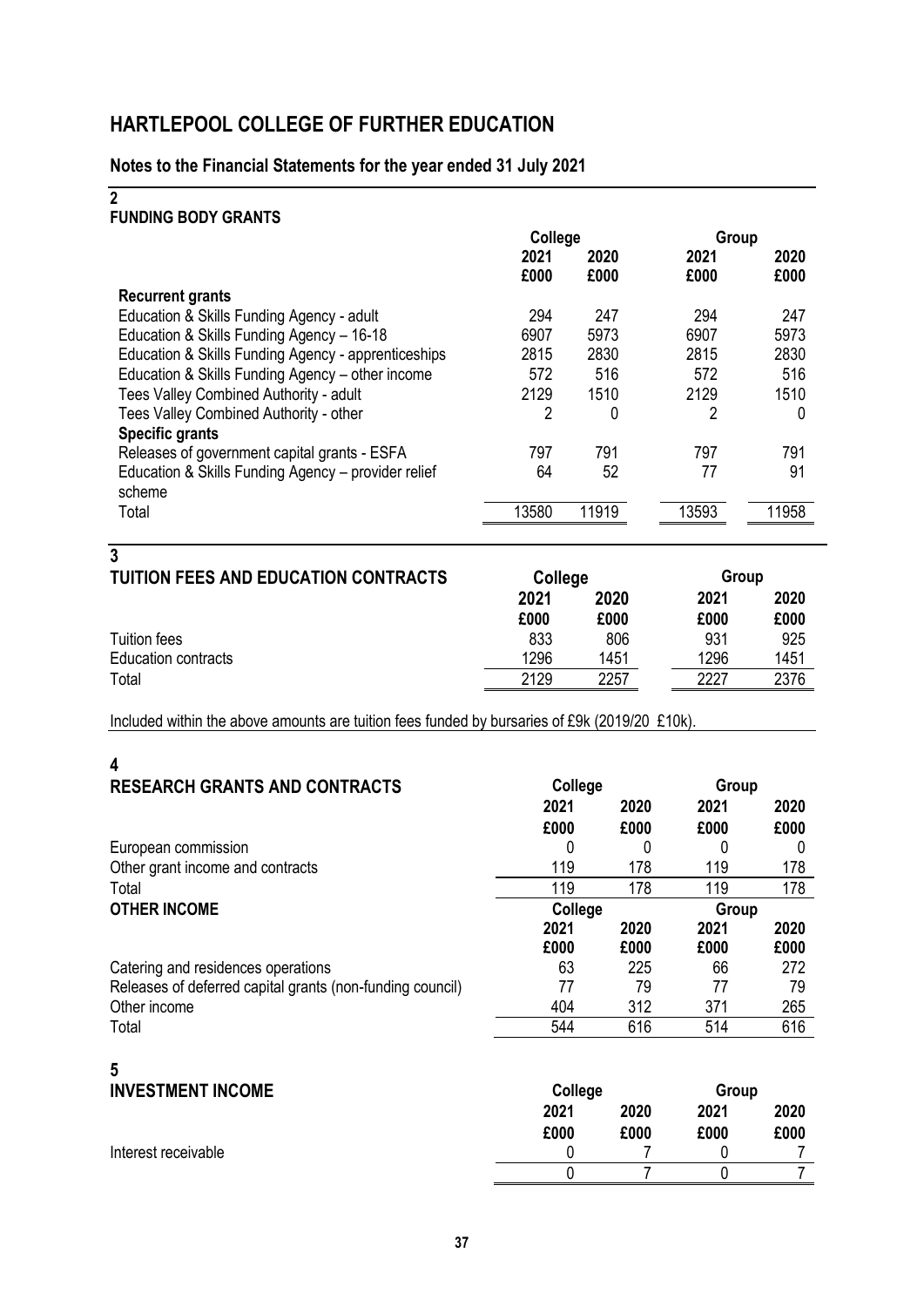# HARTLEPOOL COLLEGE OF FURTHER EDUCATION

## Notes to the Financial Statements for the year ended 31 July 2021

### 2 FUNDING BODY GRANTS

| | College | | Group | |
|---|---|---|---|---|
| | 2021 £000 | 2020 £000 | 2021 £000 | 2020 £000 |
| **Recurrent grants** | | | | |
| Education & Skills Funding Agency - adult | 294 | 247 | 294 | 247 |
| Education & Skills Funding Agency – 16-18 | 6907 | 5973 | 6907 | 5973 |
| Education & Skills Funding Agency - apprenticeships | 2815 | 2830 | 2815 | 2830 |
| Education & Skills Funding Agency – other income | 572 | 516 | 572 | 516 |
| Tees Valley Combined Authority - adult | 2129 | 1510 | 2129 | 1510 |
| Tees Valley Combined Authority - other | 2 | 0 | 2 | 0 |
| **Specific grants** | | | | |
| Releases of government capital grants - ESFA | 797 | 791 | 797 | 791 |
| Education & Skills Funding Agency – provider relief scheme | 64 | 52 | 77 | 91 |
| Total | 13580 | 11919 | 13593 | 11958 |

### 3 TUITION FEES AND EDUCATION CONTRACTS

| | College | | Group | |
|---|---|---|---|---|
| | 2021 £000 | 2020 £000 | 2021 £000 | 2020 £000 |
| Tuition fees | 833 | 806 | 931 | 925 |
| Education contracts | 1296 | 1451 | 1296 | 1451 |
| Total | 2129 | 2257 | 2227 | 2376 |

Included within the above amounts are tuition fees funded by bursaries of £9k (2019/20 £10k).

### 4 RESEARCH GRANTS AND CONTRACTS

| | College | | Group | |
|---|---|---|---|---|
| | 2021 £000 | 2020 £000 | 2021 £000 | 2020 £000 |
| European commission | 0 | 0 | 0 | 0 |
| Other grant income and contracts | 119 | 178 | 119 | 178 |
| Total | 119 | 178 | 119 | 178 |

### OTHER INCOME

| | College | | Group | |
|---|---|---|---|---|
| | 2021 £000 | 2020 £000 | 2021 £000 | 2020 £000 |
| Catering and residences operations | 63 | 225 | 66 | 272 |
| Releases of deferred capital grants (non-funding council) | 77 | 79 | 77 | 79 |
| Other income | 404 | 312 | 371 | 265 |
| Total | 544 | 616 | 514 | 616 |

### 5 INVESTMENT INCOME

| | College | | Group | |
|---|---|---|---|---|
| | 2021 £000 | 2020 £000 | 2021 £000 | 2020 £000 |
| Interest receivable | 0 | 7 | 0 | 7 |
| | 0 | 7 | 0 | 7 |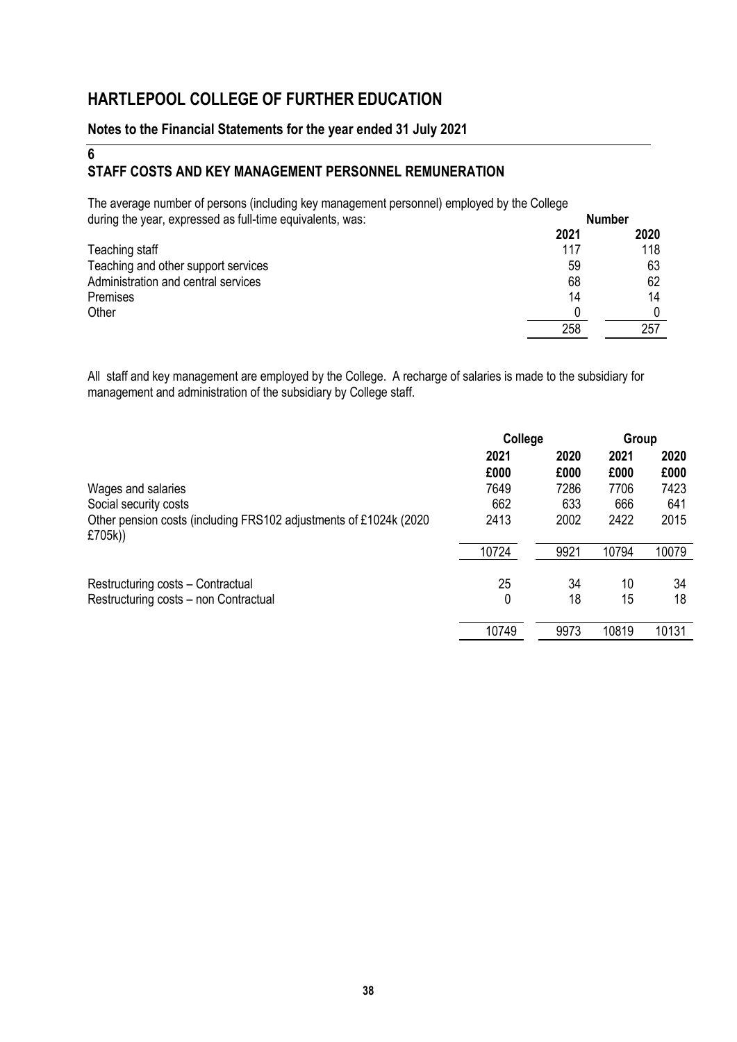# HARTLEPOOL COLLEGE OF FURTHER EDUCATION

## Notes to the Financial Statements for the year ended 31 July 2021

## 6 STAFF COSTS AND KEY MANAGEMENT PERSONNEL REMUNERATION

The average number of persons (including key management personnel) employed by the College during the year, expressed as full-time equivalents, was:

| | Number | |
|---|---|---|
| | 2021 | 2020 |
| Teaching staff | 117 | 118 |
| Teaching and other support services | 59 | 63 |
| Administration and central services | 68 | 62 |
| Premises | 14 | 14 |
| Other | 0 | 0 |
| | 258 | 257 |

All staff and key management are employed by the College. A recharge of salaries is made to the subsidiary for management and administration of the subsidiary by College staff.

| | College | | Group | |
|---|---|---|---|---|
| | 2021 | 2020 | 2021 | 2020 |
| | £000 | £000 | £000 | £000 |
| Wages and salaries | 7649 | 7286 | 7706 | 7423 |
| Social security costs | 662 | 633 | 666 | 641 |
| Other pension costs (including FRS102 adjustments of £1024k (2020 £705k)) | 2413 | 2002 | 2422 | 2015 |
| | 10724 | 9921 | 10794 | 10079 |
| Restructuring costs – Contractual | 25 | 34 | 10 | 34 |
| Restructuring costs – non Contractual | 0 | 18 | 15 | 18 |
| | 10749 | 9973 | 10819 | 10131 |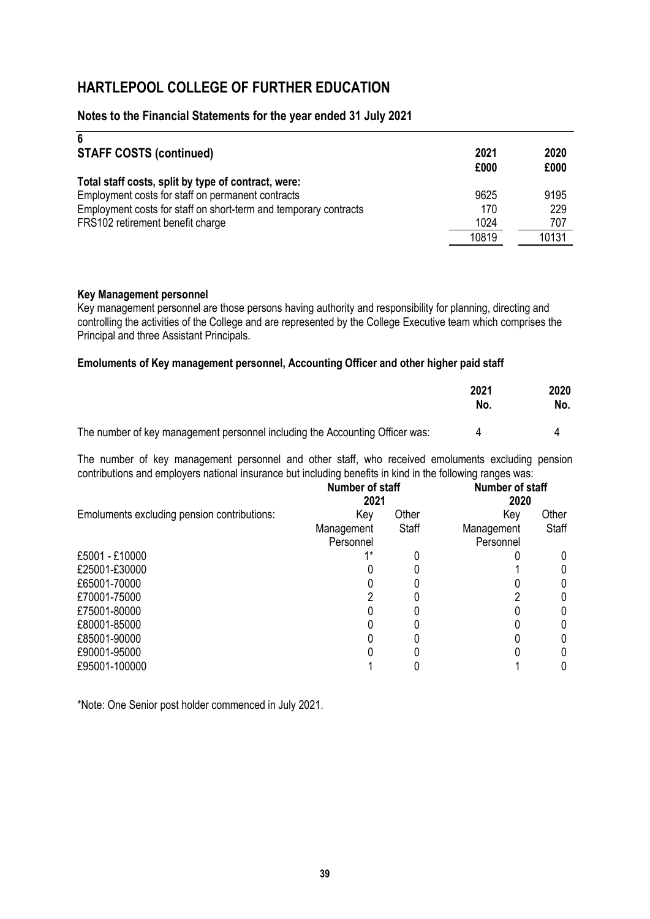# HARTLEPOOL COLLEGE OF FURTHER EDUCATION

## Notes to the Financial Statements for the year ended 31 July 2021

| 6<br>**STAFF COSTS (continued)** | **2021**<br>**£000** | **2020**<br>**£000** |
|---|---|---|
| **Total staff costs, split by type of contract, were:** | | |
| Employment costs for staff on permanent contracts | 9625 | 9195 |
| Employment costs for staff on short-term and temporary contracts | 170 | 229 |
| FRS102 retirement benefit charge | 1024 | 707 |
| | 10819 | 10131 |

**Key Management personnel**

Key management personnel are those persons having authority and responsibility for planning, directing and controlling the activities of the College and are represented by the College Executive team which comprises the Principal and three Assistant Principals.

**Emoluments of Key management personnel, Accounting Officer and other higher paid staff**

| | **2021**<br>**No.** | **2020**<br>**No.** |
|---|---|---|
| The number of key management personnel including the Accounting Officer was: | 4 | 4 |

The number of key management personnel and other staff, who received emoluments excluding pension contributions and employers national insurance but including benefits in kind in the following ranges was:

| | **Number of staff 2021** | | **Number of staff 2020** | |
|---|---|---|---|---|
| Emoluments excluding pension contributions: | Key Management Personnel | Other Staff | Key Management Personnel | Other Staff |
| £5001 - £10000 | 1* | 0 | 0 | 0 |
| £25001-£30000 | 0 | 0 | 1 | 0 |
| £65001-70000 | 0 | 0 | 0 | 0 |
| £70001-75000 | 2 | 0 | 2 | 0 |
| £75001-80000 | 0 | 0 | 0 | 0 |
| £80001-85000 | 0 | 0 | 0 | 0 |
| £85001-90000 | 0 | 0 | 0 | 0 |
| £90001-95000 | 0 | 0 | 0 | 0 |
| £95001-100000 | 1 | 0 | 1 | 0 |

*Note: One Senior post holder commenced in July 2021.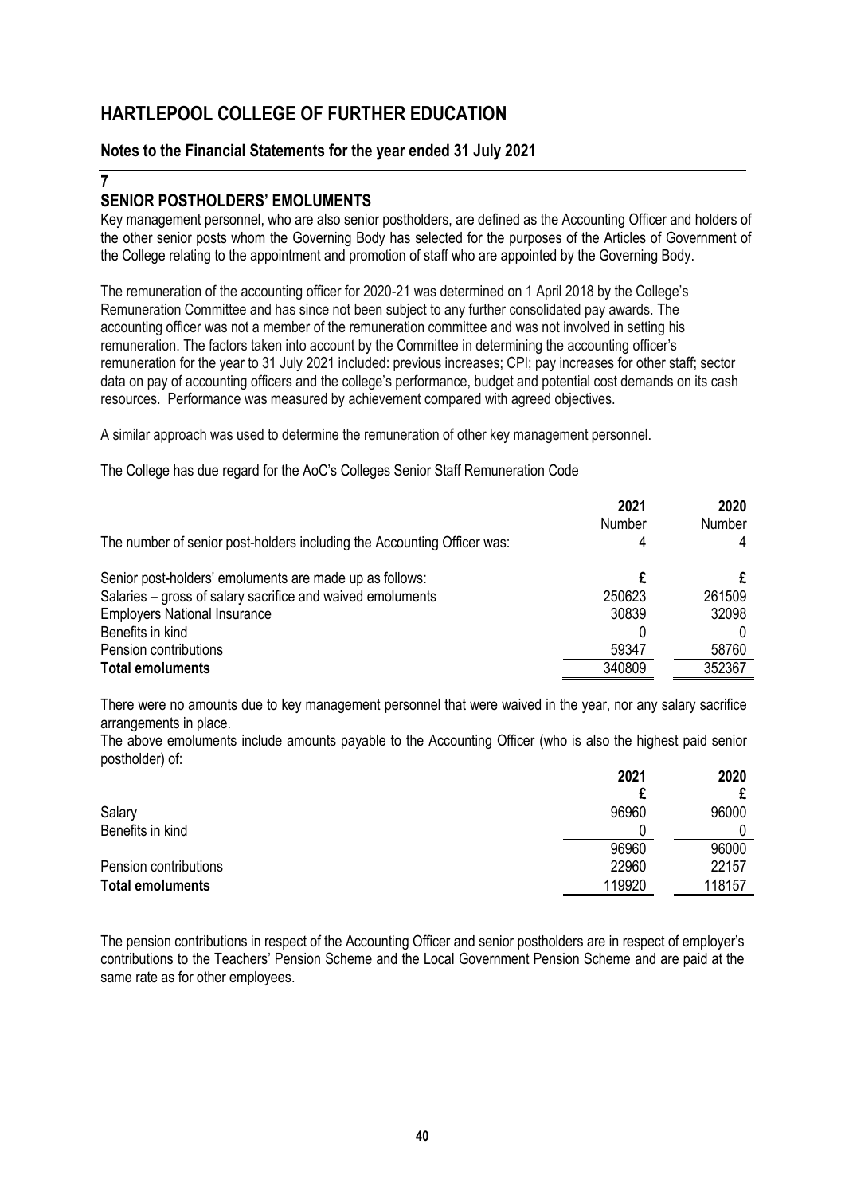# HARTLEPOOL COLLEGE OF FURTHER EDUCATION

## Notes to the Financial Statements for the year ended 31 July 2021

## 7 SENIOR POSTHOLDERS' EMOLUMENTS

Key management personnel, who are also senior postholders, are defined as the Accounting Officer and holders of the other senior posts whom the Governing Body has selected for the purposes of the Articles of Government of the College relating to the appointment and promotion of staff who are appointed by the Governing Body.

The remuneration of the accounting officer for 2020-21 was determined on 1 April 2018 by the College's Remuneration Committee and has since not been subject to any further consolidated pay awards. The accounting officer was not a member of the remuneration committee and was not involved in setting his remuneration. The factors taken into account by the Committee in determining the accounting officer's remuneration for the year to 31 July 2021 included: previous increases; CPI; pay increases for other staff; sector data on pay of accounting officers and the college's performance, budget and potential cost demands on its cash resources. Performance was measured by achievement compared with agreed objectives.

A similar approach was used to determine the remuneration of other key management personnel.

The College has due regard for the AoC's Colleges Senior Staff Remuneration Code

| | 2021 | 2020 |
|---|---|---|
| | Number | Number |
| The number of senior post-holders including the Accounting Officer was: | 4 | 4 |

| | | |
|---|---|---|
| Senior post-holders' emoluments are made up as follows: | £ | £ |
| Salaries – gross of salary sacrifice and waived emoluments | 250623 | 261509 |
| Employers National Insurance | 30839 | 32098 |
| Benefits in kind | 0 | 0 |
| Pension contributions | 59347 | 58760 |
| **Total emoluments** | 340809 | 352367 |

There were no amounts due to key management personnel that were waived in the year, nor any salary sacrifice arrangements in place.

The above emoluments include amounts payable to the Accounting Officer (who is also the highest paid senior postholder) of:

| | 2021 | 2020 |
|---|---|---|
| | £ | £ |
| Salary | 96960 | 96000 |
| Benefits in kind | 0 | 0 |
| | 96960 | 96000 |
| Pension contributions | 22960 | 22157 |
| **Total emoluments** | 119920 | 118157 |

The pension contributions in respect of the Accounting Officer and senior postholders are in respect of employer's contributions to the Teachers' Pension Scheme and the Local Government Pension Scheme and are paid at the same rate as for other employees.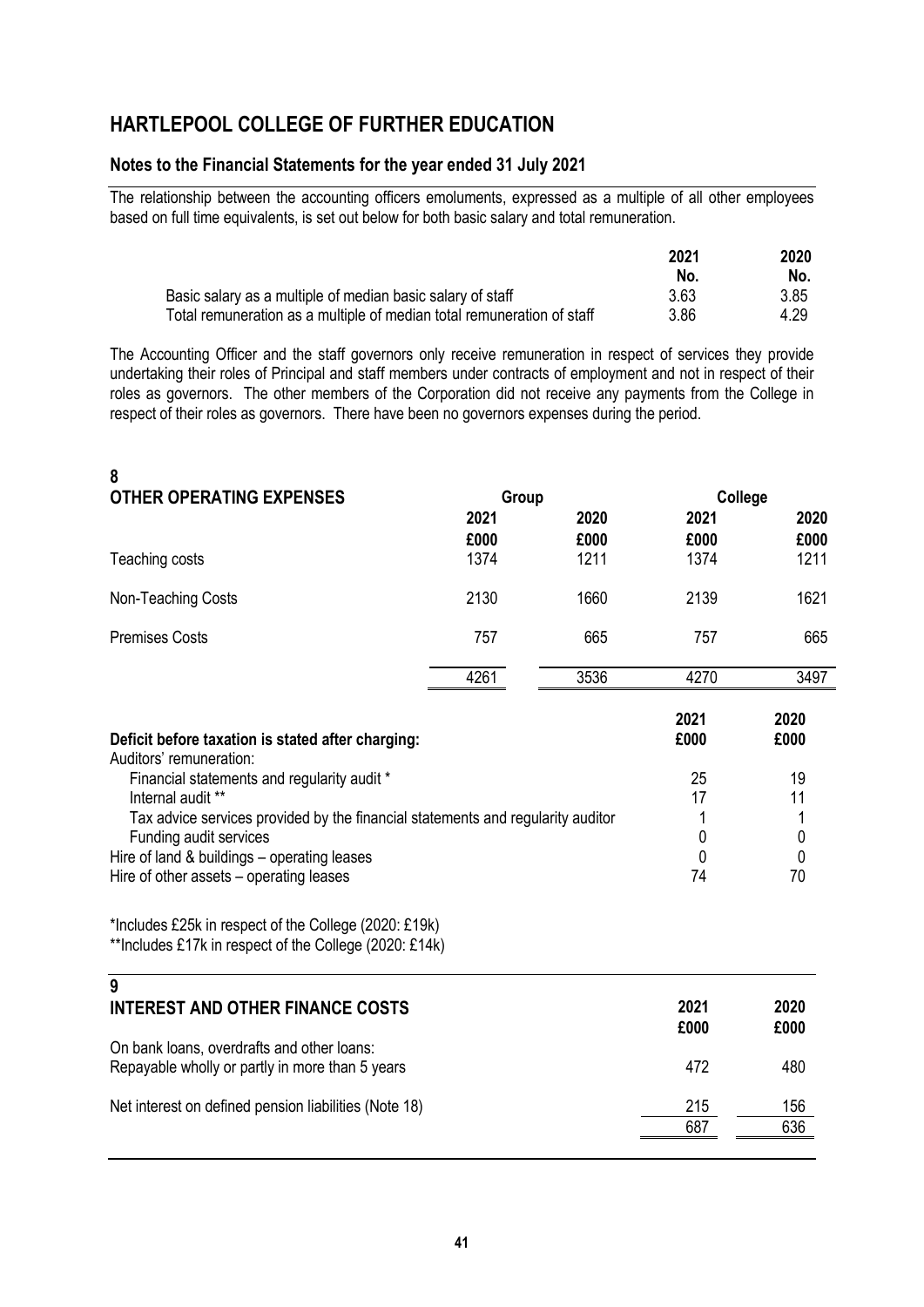# HARTLEPOOL COLLEGE OF FURTHER EDUCATION

## Notes to the Financial Statements for the year ended 31 July 2021

The relationship between the accounting officers emoluments, expressed as a multiple of all other employees based on full time equivalents, is set out below for both basic salary and total remuneration.

| | 2021 | 2020 |
|---|---|---|
| | No. | No. |
| Basic salary as a multiple of median basic salary of staff | 3.63 | 3.85 |
| Total remuneration as a multiple of median total remuneration of staff | 3.86 | 4.29 |

The Accounting Officer and the staff governors only receive remuneration in respect of services they provide undertaking their roles of Principal and staff members under contracts of employment and not in respect of their roles as governors. The other members of the Corporation did not receive any payments from the College in respect of their roles as governors. There have been no governors expenses during the period.

## 8 OTHER OPERATING EXPENSES

| | Group | | College | |
|---|---|---|---|---|
| | 2021 | 2020 | 2021 | 2020 |
| | £000 | £000 | £000 | £000 |
| Teaching costs | 1374 | 1211 | 1374 | 1211 |
| Non-Teaching Costs | 2130 | 1660 | 2139 | 1621 |
| Premises Costs | 757 | 665 | 757 | 665 |
| | 4261 | 3536 | 4270 | 3497 |

| | 2021 | 2020 |
|---|---|---|
| **Deficit before taxation is stated after charging:** | £000 | £000 |
| Auditors' remuneration: | | |
| Financial statements and regularity audit * | 25 | 19 |
| Internal audit ** | 17 | 11 |
| Tax advice services provided by the financial statements and regularity auditor | 1 | 1 |
| Funding audit services | 0 | 0 |
| Hire of land & buildings – operating leases | 0 | 0 |
| Hire of other assets – operating leases | 74 | 70 |

*Includes £25k in respect of the College (2020: £19k)
**Includes £17k in respect of the College (2020: £14k)

## 9 INTEREST AND OTHER FINANCE COSTS

| | 2021 | 2020 |
|---|---|---|
| | £000 | £000 |
| On bank loans, overdrafts and other loans: | | |
| Repayable wholly or partly in more than 5 years | 472 | 480 |
| Net interest on defined pension liabilities (Note 18) | 215 | 156 |
| | 687 | 636 |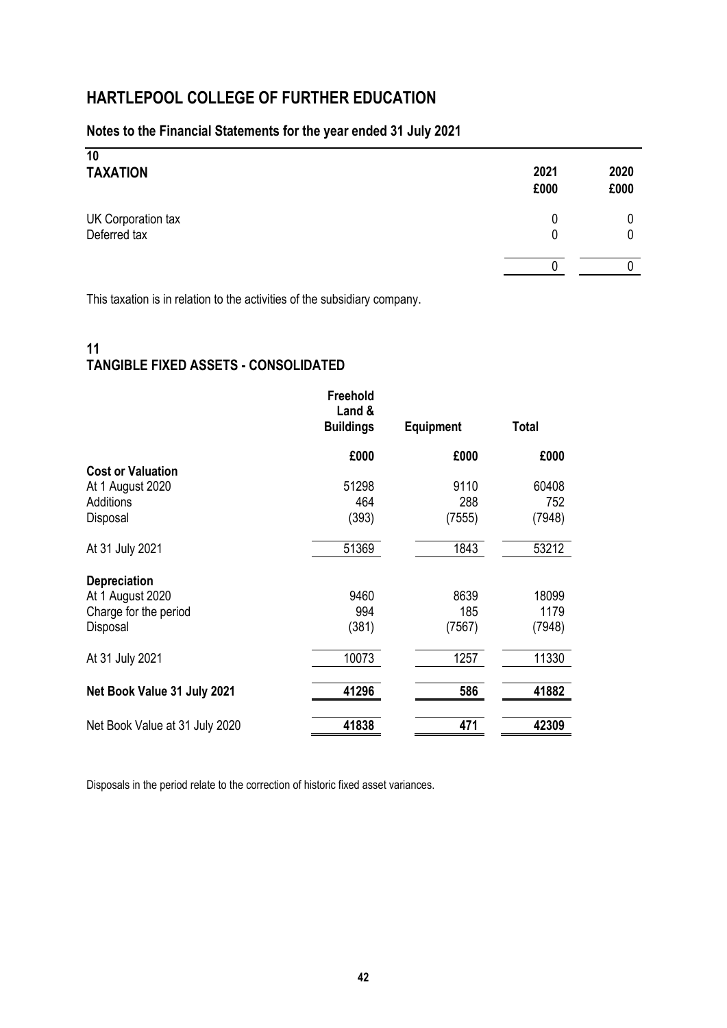# HARTLEPOOL COLLEGE OF FURTHER EDUCATION

## Notes to the Financial Statements for the year ended 31 July 2021

### 10 TAXATION

| | 2021 £000 | 2020 £000 |
|---|---|---|
| UK Corporation tax | 0 | 0 |
| Deferred tax | 0 | 0 |
| | 0 | 0 |

This taxation is in relation to the activities of the subsidiary company.

### 11 TANGIBLE FIXED ASSETS - CONSOLIDATED

| | Freehold Land & Buildings | Equipment | Total |
|---|---|---|---|
| | £000 | £000 | £000 |
| **Cost or Valuation** | | | |
| At 1 August 2020 | 51298 | 9110 | 60408 |
| Additions | 464 | 288 | 752 |
| Disposal | (393) | (7555) | (7948) |
| At 31 July 2021 | 51369 | 1843 | 53212 |
| **Depreciation** | | | |
| At 1 August 2020 | 9460 | 8639 | 18099 |
| Charge for the period | 994 | 185 | 1179 |
| Disposal | (381) | (7567) | (7948) |
| At 31 July 2021 | 10073 | 1257 | 11330 |
| **Net Book Value 31 July 2021** | **41296** | **586** | **41882** |
| Net Book Value at 31 July 2020 | **41838** | **471** | **42309** |

Disposals in the period relate to the correction of historic fixed asset variances.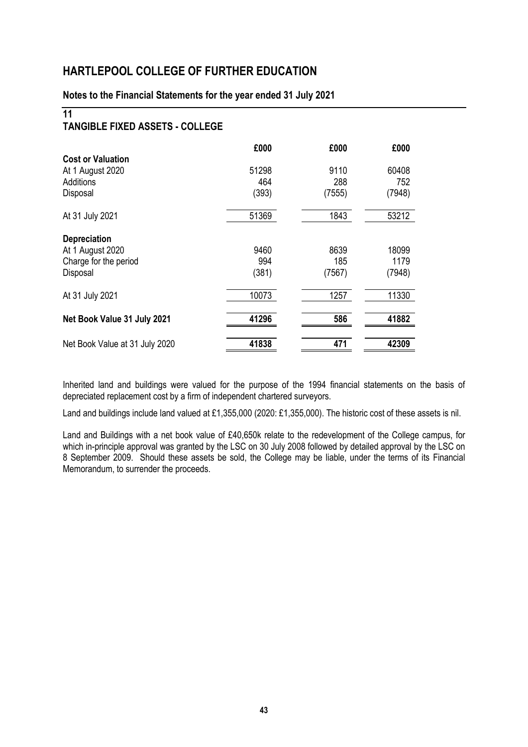# HARTLEPOOL COLLEGE OF FURTHER EDUCATION

## Notes to the Financial Statements for the year ended 31 July 2021

### 11
### TANGIBLE FIXED ASSETS - COLLEGE

| | £000 | £000 | £000 |
|---|---|---|---|
| **Cost or Valuation** | | | |
| At 1 August 2020 | 51298 | 9110 | 60408 |
| Additions | 464 | 288 | 752 |
| Disposal | (393) | (7555) | (7948) |
| At 31 July 2021 | 51369 | 1843 | 53212 |
| **Depreciation** | | | |
| At 1 August 2020 | 9460 | 8639 | 18099 |
| Charge for the period | 994 | 185 | 1179 |
| Disposal | (381) | (7567) | (7948) |
| At 31 July 2021 | 10073 | 1257 | 11330 |
| **Net Book Value 31 July 2021** | **41296** | **586** | **41882** |
| Net Book Value at 31 July 2020 | **41838** | **471** | **42309** |

Inherited land and buildings were valued for the purpose of the 1994 financial statements on the basis of depreciated replacement cost by a firm of independent chartered surveyors.

Land and buildings include land valued at £1,355,000 (2020: £1,355,000). The historic cost of these assets is nil.

Land and Buildings with a net book value of £40,650k relate to the redevelopment of the College campus, for which in-principle approval was granted by the LSC on 30 July 2008 followed by detailed approval by the LSC on 8 September 2009. Should these assets be sold, the College may be liable, under the terms of its Financial Memorandum, to surrender the proceeds.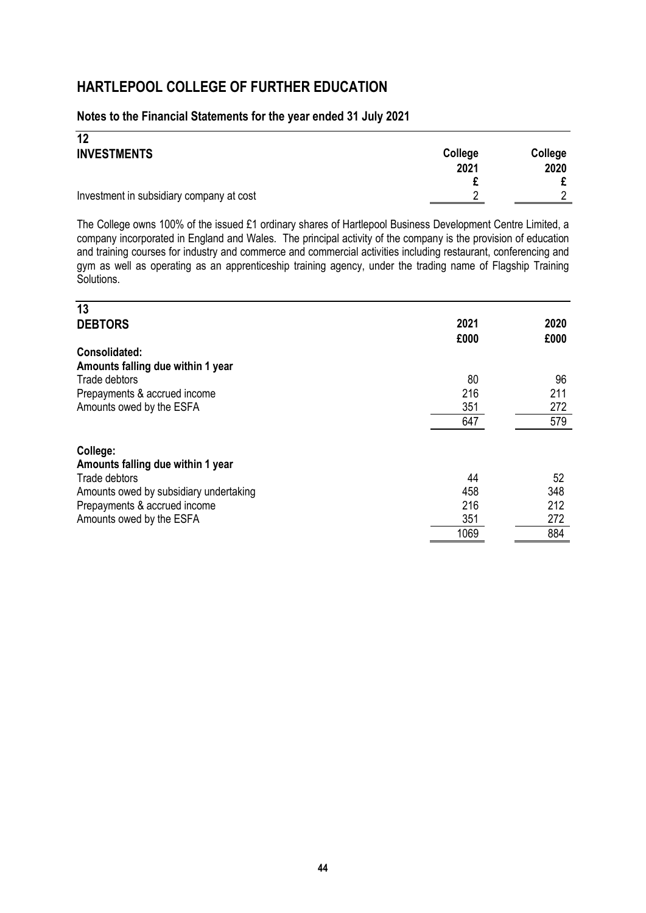# HARTLEPOOL COLLEGE OF FURTHER EDUCATION

## Notes to the Financial Statements for the year ended 31 July 2021

### 12 INVESTMENTS

| | College 2021 | College 2020 |
|---|---|---|
| | £ | £ |
| Investment in subsidiary company at cost | 2 | 2 |

The College owns 100% of the issued £1 ordinary shares of Hartlepool Business Development Centre Limited, a company incorporated in England and Wales. The principal activity of the company is the provision of education and training courses for industry and commerce and commercial activities including restaurant, conferencing and gym as well as operating as an apprenticeship training agency, under the trading name of Flagship Training Solutions.

### 13 DEBTORS

| | 2021 | 2020 |
|---|---|---|
| | £000 | £000 |
| **Consolidated:** | | |
| **Amounts falling due within 1 year** | | |
| Trade debtors | 80 | 96 |
| Prepayments & accrued income | 216 | 211 |
| Amounts owed by the ESFA | 351 | 272 |
| | 647 | 579 |
| | | |
| **College:** | | |
| **Amounts falling due within 1 year** | | |
| Trade debtors | 44 | 52 |
| Amounts owed by subsidiary undertaking | 458 | 348 |
| Prepayments & accrued income | 216 | 212 |
| Amounts owed by the ESFA | 351 | 272 |
| | 1069 | 884 |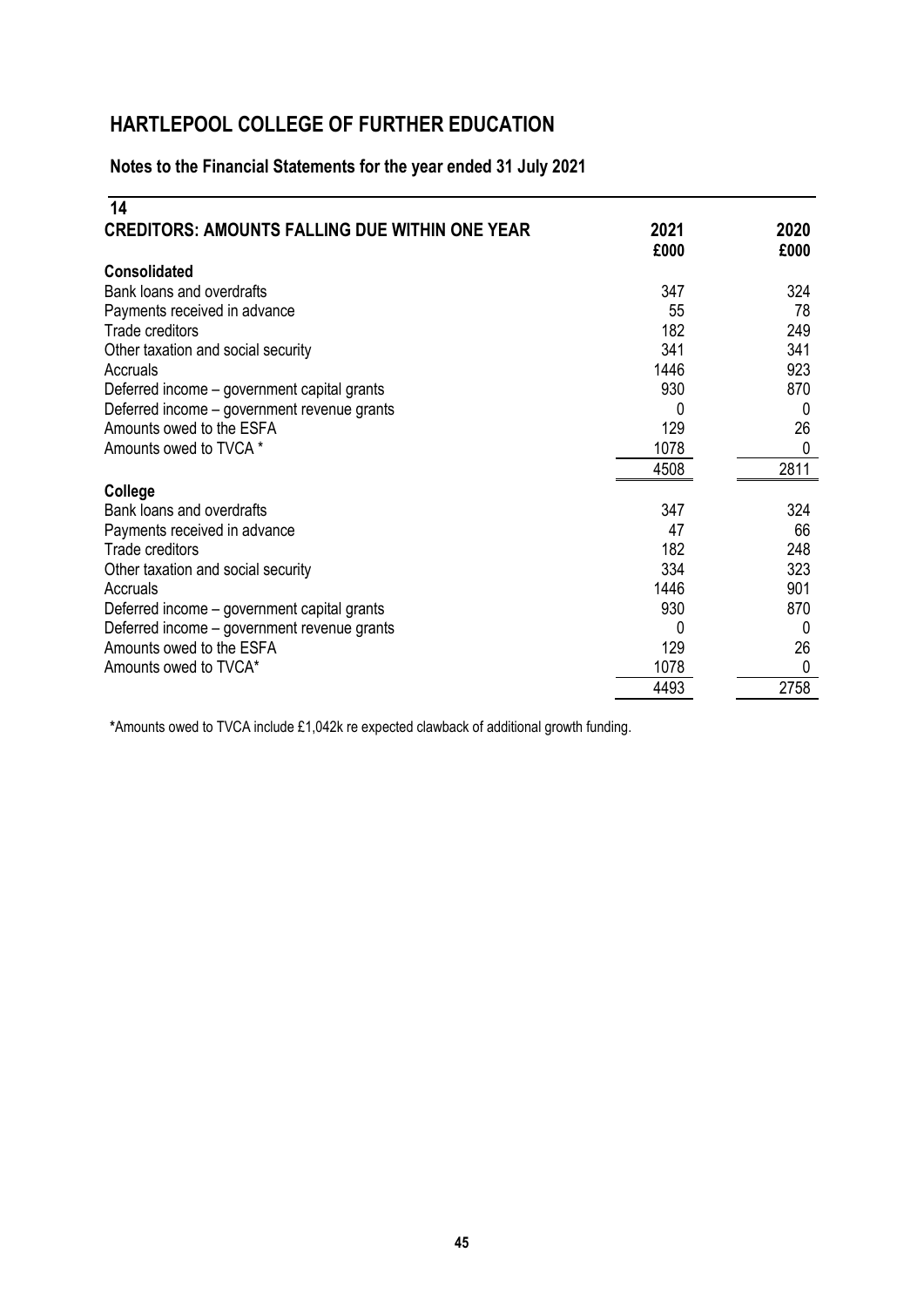# HARTLEPOOL COLLEGE OF FURTHER EDUCATION

## Notes to the Financial Statements for the year ended 31 July 2021

### 14 CREDITORS: AMOUNTS FALLING DUE WITHIN ONE YEAR

| | 2021 £000 | 2020 £000 |
|---|---|---|
| **Consolidated** | | |
| Bank loans and overdrafts | 347 | 324 |
| Payments received in advance | 55 | 78 |
| Trade creditors | 182 | 249 |
| Other taxation and social security | 341 | 341 |
| Accruals | 1446 | 923 |
| Deferred income – government capital grants | 930 | 870 |
| Deferred income – government revenue grants | 0 | 0 |
| Amounts owed to the ESFA | 129 | 26 |
| Amounts owed to TVCA * | 1078 | 0 |
| | 4508 | 2811 |
| **College** | | |
| Bank loans and overdrafts | 347 | 324 |
| Payments received in advance | 47 | 66 |
| Trade creditors | 182 | 248 |
| Other taxation and social security | 334 | 323 |
| Accruals | 1446 | 901 |
| Deferred income – government capital grants | 930 | 870 |
| Deferred income – government revenue grants | 0 | 0 |
| Amounts owed to the ESFA | 129 | 26 |
| Amounts owed to TVCA* | 1078 | 0 |
| | 4493 | 2758 |

*Amounts owed to TVCA include £1,042k re expected clawback of additional growth funding.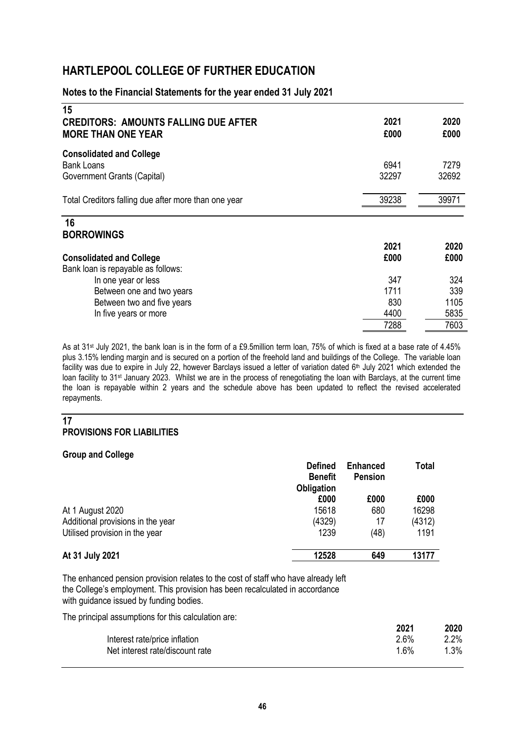# HARTLEPOOL COLLEGE OF FURTHER EDUCATION

## Notes to the Financial Statements for the year ended 31 July 2021

### 15
### CREDITORS: AMOUNTS FALLING DUE AFTER MORE THAN ONE YEAR

| | 2021 £000 | 2020 £000 |
|---|---|---|
| **Consolidated and College** | | |
| Bank Loans | 6941 | 7279 |
| Government Grants (Capital) | 32297 | 32692 |
| Total Creditors falling due after more than one year | 39238 | 39971 |

### 16
### BORROWINGS

| | 2021 £000 | 2020 £000 |
|---|---|---|
| **Consolidated and College** | | |
| Bank loan is repayable as follows: | | |
| In one year or less | 347 | 324 |
| Between one and two years | 1711 | 339 |
| Between two and five years | 830 | 1105 |
| In five years or more | 4400 | 5835 |
| | 7288 | 7603 |

As at 31st July 2021, the bank loan is in the form of a £9.5million term loan, 75% of which is fixed at a base rate of 4.45% plus 3.15% lending margin and is secured on a portion of the freehold land and buildings of the College. The variable loan facility was due to expire in July 22, however Barclays issued a letter of variation dated 6th July 2021 which extended the loan facility to 31st January 2023. Whilst we are in the process of renegotiating the loan with Barclays, at the current time the loan is repayable within 2 years and the schedule above has been updated to reflect the revised accelerated repayments.

### 17
### PROVISIONS FOR LIABILITIES

**Group and College**

| | Defined Benefit Obligation £000 | Enhanced Pension £000 | Total £000 |
|---|---|---|---|
| At 1 August 2020 | 15618 | 680 | 16298 |
| Additional provisions in the year | (4329) | 17 | (4312) |
| Utilised provision in the year | 1239 | (48) | 1191 |
| **At 31 July 2021** | **12528** | **649** | **13177** |

The enhanced pension provision relates to the cost of staff who have already left the College's employment. This provision has been recalculated in accordance with guidance issued by funding bodies.

The principal assumptions for this calculation are:

| | 2021 | 2020 |
|---|---|---|
| Interest rate/price inflation | 2.6% | 2.2% |
| Net interest rate/discount rate | 1.6% | 1.3% |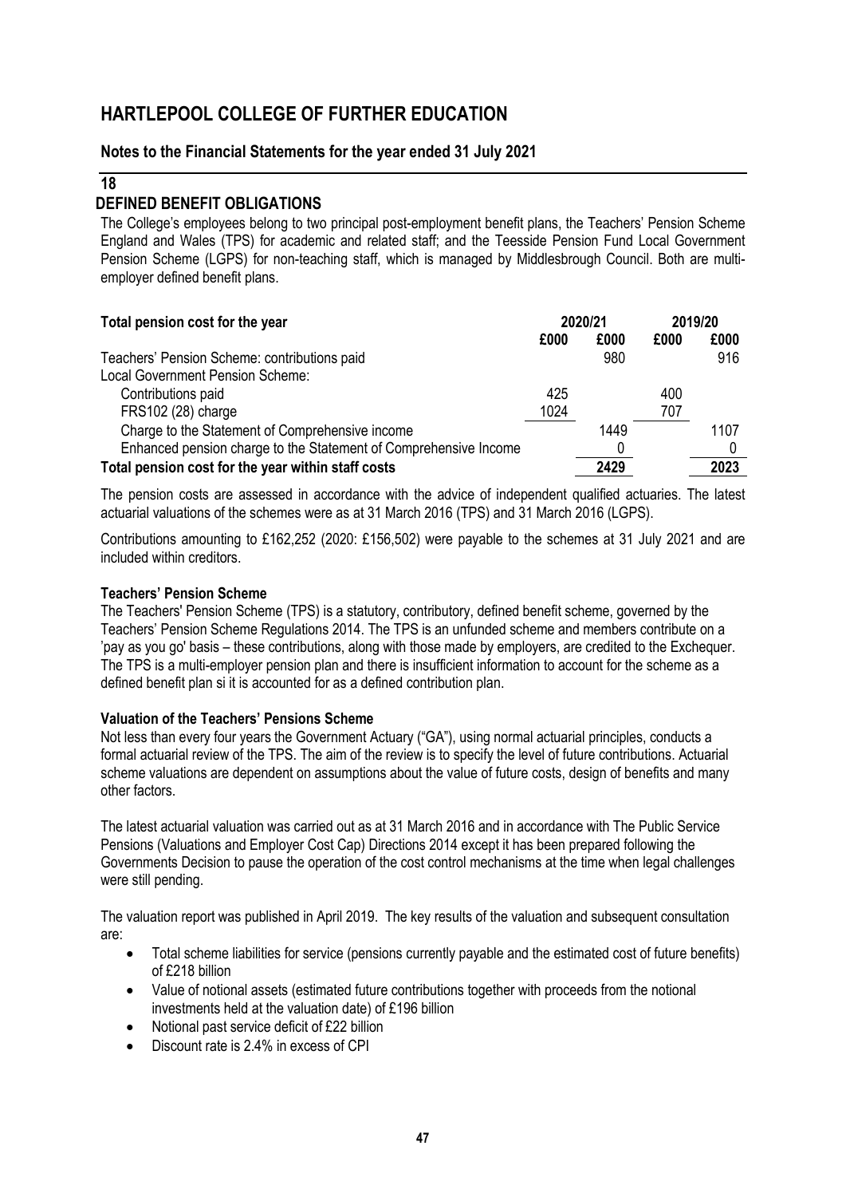# HARTLEPOOL COLLEGE OF FURTHER EDUCATION

## Notes to the Financial Statements for the year ended 31 July 2021

## 18 DEFINED BENEFIT OBLIGATIONS

The College's employees belong to two principal post-employment benefit plans, the Teachers' Pension Scheme England and Wales (TPS) for academic and related staff; and the Teesside Pension Fund Local Government Pension Scheme (LGPS) for non-teaching staff, which is managed by Middlesbrough Council. Both are multi-employer defined benefit plans.

| Total pension cost for the year | 2020/21 | | 2019/20 | |
|---|---|---|---|---|
| | £000 | £000 | £000 | £000 |
| Teachers' Pension Scheme: contributions paid | | 980 | | 916 |
| Local Government Pension Scheme: | | | | |
| Contributions paid | 425 | | 400 | |
| FRS102 (28) charge | 1024 | | 707 | |
| Charge to the Statement of Comprehensive income | | 1449 | | 1107 |
| Enhanced pension charge to the Statement of Comprehensive Income | | 0 | | 0 |
| **Total pension cost for the year within staff costs** | | **2429** | | **2023** |

The pension costs are assessed in accordance with the advice of independent qualified actuaries. The latest actuarial valuations of the schemes were as at 31 March 2016 (TPS) and 31 March 2016 (LGPS).

Contributions amounting to £162,252 (2020: £156,502) were payable to the schemes at 31 July 2021 and are included within creditors.

**Teachers' Pension Scheme**

The Teachers' Pension Scheme (TPS) is a statutory, contributory, defined benefit scheme, governed by the Teachers' Pension Scheme Regulations 2014. The TPS is an unfunded scheme and members contribute on a 'pay as you go' basis – these contributions, along with those made by employers, are credited to the Exchequer. The TPS is a multi-employer pension plan and there is insufficient information to account for the scheme as a defined benefit plan si it is accounted for as a defined contribution plan.

**Valuation of the Teachers' Pensions Scheme**

Not less than every four years the Government Actuary ("GA"), using normal actuarial principles, conducts a formal actuarial review of the TPS. The aim of the review is to specify the level of future contributions. Actuarial scheme valuations are dependent on assumptions about the value of future costs, design of benefits and many other factors.

The latest actuarial valuation was carried out as at 31 March 2016 and in accordance with The Public Service Pensions (Valuations and Employer Cost Cap) Directions 2014 except it has been prepared following the Governments Decision to pause the operation of the cost control mechanisms at the time when legal challenges were still pending.

The valuation report was published in April 2019. The key results of the valuation and subsequent consultation are:

- Total scheme liabilities for service (pensions currently payable and the estimated cost of future benefits) of £218 billion
- Value of notional assets (estimated future contributions together with proceeds from the notional investments held at the valuation date) of £196 billion
- Notional past service deficit of £22 billion
- Discount rate is 2.4% in excess of CPI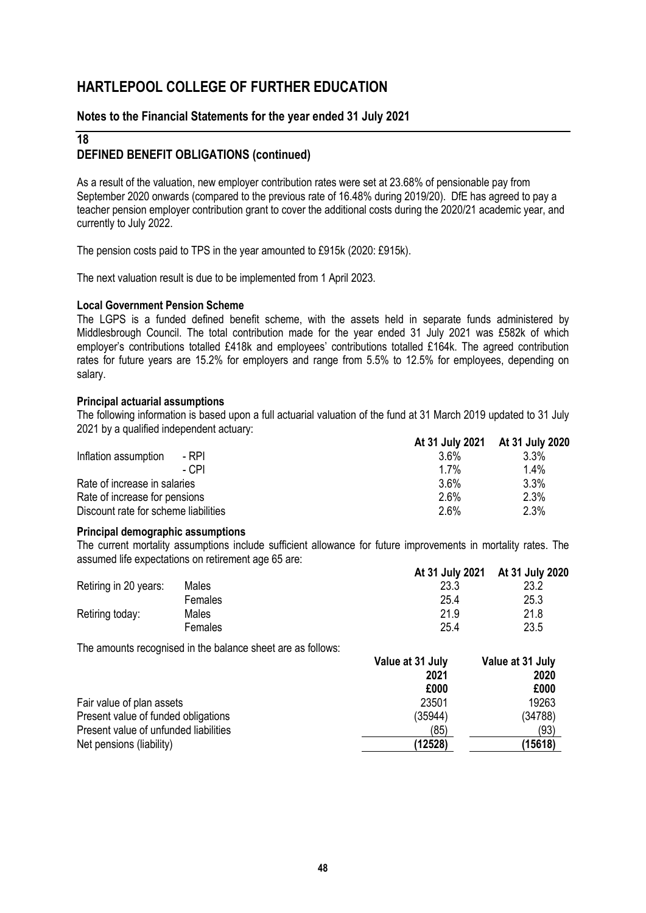# HARTLEPOOL COLLEGE OF FURTHER EDUCATION

## Notes to the Financial Statements for the year ended 31 July 2021

## 18

## DEFINED BENEFIT OBLIGATIONS (continued)

As a result of the valuation, new employer contribution rates were set at 23.68% of pensionable pay from September 2020 onwards (compared to the previous rate of 16.48% during 2019/20). DfE has agreed to pay a teacher pension employer contribution grant to cover the additional costs during the 2020/21 academic year, and currently to July 2022.

The pension costs paid to TPS in the year amounted to £915k (2020: £915k).

The next valuation result is due to be implemented from 1 April 2023.

**Local Government Pension Scheme**

The LGPS is a funded defined benefit scheme, with the assets held in separate funds administered by Middlesbrough Council. The total contribution made for the year ended 31 July 2021 was £582k of which employer's contributions totalled £418k and employees' contributions totalled £164k. The agreed contribution rates for future years are 15.2% for employers and range from 5.5% to 12.5% for employees, depending on salary.

**Principal actuarial assumptions**

The following information is based upon a full actuarial valuation of the fund at 31 March 2019 updated to 31 July 2021 by a qualified independent actuary:

| | | At 31 July 2021 | At 31 July 2020 |
|---|---|---|---|
| Inflation assumption | - RPI | 3.6% | 3.3% |
| | - CPI | 1.7% | 1.4% |
| Rate of increase in salaries | | 3.6% | 3.3% |
| Rate of increase for pensions | | 2.6% | 2.3% |
| Discount rate for scheme liabilities | | 2.6% | 2.3% |

**Principal demographic assumptions**

The current mortality assumptions include sufficient allowance for future improvements in mortality rates. The assumed life expectations on retirement age 65 are:

| | | At 31 July 2021 | At 31 July 2020 |
|---|---|---|---|
| Retiring in 20 years: | Males | 23.3 | 23.2 |
| | Females | 25.4 | 25.3 |
| Retiring today: | Males | 21.9 | 21.8 |
| | Females | 25.4 | 23.5 |

The amounts recognised in the balance sheet are as follows:

| | Value at 31 July 2021 £000 | Value at 31 July 2020 £000 |
|---|---|---|
| Fair value of plan assets | 23501 | 19263 |
| Present value of funded obligations | (35944) | (34788) |
| Present value of unfunded liabilities | (85) | (93) |
| Net pensions (liability) | **(12528)** | **(15618)** |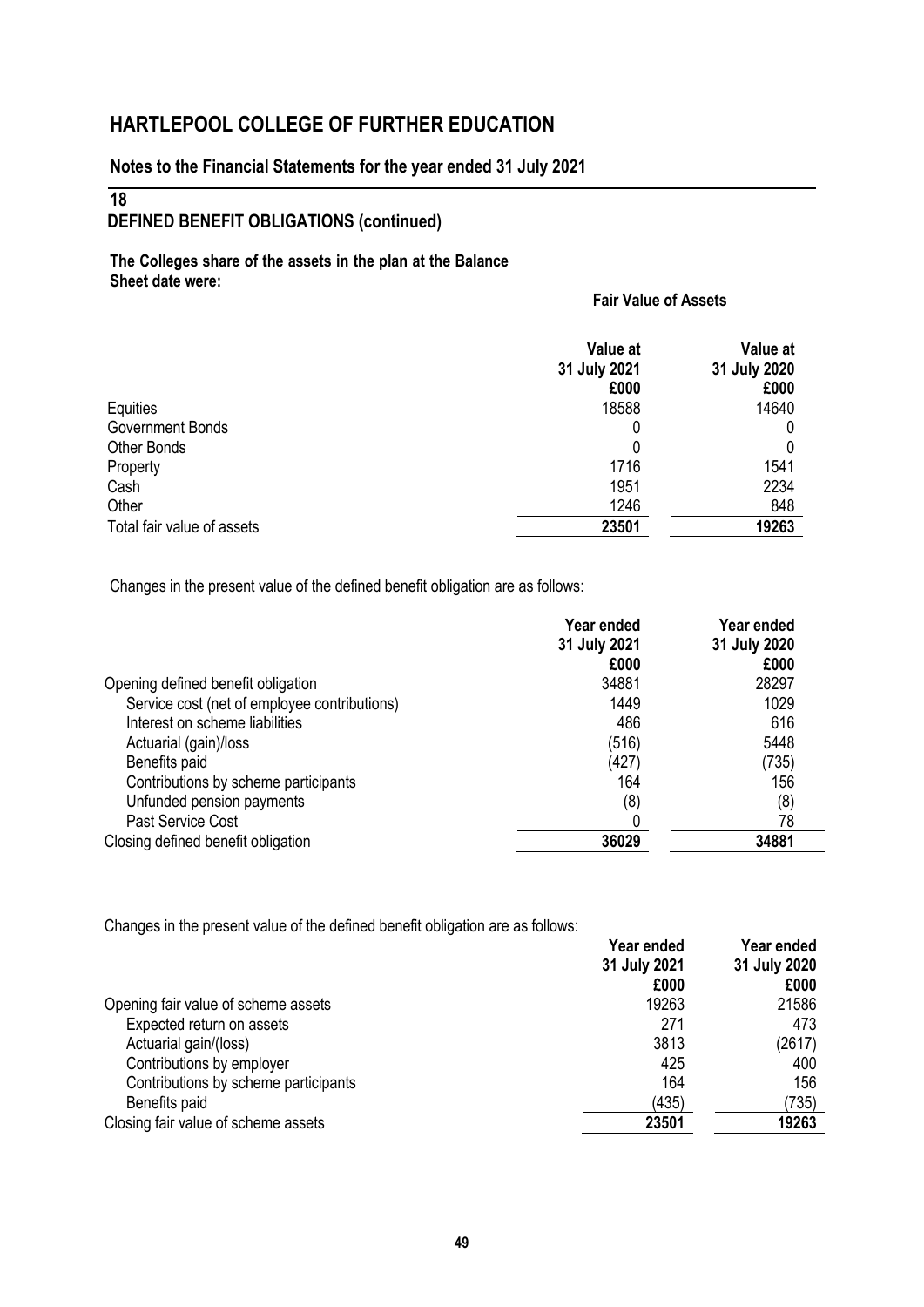# HARTLEPOOL COLLEGE OF FURTHER EDUCATION

## Notes to the Financial Statements for the year ended 31 July 2021

### 18
### DEFINED BENEFIT OBLIGATIONS (continued)

**The Colleges share of the assets in the plan at the Balance Sheet date were:**

| | Fair Value of Assets | |
|---|---|---|
| | **Value at 31 July 2021 £000** | **Value at 31 July 2020 £000** |
| Equities | 18588 | 14640 |
| Government Bonds | 0 | 0 |
| Other Bonds | 0 | 0 |
| Property | 1716 | 1541 |
| Cash | 1951 | 2234 |
| Other | 1246 | 848 |
| Total fair value of assets | **23501** | **19263** |

Changes in the present value of the defined benefit obligation are as follows:

| | **Year ended 31 July 2021 £000** | **Year ended 31 July 2020 £000** |
|---|---|---|
| Opening defined benefit obligation | 34881 | 28297 |
| Service cost (net of employee contributions) | 1449 | 1029 |
| Interest on scheme liabilities | 486 | 616 |
| Actuarial (gain)/loss | (516) | 5448 |
| Benefits paid | (427) | (735) |
| Contributions by scheme participants | 164 | 156 |
| Unfunded pension payments | (8) | (8) |
| Past Service Cost | 0 | 78 |
| Closing defined benefit obligation | **36029** | **34881** |

Changes in the present value of the defined benefit obligation are as follows:

| | **Year ended 31 July 2021 £000** | **Year ended 31 July 2020 £000** |
|---|---|---|
| Opening fair value of scheme assets | 19263 | 21586 |
| Expected return on assets | 271 | 473 |
| Actuarial gain/(loss) | 3813 | (2617) |
| Contributions by employer | 425 | 400 |
| Contributions by scheme participants | 164 | 156 |
| Benefits paid | (435) | (735) |
| Closing fair value of scheme assets | **23501** | **19263** |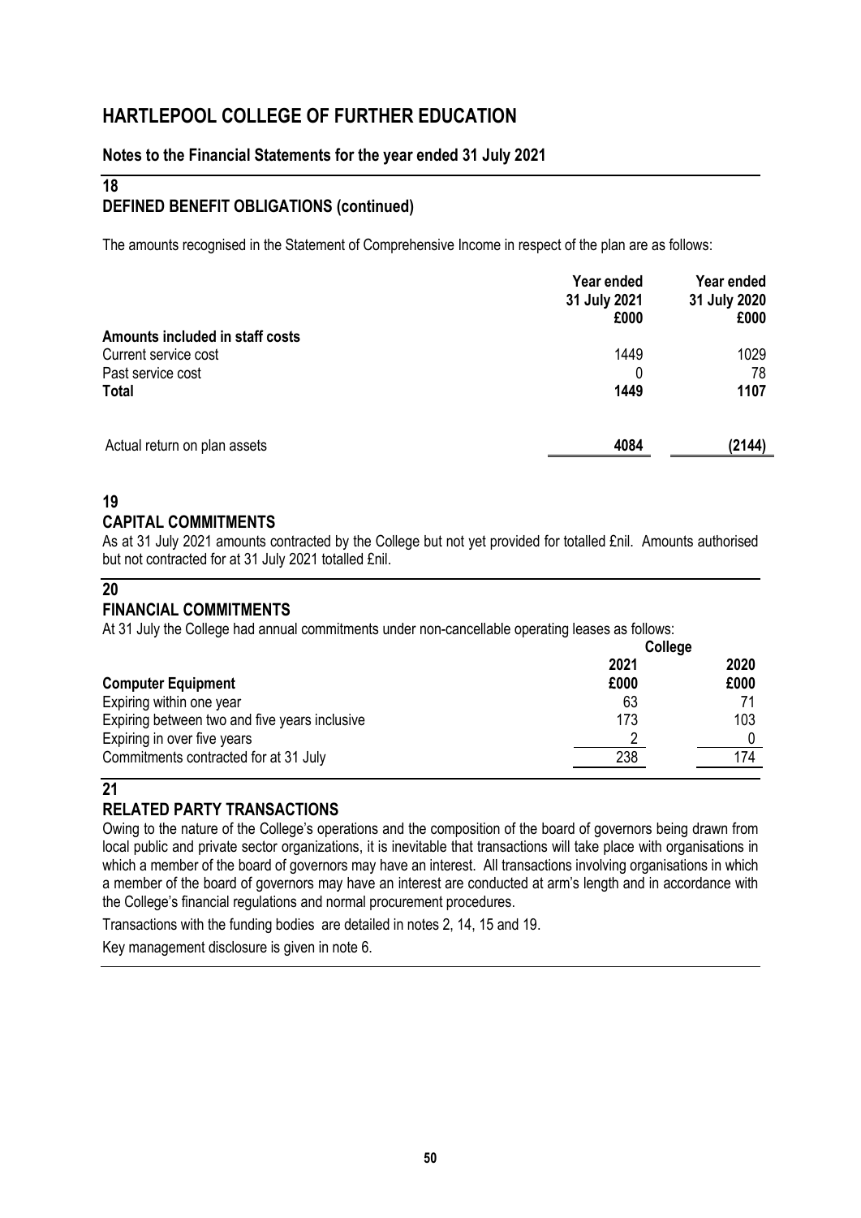# HARTLEPOOL COLLEGE OF FURTHER EDUCATION

**Notes to the Financial Statements for the year ended 31 July 2021**

## 18

### DEFINED BENEFIT OBLIGATIONS (continued)

The amounts recognised in the Statement of Comprehensive Income in respect of the plan are as follows:

| | Year ended 31 July 2021 £000 | Year ended 31 July 2020 £000 |
|---|---|---|
| **Amounts included in staff costs** | | |
| Current service cost | 1449 | 1029 |
| Past service cost | 0 | 78 |
| **Total** | **1449** | **1107** |
| | | |
| Actual return on plan assets | **4084** | **(2144)** |

## 19

### CAPITAL COMMITMENTS

As at 31 July 2021 amounts contracted by the College but not yet provided for totalled £nil. Amounts authorised but not contracted for at 31 July 2021 totalled £nil.

## 20

### FINANCIAL COMMITMENTS

At 31 July the College had annual commitments under non-cancellable operating leases as follows:

| | College | |
|---|---|---|
| | 2021 | 2020 |
| **Computer Equipment** | **£000** | **£000** |
| Expiring within one year | 63 | 71 |
| Expiring between two and five years inclusive | 173 | 103 |
| Expiring in over five years | 2 | 0 |
| Commitments contracted for at 31 July | 238 | 174 |

## 21

### RELATED PARTY TRANSACTIONS

Owing to the nature of the College's operations and the composition of the board of governors being drawn from local public and private sector organizations, it is inevitable that transactions will take place with organisations in which a member of the board of governors may have an interest. All transactions involving organisations in which a member of the board of governors may have an interest are conducted at arm's length and in accordance with the College's financial regulations and normal procurement procedures.

Transactions with the funding bodies are detailed in notes 2, 14, 15 and 19.

Key management disclosure is given in note 6.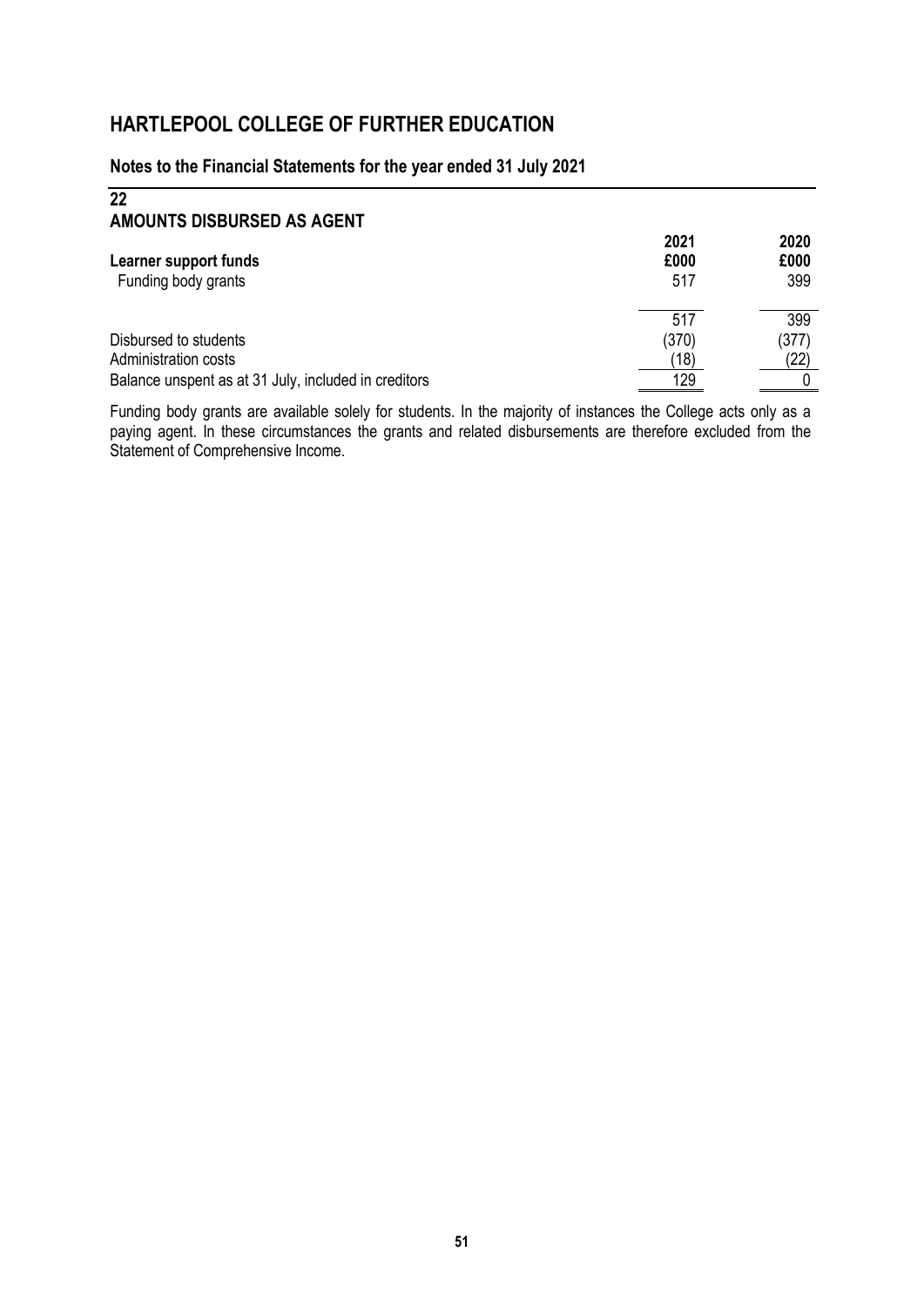# HARTLEPOOL COLLEGE OF FURTHER EDUCATION

## Notes to the Financial Statements for the year ended 31 July 2021

## 22 AMOUNTS DISBURSED AS AGENT

| Learner support funds | 2021 £000 | 2020 £000 |
|---|---|---|
| Funding body grants | 517 | 399 |
| | 517 | 399 |
| Disbursed to students | (370) | (377) |
| Administration costs | (18) | (22) |
| Balance unspent as at 31 July, included in creditors | 129 | 0 |

Funding body grants are available solely for students. In the majority of instances the College acts only as a paying agent. In these circumstances the grants and related disbursements are therefore excluded from the Statement of Comprehensive Income.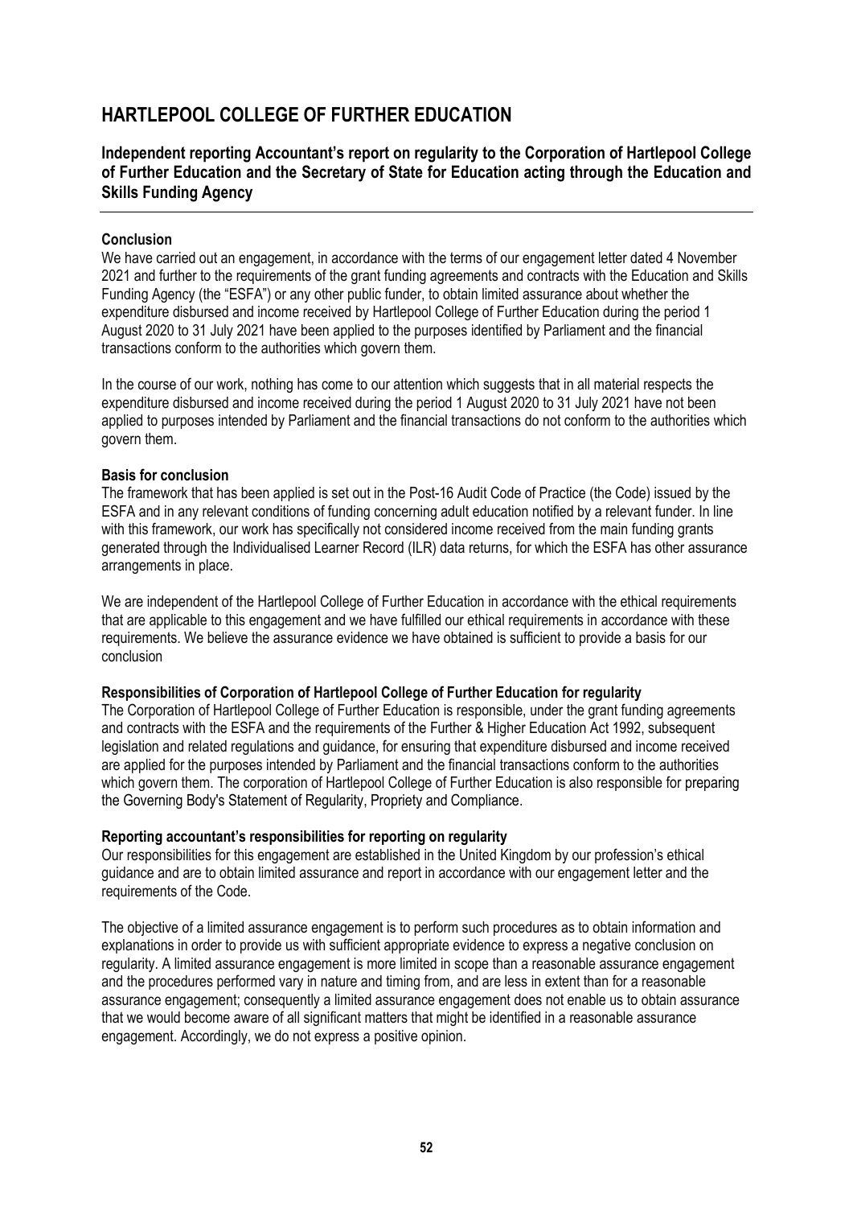# HARTLEPOOL COLLEGE OF FURTHER EDUCATION

## Independent reporting Accountant's report on regularity to the Corporation of Hartlepool College of Further Education and the Secretary of State for Education acting through the Education and Skills Funding Agency

**Conclusion**

We have carried out an engagement, in accordance with the terms of our engagement letter dated 4 November 2021 and further to the requirements of the grant funding agreements and contracts with the Education and Skills Funding Agency (the "ESFA") or any other public funder, to obtain limited assurance about whether the expenditure disbursed and income received by Hartlepool College of Further Education during the period 1 August 2020 to 31 July 2021 have been applied to the purposes identified by Parliament and the financial transactions conform to the authorities which govern them.

In the course of our work, nothing has come to our attention which suggests that in all material respects the expenditure disbursed and income received during the period 1 August 2020 to 31 July 2021 have not been applied to purposes intended by Parliament and the financial transactions do not conform to the authorities which govern them.

**Basis for conclusion**

The framework that has been applied is set out in the Post-16 Audit Code of Practice (the Code) issued by the ESFA and in any relevant conditions of funding concerning adult education notified by a relevant funder. In line with this framework, our work has specifically not considered income received from the main funding grants generated through the Individualised Learner Record (ILR) data returns, for which the ESFA has other assurance arrangements in place.

We are independent of the Hartlepool College of Further Education in accordance with the ethical requirements that are applicable to this engagement and we have fulfilled our ethical requirements in accordance with these requirements. We believe the assurance evidence we have obtained is sufficient to provide a basis for our conclusion

**Responsibilities of Corporation of Hartlepool College of Further Education for regularity**

The Corporation of Hartlepool College of Further Education is responsible, under the grant funding agreements and contracts with the ESFA and the requirements of the Further & Higher Education Act 1992, subsequent legislation and related regulations and guidance, for ensuring that expenditure disbursed and income received are applied for the purposes intended by Parliament and the financial transactions conform to the authorities which govern them. The corporation of Hartlepool College of Further Education is also responsible for preparing the Governing Body's Statement of Regularity, Propriety and Compliance.

**Reporting accountant's responsibilities for reporting on regularity**

Our responsibilities for this engagement are established in the United Kingdom by our profession's ethical guidance and are to obtain limited assurance and report in accordance with our engagement letter and the requirements of the Code.

The objective of a limited assurance engagement is to perform such procedures as to obtain information and explanations in order to provide us with sufficient appropriate evidence to express a negative conclusion on regularity. A limited assurance engagement is more limited in scope than a reasonable assurance engagement and the procedures performed vary in nature and timing from, and are less in extent than for a reasonable assurance engagement; consequently a limited assurance engagement does not enable us to obtain assurance that we would become aware of all significant matters that might be identified in a reasonable assurance engagement. Accordingly, we do not express a positive opinion.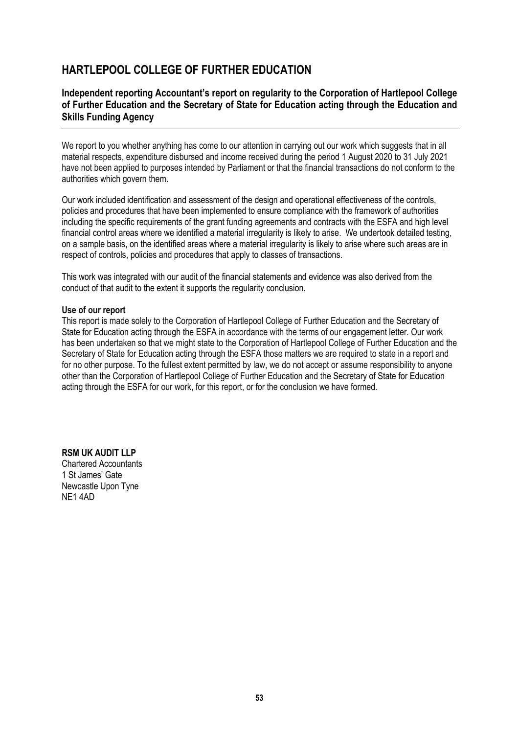# HARTLEPOOL COLLEGE OF FURTHER EDUCATION

## Independent reporting Accountant's report on regularity to the Corporation of Hartlepool College of Further Education and the Secretary of State for Education acting through the Education and Skills Funding Agency

We report to you whether anything has come to our attention in carrying out our work which suggests that in all material respects, expenditure disbursed and income received during the period 1 August 2020 to 31 July 2021 have not been applied to purposes intended by Parliament or that the financial transactions do not conform to the authorities which govern them.

Our work included identification and assessment of the design and operational effectiveness of the controls, policies and procedures that have been implemented to ensure compliance with the framework of authorities including the specific requirements of the grant funding agreements and contracts with the ESFA and high level financial control areas where we identified a material irregularity is likely to arise. We undertook detailed testing, on a sample basis, on the identified areas where a material irregularity is likely to arise where such areas are in respect of controls, policies and procedures that apply to classes of transactions.

This work was integrated with our audit of the financial statements and evidence was also derived from the conduct of that audit to the extent it supports the regularity conclusion.

**Use of our report**

This report is made solely to the Corporation of Hartlepool College of Further Education and the Secretary of State for Education acting through the ESFA in accordance with the terms of our engagement letter. Our work has been undertaken so that we might state to the Corporation of Hartlepool College of Further Education and the Secretary of State for Education acting through the ESFA those matters we are required to state in a report and for no other purpose. To the fullest extent permitted by law, we do not accept or assume responsibility to anyone other than the Corporation of Hartlepool College of Further Education and the Secretary of State for Education acting through the ESFA for our work, for this report, or for the conclusion we have formed.

**RSM UK AUDIT LLP**
Chartered Accountants
1 St James' Gate
Newcastle Upon Tyne
NE1 4AD